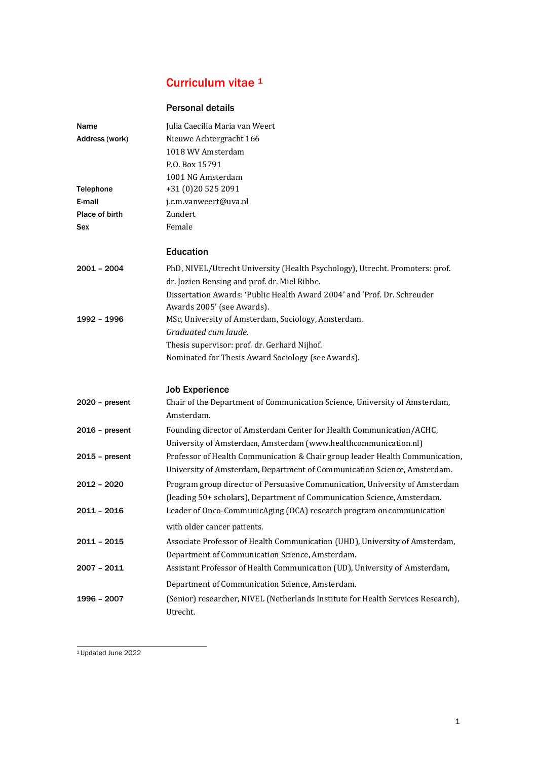# Curriculum vitae [1]

## Personal details

| | |
|---|---|
| **Name** | Julia Caecilia Maria van Weert |
| **Address (work)** | Nieuwe Achtergracht 166<br>1018 WV Amsterdam<br>P.O. Box 15791<br>1001 NG Amsterdam |
| **Telephone** | +31 (0)20 525 2091 |
| **E-mail** | j.c.m.vanweert@uva.nl |
| **Place of birth** | Zundert |
| **Sex** | Female |

## Education

**2001 – 2004**
PhD, NIVEL/Utrecht University (Health Psychology), Utrecht. Promoters: prof. dr. Jozien Bensing and prof. dr. Miel Ribbe.
Dissertation Awards: 'Public Health Award 2004' and 'Prof. Dr. Schreuder Awards 2005' (see Awards).

**1992 – 1996**
MSc, University of Amsterdam, Sociology, Amsterdam.
*Graduated cum laude.*
Thesis supervisor: prof. dr. Gerhard Nijhof.
Nominated for Thesis Award Sociology (see Awards).

## Job Experience

**2020 – present**
Chair of the Department of Communication Science, University of Amsterdam, Amsterdam.

**2016 – present**
Founding director of Amsterdam Center for Health Communication/ACHC, University of Amsterdam, Amsterdam (www.healthcommunication.nl)

**2015 – present**
Professor of Health Communication & Chair group leader Health Communication, University of Amsterdam, Department of Communication Science, Amsterdam.

**2012 – 2020**
Program group director of Persuasive Communication, University of Amsterdam (leading 50+ scholars), Department of Communication Science, Amsterdam.

**2011 – 2016**
Leader of Onco-CommunicAging (OCA) research program on communication with older cancer patients.

**2011 – 2015**
Associate Professor of Health Communication (UHD), University of Amsterdam, Department of Communication Science, Amsterdam.

**2007 – 2011**
Assistant Professor of Health Communication (UD), University of Amsterdam, Department of Communication Science, Amsterdam.

**1996 – 2007**
(Senior) researcher, NIVEL (Netherlands Institute for Health Services Research), Utrecht.

---

[1] Updated June 2022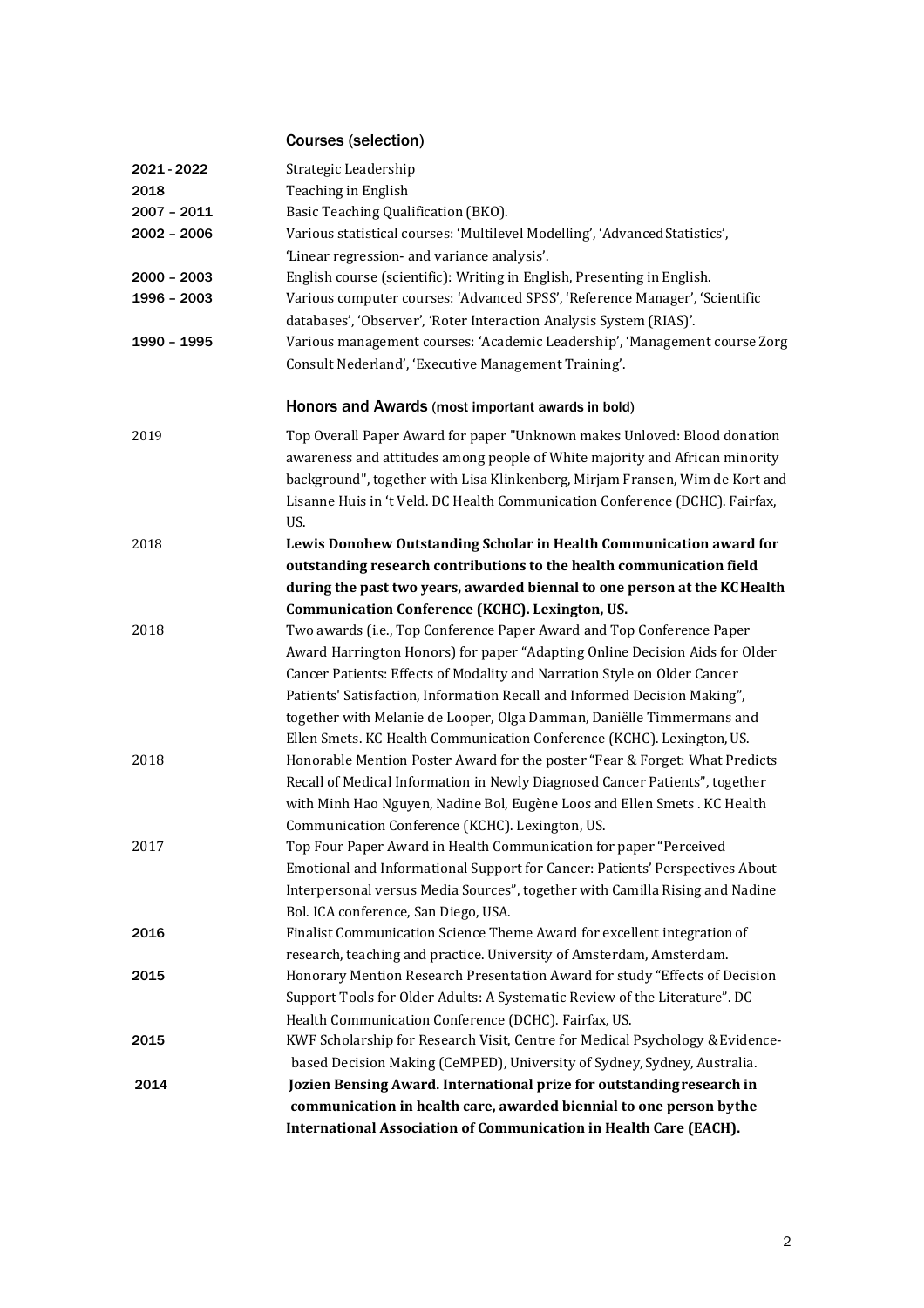## Courses (selection)

**2021 - 2022** Strategic Leadership

**2018** Teaching in English

**2007 – 2011** Basic Teaching Qualification (BKO).

**2002 – 2006** Various statistical courses: 'Multilevel Modelling', 'Advanced Statistics', 'Linear regression- and variance analysis'.

**2000 – 2003** English course (scientific): Writing in English, Presenting in English.

**1996 – 2003** Various computer courses: 'Advanced SPSS', 'Reference Manager', 'Scientific databases', 'Observer', 'Roter Interaction Analysis System (RIAS)'.

**1990 – 1995** Various management courses: 'Academic Leadership', 'Management course Zorg Consult Nederland', 'Executive Management Training'.

## Honors and Awards (most important awards in bold)

2019 Top Overall Paper Award for paper "Unknown makes Unloved: Blood donation awareness and attitudes among people of White majority and African minority background", together with Lisa Klinkenberg, Mirjam Fransen, Wim de Kort and Lisanne Huis in 't Veld. DC Health Communication Conference (DCHC). Fairfax, US.

2018 **Lewis Donohew Outstanding Scholar in Health Communication award for outstanding research contributions to the health communication field during the past two years, awarded biennal to one person at the KC Health Communication Conference (KCHC). Lexington, US.**

2018 Two awards (i.e., Top Conference Paper Award and Top Conference Paper Award Harrington Honors) for paper "Adapting Online Decision Aids for Older Cancer Patients: Effects of Modality and Narration Style on Older Cancer Patients' Satisfaction, Information Recall and Informed Decision Making", together with Melanie de Looper, Olga Damman, Daniëlle Timmermans and Ellen Smets. KC Health Communication Conference (KCHC). Lexington, US.

2018 Honorable Mention Poster Award for the poster "Fear & Forget: What Predicts Recall of Medical Information in Newly Diagnosed Cancer Patients", together with Minh Hao Nguyen, Nadine Bol, Eugène Loos and Ellen Smets . KC Health Communication Conference (KCHC). Lexington, US.

2017 Top Four Paper Award in Health Communication for paper "Perceived Emotional and Informational Support for Cancer: Patients' Perspectives About Interpersonal versus Media Sources", together with Camilla Rising and Nadine Bol. ICA conference, San Diego, USA.

2016 Finalist Communication Science Theme Award for excellent integration of research, teaching and practice. University of Amsterdam, Amsterdam.

2015 Honorary Mention Research Presentation Award for study "Effects of Decision Support Tools for Older Adults: A Systematic Review of the Literature". DC Health Communication Conference (DCHC). Fairfax, US.

2015 KWF Scholarship for Research Visit, Centre for Medical Psychology & Evidence-based Decision Making (CeMPED), University of Sydney, Sydney, Australia.

2014 **Jozien Bensing Award. International prize for outstanding research in communication in health care, awarded biennial to one person by the International Association of Communication in Health Care (EACH).**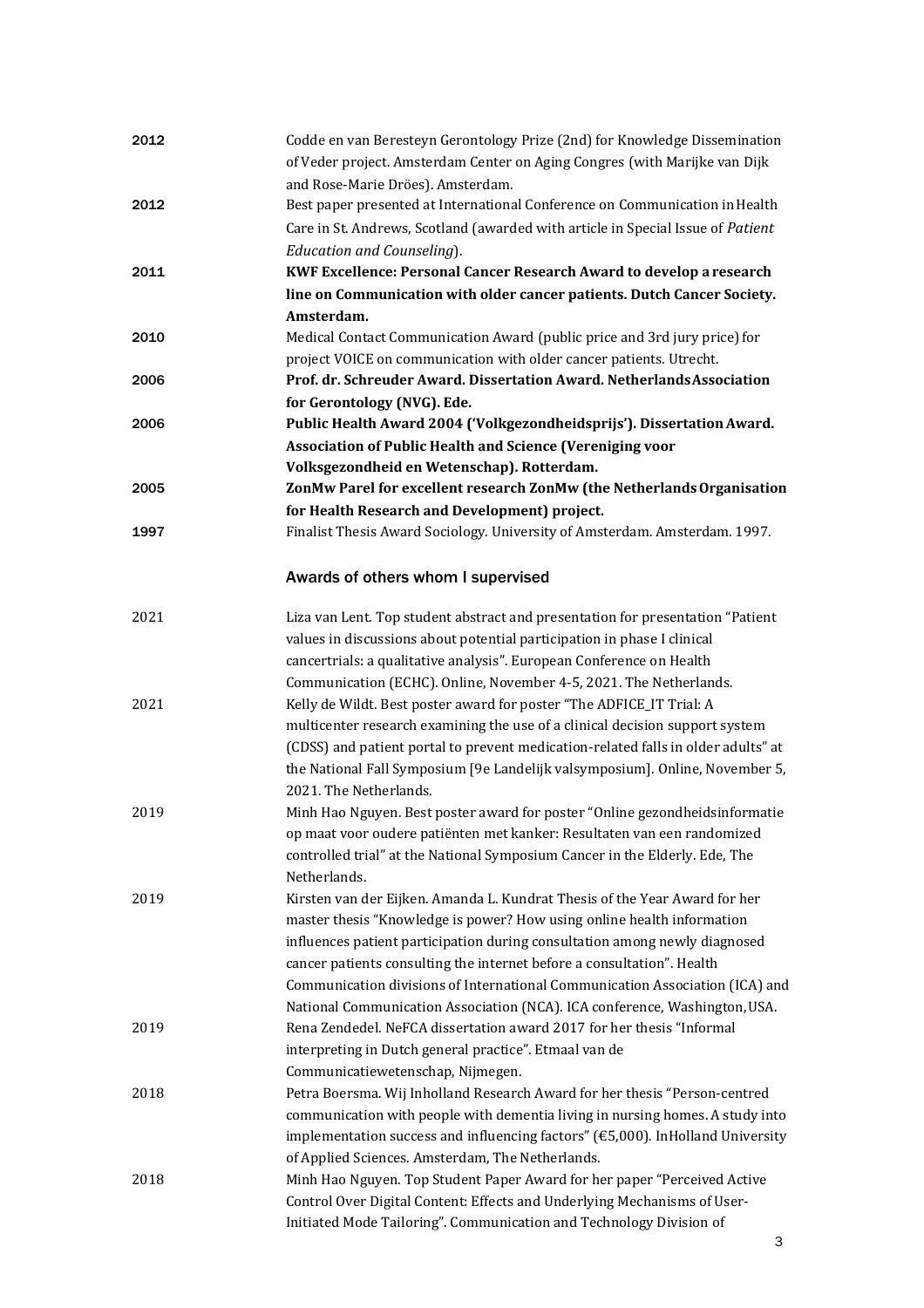2012 Codde en van Beresteyn Gerontology Prize (2nd) for Knowledge Dissemination of Veder project. Amsterdam Center on Aging Congres (with Marijke van Dijk and Rose-Marie Dröes). Amsterdam.

2012 Best paper presented at International Conference on Communication in Health Care in St. Andrews, Scotland (awarded with article in Special Issue of *Patient Education and Counseling*).

2011 **KWF Excellence: Personal Cancer Research Award to develop a research line on Communication with older cancer patients. Dutch Cancer Society. Amsterdam.**

2010 Medical Contact Communication Award (public price and 3rd jury price) for project VOICE on communication with older cancer patients. Utrecht.

2006 **Prof. dr. Schreuder Award. Dissertation Award. Netherlands Association for Gerontology (NVG). Ede.**

2006 **Public Health Award 2004 ('Volkgezondheidsprijs'). Dissertation Award. Association of Public Health and Science (Vereniging voor Volksgezondheid en Wetenschap). Rotterdam.**

2005 **ZonMw Parel for excellent research ZonMw (the Netherlands Organisation for Health Research and Development) project.**

1997 Finalist Thesis Award Sociology. University of Amsterdam. Amsterdam. 1997.

### Awards of others whom I supervised

2021 Liza van Lent. Top student abstract and presentation for presentation "Patient values in discussions about potential participation in phase I clinical cancertrials: a qualitative analysis". European Conference on Health Communication (ECHC). Online, November 4-5, 2021. The Netherlands.

2021 Kelly de Wildt. Best poster award for poster "The ADFICE_IT Trial: A multicenter research examining the use of a clinical decision support system (CDSS) and patient portal to prevent medication-related falls in older adults" at the National Fall Symposium [9e Landelijk valsymposium]. Online, November 5, 2021. The Netherlands.

2019 Minh Hao Nguyen. Best poster award for poster "Online gezondheidsinformatie op maat voor oudere patiënten met kanker: Resultaten van een randomized controlled trial" at the National Symposium Cancer in the Elderly. Ede, The Netherlands.

2019 Kirsten van der Eijken. Amanda L. Kundrat Thesis of the Year Award for her master thesis "Knowledge is power? How using online health information influences patient participation during consultation among newly diagnosed cancer patients consulting the internet before a consultation". Health Communication divisions of International Communication Association (ICA) and National Communication Association (NCA). ICA conference, Washington, USA.

2019 Rena Zendedel. NeFCA dissertation award 2017 for her thesis "Informal interpreting in Dutch general practice". Etmaal van de Communicatiewetenschap, Nijmegen.

2018 Petra Boersma. Wij Inholland Research Award for her thesis "Person-centred communication with people with dementia living in nursing homes. A study into implementation success and influencing factors" (€5,000). InHolland University of Applied Sciences. Amsterdam, The Netherlands.

2018 Minh Hao Nguyen. Top Student Paper Award for her paper "Perceived Active Control Over Digital Content: Effects and Underlying Mechanisms of User-Initiated Mode Tailoring". Communication and Technology Division of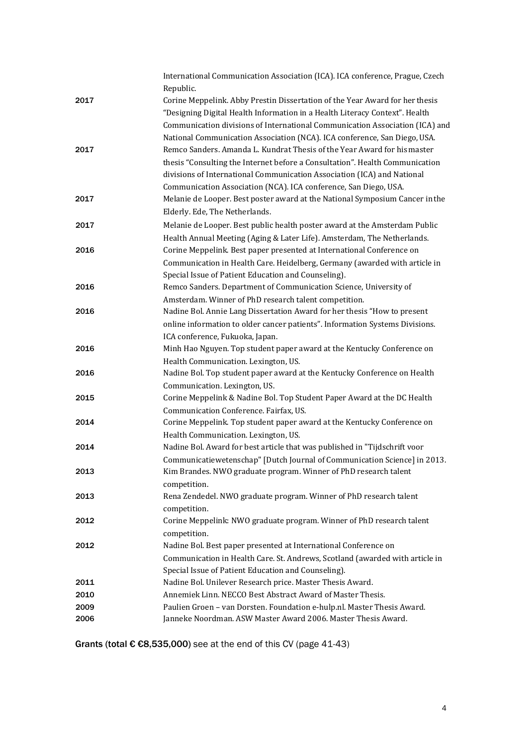| | |
|---|---|
| | International Communication Association (ICA). ICA conference, Prague, Czech Republic. |
| 2017 | Corine Meppelink. Abby Prestin Dissertation of the Year Award for her thesis "Designing Digital Health Information in a Health Literacy Context". Health Communication divisions of International Communication Association (ICA) and National Communication Association (NCA). ICA conference, San Diego, USA. |
| 2017 | Remco Sanders. Amanda L. Kundrat Thesis of the Year Award for his master thesis "Consulting the Internet before a Consultation". Health Communication divisions of International Communication Association (ICA) and National Communication Association (NCA). ICA conference, San Diego, USA. |
| 2017 | Melanie de Looper. Best poster award at the National Symposium Cancer in the Elderly. Ede, The Netherlands. |
| 2017 | Melanie de Looper. Best public health poster award at the Amsterdam Public Health Annual Meeting (Aging & Later Life). Amsterdam, The Netherlands. |
| 2016 | Corine Meppelink. Best paper presented at International Conference on Communication in Health Care. Heidelberg, Germany (awarded with article in Special Issue of Patient Education and Counseling). |
| 2016 | Remco Sanders. Department of Communication Science, University of Amsterdam. Winner of PhD research talent competition. |
| 2016 | Nadine Bol. Annie Lang Dissertation Award for her thesis "How to present online information to older cancer patients". Information Systems Divisions. ICA conference, Fukuoka, Japan. |
| 2016 | Minh Hao Nguyen. Top student paper award at the Kentucky Conference on Health Communication. Lexington, US. |
| 2016 | Nadine Bol. Top student paper award at the Kentucky Conference on Health Communication. Lexington, US. |
| 2015 | Corine Meppelink & Nadine Bol. Top Student Paper Award at the DC Health Communication Conference. Fairfax, US. |
| 2014 | Corine Meppelink. Top student paper award at the Kentucky Conference on Health Communication. Lexington, US. |
| 2014 | Nadine Bol. Award for best article that was published in "Tijdschrift voor Communicatiewetenschap" [Dutch Journal of Communication Science] in 2013. |
| 2013 | Kim Brandes. NWO graduate program. Winner of PhD research talent competition. |
| 2013 | Rena Zendedel. NWO graduate program. Winner of PhD research talent competition. |
| 2012 | Corine Meppelink: NWO graduate program. Winner of PhD research talent competition. |
| 2012 | Nadine Bol. Best paper presented at International Conference on Communication in Health Care. St. Andrews, Scotland (awarded with article in Special Issue of Patient Education and Counseling). |
| 2011 | Nadine Bol. Unilever Research price. Master Thesis Award. |
| 2010 | Annemiek Linn. NECCO Best Abstract Award of Master Thesis. |
| 2009 | Paulien Groen – van Dorsten. Foundation e-hulp.nl. Master Thesis Award. |
| 2006 | Janneke Noordman. ASW Master Award 2006. Master Thesis Award. |

**Grants (total € €8,535,000)** see at the end of this CV (page 41-43)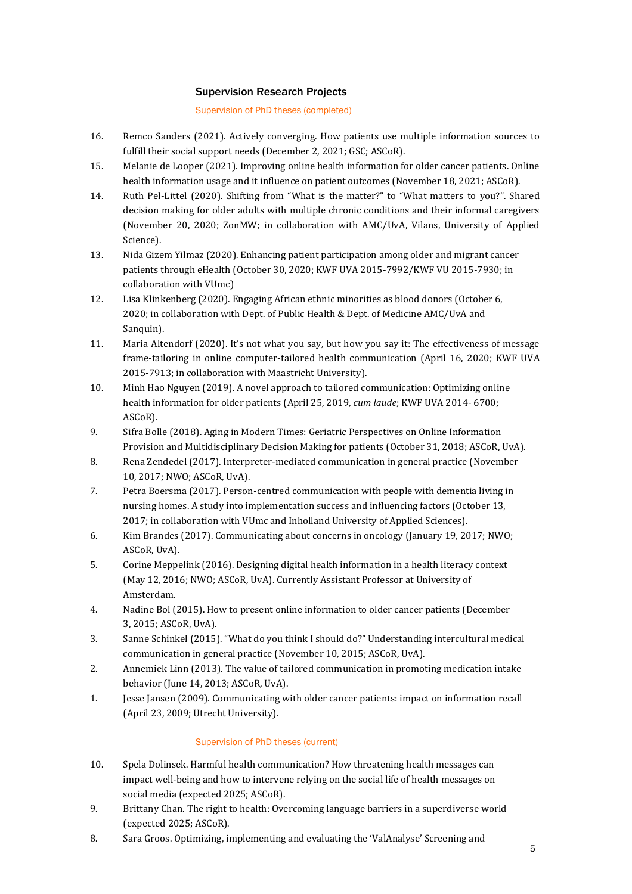## Supervision Research Projects

### Supervision of PhD theses (completed)

16. Remco Sanders (2021). Actively converging. How patients use multiple information sources to fulfill their social support needs (December 2, 2021; GSC; ASCoR).
15. Melanie de Looper (2021). Improving online health information for older cancer patients. Online health information usage and it influence on patient outcomes (November 18, 2021; ASCoR).
14. Ruth Pel-Littel (2020). Shifting from "What is the matter?" to "What matters to you?". Shared decision making for older adults with multiple chronic conditions and their informal caregivers (November 20, 2020; ZonMW; in collaboration with AMC/UvA, Vilans, University of Applied Science).
13. Nida Gizem Yilmaz (2020). Enhancing patient participation among older and migrant cancer patients through eHealth (October 30, 2020; KWF UVA 2015-7992/KWF VU 2015-7930; in collaboration with VUmc)
12. Lisa Klinkenberg (2020). Engaging African ethnic minorities as blood donors (October 6, 2020; in collaboration with Dept. of Public Health & Dept. of Medicine AMC/UvA and Sanquin).
11. Maria Altendorf (2020). It's not what you say, but how you say it: The effectiveness of message frame-tailoring in online computer-tailored health communication (April 16, 2020; KWF UVA 2015-7913; in collaboration with Maastricht University).
10. Minh Hao Nguyen (2019). A novel approach to tailored communication: Optimizing online health information for older patients (April 25, 2019, *cum laude*; KWF UVA 2014- 6700; ASCoR).
9. Sifra Bolle (2018). Aging in Modern Times: Geriatric Perspectives on Online Information Provision and Multidisciplinary Decision Making for patients (October 31, 2018; ASCoR, UvA).
8. Rena Zendedel (2017). Interpreter-mediated communication in general practice (November 10, 2017; NWO; ASCoR, UvA).
7. Petra Boersma (2017). Person-centred communication with people with dementia living in nursing homes. A study into implementation success and influencing factors (October 13, 2017; in collaboration with VUmc and Inholland University of Applied Sciences).
6. Kim Brandes (2017). Communicating about concerns in oncology (January 19, 2017; NWO; ASCoR, UvA).
5. Corine Meppelink (2016). Designing digital health information in a health literacy context (May 12, 2016; NWO; ASCoR, UvA). Currently Assistant Professor at University of Amsterdam.
4. Nadine Bol (2015). How to present online information to older cancer patients (December 3, 2015; ASCoR, UvA).
3. Sanne Schinkel (2015). "What do you think I should do?" Understanding intercultural medical communication in general practice (November 10, 2015; ASCoR, UvA).
2. Annemiek Linn (2013). The value of tailored communication in promoting medication intake behavior (June 14, 2013; ASCoR, UvA).
1. Jesse Jansen (2009). Communicating with older cancer patients: impact on information recall (April 23, 2009; Utrecht University).

### Supervision of PhD theses (current)

10. Spela Dolinsek. Harmful health communication? How threatening health messages can impact well-being and how to intervene relying on the social life of health messages on social media (expected 2025; ASCoR).
9. Brittany Chan. The right to health: Overcoming language barriers in a superdiverse world (expected 2025; ASCoR).
8. Sara Groos. Optimizing, implementing and evaluating the 'ValAnalyse' Screening and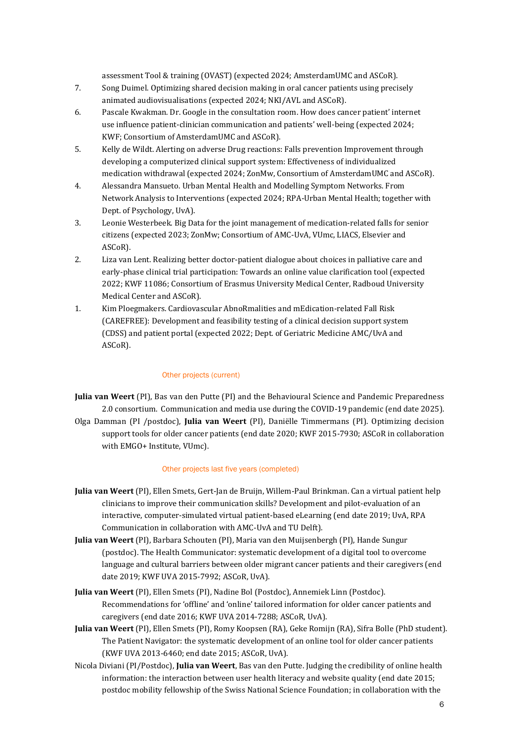assessment Tool & training (OVAST) (expected 2024; AmsterdamUMC and ASCoR).

7. Song Duimel. Optimizing shared decision making in oral cancer patients using precisely animated audiovisualisations (expected 2024; NKI/AVL and ASCoR).
6. Pascale Kwakman. Dr. Google in the consultation room. How does cancer patient' internet use influence patient-clinician communication and patients' well-being (expected 2024; KWF; Consortium of AmsterdamUMC and ASCoR).
5. Kelly de Wildt. Alerting on adverse Drug reactions: Falls prevention Improvement through developing a computerized clinical support system: Effectiveness of individualized medication withdrawal (expected 2024; ZonMw, Consortium of AmsterdamUMC and ASCoR).
4. Alessandra Mansueto. Urban Mental Health and Modelling Symptom Networks. From Network Analysis to Interventions (expected 2024; RPA-Urban Mental Health; together with Dept. of Psychology, UvA).
3. Leonie Westerbeek. Big Data for the joint management of medication-related falls for senior citizens (expected 2023; ZonMw; Consortium of AMC-UvA, VUmc, LIACS, Elsevier and ASCoR).
2. Liza van Lent. Realizing better doctor-patient dialogue about choices in palliative care and early-phase clinical trial participation: Towards an online value clarification tool (expected 2022; KWF 11086; Consortium of Erasmus University Medical Center, Radboud University Medical Center and ASCoR).
1. Kim Ploegmakers. Cardiovascular AbnoRmalities and mEdication-related Fall Risk (CAREFREE): Development and feasibility testing of a clinical decision support system (CDSS) and patient portal (expected 2022; Dept. of Geriatric Medicine AMC/UvA and ASCoR).

### Other projects (current)

**Julia van Weert** (PI), Bas van den Putte (PI) and the Behavioural Science and Pandemic Preparedness 2.0 consortium. Communication and media use during the COVID-19 pandemic (end date 2025).

Olga Damman (PI /postdoc), **Julia van Weert** (PI), Daniëlle Timmermans (PI). Optimizing decision support tools for older cancer patients (end date 2020; KWF 2015-7930; ASCoR in collaboration with EMGO+ Institute, VUmc).

### Other projects last five years (completed)

**Julia van Weert** (PI), Ellen Smets, Gert-Jan de Bruijn, Willem-Paul Brinkman. Can a virtual patient help clinicians to improve their communication skills? Development and pilot-evaluation of an interactive, computer-simulated virtual patient-based eLearning (end date 2019; UvA, RPA Communication in collaboration with AMC-UvA and TU Delft).

**Julia van Weert** (PI), Barbara Schouten (PI), Maria van den Muijsenbergh (PI), Hande Sungur (postdoc). The Health Communicator: systematic development of a digital tool to overcome language and cultural barriers between older migrant cancer patients and their caregivers (end date 2019; KWF UVA 2015-7992; ASCoR, UvA).

**Julia van Weert** (PI), Ellen Smets (PI), Nadine Bol (Postdoc), Annemiek Linn (Postdoc). Recommendations for 'offline' and 'online' tailored information for older cancer patients and caregivers (end date 2016; KWF UVA 2014-7288; ASCoR, UvA).

**Julia van Weert** (PI), Ellen Smets (PI), Romy Koopsen (RA), Geke Romijn (RA), Sifra Bolle (PhD student). The Patient Navigator: the systematic development of an online tool for older cancer patients (KWF UVA 2013-6460; end date 2015; ASCoR, UvA).

Nicola Diviani (PI/Postdoc), **Julia van Weert**, Bas van den Putte. Judging the credibility of online health information: the interaction between user health literacy and website quality (end date 2015; postdoc mobility fellowship of the Swiss National Science Foundation; in collaboration with the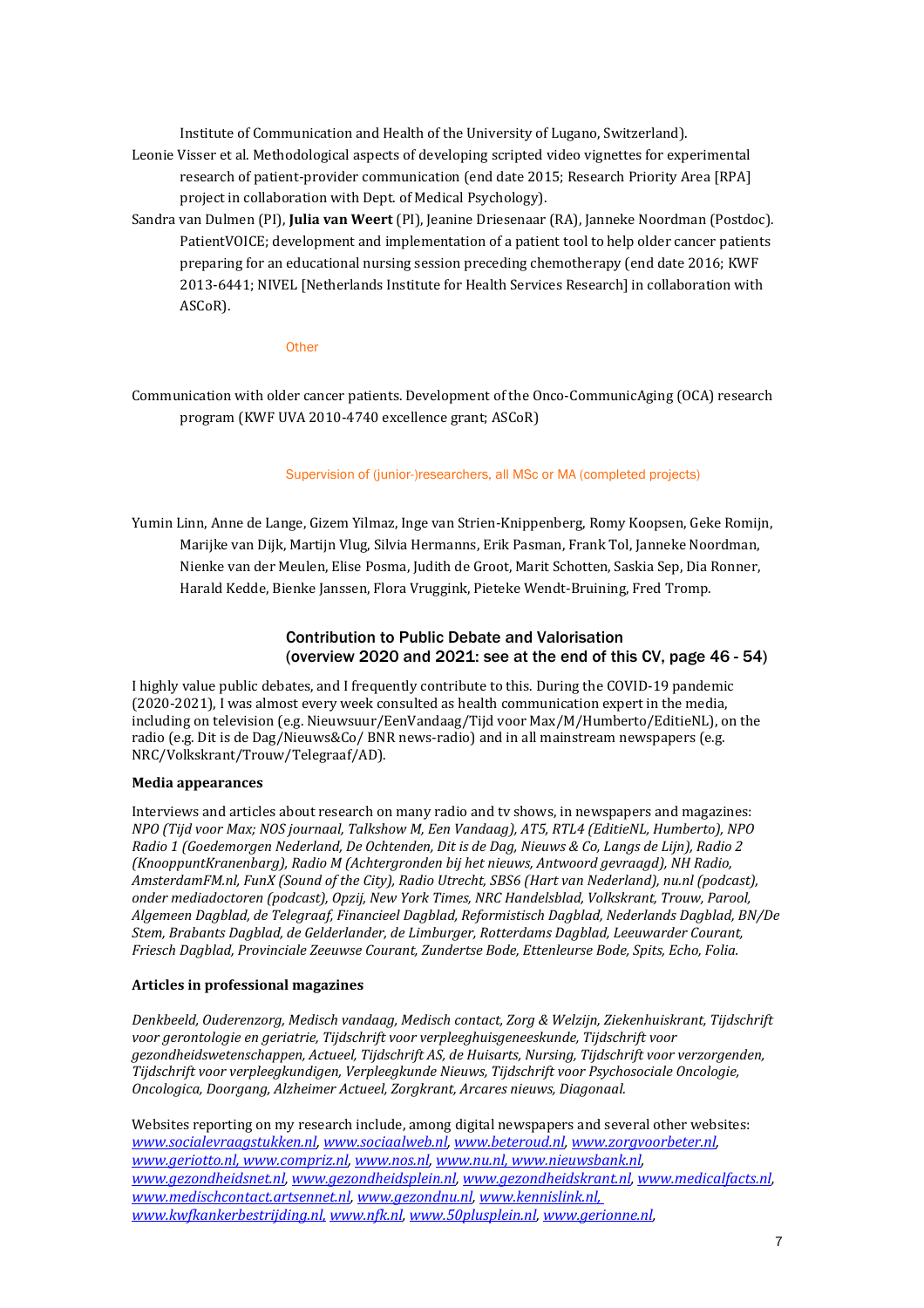Institute of Communication and Health of the University of Lugano, Switzerland).

Leonie Visser et al. Methodological aspects of developing scripted video vignettes for experimental research of patient-provider communication (end date 2015; Research Priority Area [RPA] project in collaboration with Dept. of Medical Psychology).

Sandra van Dulmen (PI), **Julia van Weert** (PI), Jeanine Driesenaar (RA), Janneke Noordman (Postdoc). PatientVOICE; development and implementation of a patient tool to help older cancer patients preparing for an educational nursing session preceding chemotherapy (end date 2016; KWF 2013-6441; NIVEL [Netherlands Institute for Health Services Research] in collaboration with ASCoR).

### Other

Communication with older cancer patients. Development of the Onco-CommunicAging (OCA) research program (KWF UVA 2010-4740 excellence grant; ASCoR)

### Supervision of (junior-)researchers, all MSc or MA (completed projects)

Yumin Linn, Anne de Lange, Gizem Yilmaz, Inge van Strien-Knippenberg, Romy Koopsen, Geke Romijn, Marijke van Dijk, Martijn Vlug, Silvia Hermanns, Erik Pasman, Frank Tol, Janneke Noordman, Nienke van der Meulen, Elise Posma, Judith de Groot, Marit Schotten, Saskia Sep, Dia Ronner, Harald Kedde, Bienke Janssen, Flora Vruggink, Pieteke Wendt-Bruining, Fred Tromp.

## Contribution to Public Debate and Valorisation (overview 2020 and 2021: see at the end of this CV, page 46 - 54)

I highly value public debates, and I frequently contribute to this. During the COVID-19 pandemic (2020-2021), I was almost every week consulted as health communication expert in the media, including on television (e.g. Nieuwsuur/EenVandaag/Tijd voor Max/M/Humberto/EditieNL), on the radio (e.g. Dit is de Dag/Nieuws&Co/ BNR news-radio) and in all mainstream newspapers (e.g. NRC/Volkskrant/Trouw/Telegraaf/AD).

**Media appearances**

Interviews and articles about research on many radio and tv shows, in newspapers and magazines: *NPO (Tijd voor Max; NOS journaal, Talkshow M, Een Vandaag), AT5, RTL4 (EditieNL, Humberto), NPO Radio 1 (Goedemorgen Nederland, De Ochtenden, Dit is de Dag, Nieuws & Co, Langs de Lijn), Radio 2 (KnooppuntKranenbarg), Radio M (Achtergronden bij het nieuws, Antwoord gevraagd), NH Radio, AmsterdamFM.nl, FunX (Sound of the City), Radio Utrecht, SBS6 (Hart van Nederland), nu.nl (podcast), onder mediadoctoren (podcast), Opzij, New York Times, NRC Handelsblad, Volkskrant, Trouw, Parool, Algemeen Dagblad, de Telegraaf, Financieel Dagblad, Reformistisch Dagblad, Nederlands Dagblad, BN/De Stem, Brabants Dagblad, de Gelderlander, de Limburger, Rotterdams Dagblad, Leeuwarder Courant, Friesch Dagblad, Provinciale Zeeuwse Courant, Zundertse Bode, Ettenleurse Bode, Spits, Echo, Folia.*

**Articles in professional magazines**

*Denkbeeld, Ouderenzorg, Medisch vandaag, Medisch contact, Zorg & Welzijn, Ziekenhuiskrant, Tijdschrift voor gerontologie en geriatrie, Tijdschrift voor verpleeghuisgeneeskunde, Tijdschrift voor gezondheidswetenschappen, Actueel, Tijdschrift AS, de Huisarts, Nursing, Tijdschrift voor verzorgenden, Tijdschrift voor verpleegkundigen, Verpleegkunde Nieuws, Tijdschrift voor Psychosociale Oncologie, Oncologica, Doorgang, Alzheimer Actueel, Zorgkrant, Arcares nieuws, Diagonaal.*

Websites reporting on my research include, among digital newspapers and several other websites: *www.socialevraagstukken.nl, www.sociaalweb.nl, www.beteroud.nl, www.zorgvoorbeter.nl, www.geriotto.nl, www.compriz.nl, www.nos.nl, www.nu.nl, www.nieuwsbank.nl, www.gezondheidsnet.nl, www.gezondheidsplein.nl, www.gezondheidskrant.nl, www.medicalfacts.nl, www.medischcontact.artsennet.nl, www.gezondnu.nl, www.kennislink.nl, www.kwfkankerbestrijding.nl, www.nfk.nl, www.50plusplein.nl, www.gerionne.nl,*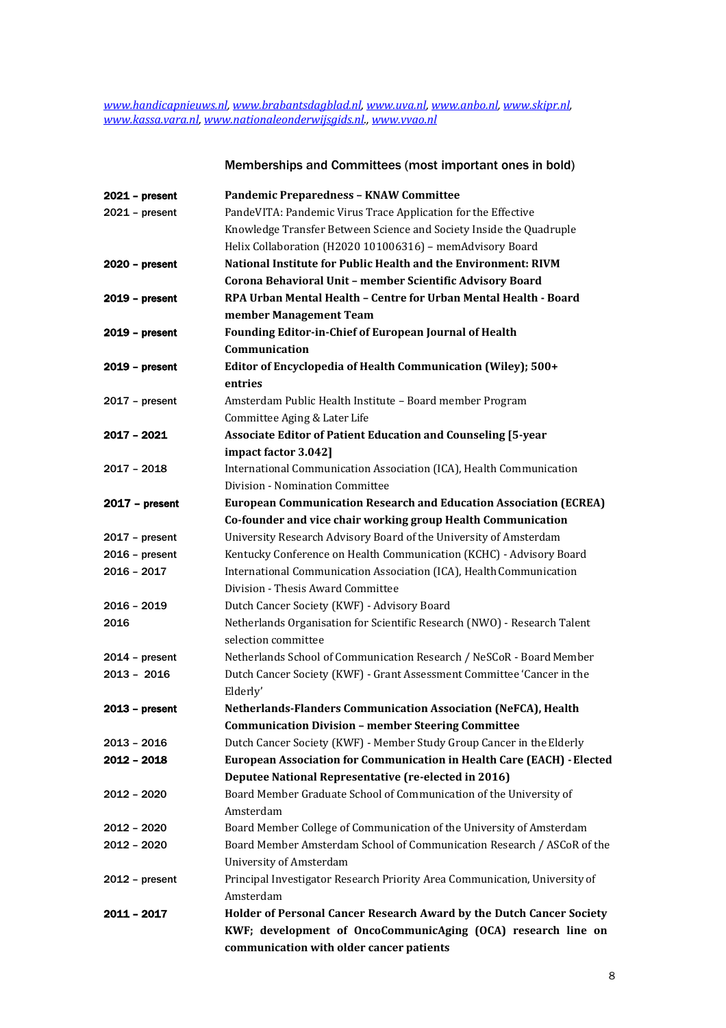*[www.handicapnieuws.nl](http://www.handicapnieuws.nl), [www.brabantsdagblad.nl](http://www.brabantsdagblad.nl), [www.uva.nl](http://www.uva.nl), [www.anbo.nl](http://www.anbo.nl), [www.skipr.nl](http://www.skipr.nl), [www.kassa.vara.nl](http://www.kassa.vara.nl), [www.nationaleonderwijsgids.nl](http://www.nationaleonderwijsgids.nl)., [www.vvao.nl](http://www.vvao.nl)*

## Memberships and Committees (most important ones in bold)

| | |
|---|---|
| **2021 – present** | **Pandemic Preparedness – KNAW Committee** |
| 2021 – present | PandeVITA: Pandemic Virus Trace Application for the Effective Knowledge Transfer Between Science and Society Inside the Quadruple Helix Collaboration (H2020 101006316) – memAdvisory Board |
| **2020 – present** | **National Institute for Public Health and the Environment: RIVM Corona Behavioral Unit – member Scientific Advisory Board** |
| **2019 – present** | **RPA Urban Mental Health – Centre for Urban Mental Health - Board member Management Team** |
| **2019 – present** | **Founding Editor-in-Chief of European Journal of Health Communication** |
| **2019 – present** | **Editor of Encyclopedia of Health Communication (Wiley); 500+ entries** |
| 2017 – present | Amsterdam Public Health Institute – Board member Program Committee Aging & Later Life |
| **2017 – 2021** | **Associate Editor of Patient Education and Counseling [5-year impact factor 3.042]** |
| 2017 – 2018 | International Communication Association (ICA), Health Communication Division - Nomination Committee |
| **2017 – present** | **European Communication Research and Education Association (ECREA) Co-founder and vice chair working group Health Communication** |
| 2017 – present | University Research Advisory Board of the University of Amsterdam |
| 2016 – present | Kentucky Conference on Health Communication (KCHC) - Advisory Board |
| 2016 – 2017 | International Communication Association (ICA), Health Communication Division - Thesis Award Committee |
| 2016 – 2019 | Dutch Cancer Society (KWF) - Advisory Board |
| 2016 | Netherlands Organisation for Scientific Research (NWO) - Research Talent selection committee |
| 2014 – present | Netherlands School of Communication Research / NeSCoR - Board Member |
| 2013 – 2016 | Dutch Cancer Society (KWF) - Grant Assessment Committee 'Cancer in the Elderly' |
| **2013 – present** | **Netherlands-Flanders Communication Association (NeFCA), Health Communication Division – member Steering Committee** |
| 2013 – 2016 | Dutch Cancer Society (KWF) - Member Study Group Cancer in the Elderly |
| **2012 – 2018** | **European Association for Communication in Health Care (EACH) - Elected Deputee National Representative (re-elected in 2016)** |
| 2012 – 2020 | Board Member Graduate School of Communication of the University of Amsterdam |
| 2012 – 2020 | Board Member College of Communication of the University of Amsterdam |
| 2012 – 2020 | Board Member Amsterdam School of Communication Research / ASCoR of the University of Amsterdam |
| 2012 – present | Principal Investigator Research Priority Area Communication, University of Amsterdam |
| **2011 – 2017** | **Holder of Personal Cancer Research Award by the Dutch Cancer Society KWF; development of OncoCommunicAging (OCA) research line on communication with older cancer patients** |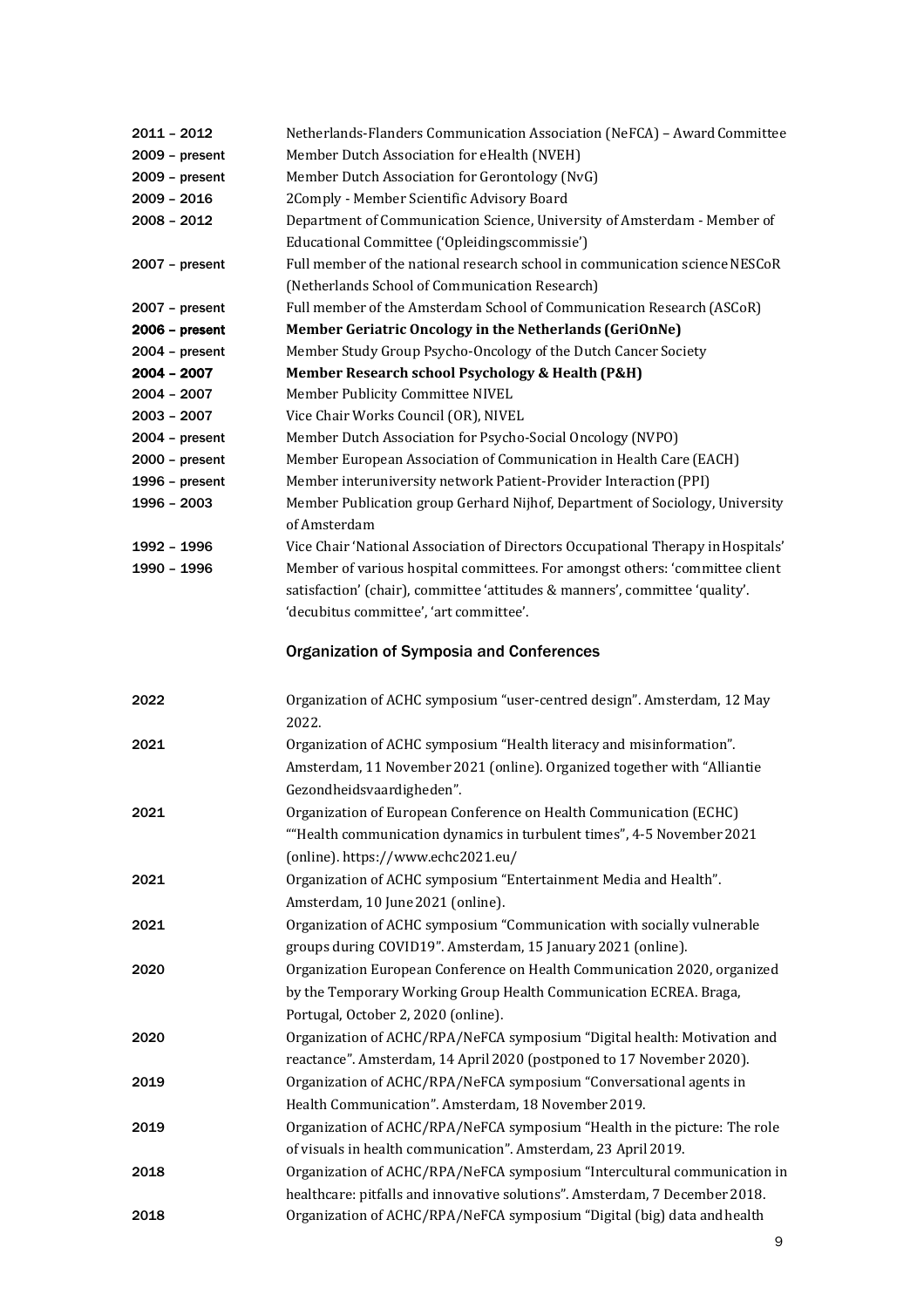| | |
|---|---|
| 2011 – 2012 | Netherlands-Flanders Communication Association (NeFCA) – Award Committee |
| 2009 – present | Member Dutch Association for eHealth (NVEH) |
| 2009 – present | Member Dutch Association for Gerontology (NvG) |
| 2009 – 2016 | 2Comply - Member Scientific Advisory Board |
| 2008 – 2012 | Department of Communication Science, University of Amsterdam - Member of Educational Committee ('Opleidingscommissie') |
| 2007 – present | Full member of the national research school in communication science NESCoR (Netherlands School of Communication Research) |
| 2007 – present | Full member of the Amsterdam School of Communication Research (ASCoR) |
| **2006 – present** | **Member Geriatric Oncology in the Netherlands (GeriOnNe)** |
| 2004 – present | Member Study Group Psycho-Oncology of the Dutch Cancer Society |
| **2004 – 2007** | **Member Research school Psychology & Health (P&H)** |
| 2004 – 2007 | Member Publicity Committee NIVEL |
| 2003 – 2007 | Vice Chair Works Council (OR), NIVEL |
| 2004 – present | Member Dutch Association for Psycho-Social Oncology (NVPO) |
| 2000 – present | Member European Association of Communication in Health Care (EACH) |
| 1996 – present | Member interuniversity network Patient-Provider Interaction (PPI) |
| 1996 – 2003 | Member Publication group Gerhard Nijhof, Department of Sociology, University of Amsterdam |
| 1992 – 1996 | Vice Chair 'National Association of Directors Occupational Therapy in Hospitals' |
| 1990 – 1996 | Member of various hospital committees. For amongst others: 'committee client satisfaction' (chair), committee 'attitudes & manners', committee 'quality'. 'decubitus committee', 'art committee'. |

## Organization of Symposia and Conferences

| | |
|---|---|
| 2022 | Organization of ACHC symposium "user-centred design". Amsterdam, 12 May 2022. |
| 2021 | Organization of ACHC symposium "Health literacy and misinformation". Amsterdam, 11 November 2021 (online). Organized together with "Alliantie Gezondheidsvaardigheden". |
| 2021 | Organization of European Conference on Health Communication (ECHC) ""Health communication dynamics in turbulent times", 4-5 November 2021 (online). https://www.echc2021.eu/ |
| 2021 | Organization of ACHC symposium "Entertainment Media and Health". Amsterdam, 10 June 2021 (online). |
| 2021 | Organization of ACHC symposium "Communication with socially vulnerable groups during COVID19". Amsterdam, 15 January 2021 (online). |
| 2020 | Organization European Conference on Health Communication 2020, organized by the Temporary Working Group Health Communication ECREA. Braga, Portugal, October 2, 2020 (online). |
| 2020 | Organization of ACHC/RPA/NeFCA symposium "Digital health: Motivation and reactance". Amsterdam, 14 April 2020 (postponed to 17 November 2020). |
| 2019 | Organization of ACHC/RPA/NeFCA symposium "Conversational agents in Health Communication". Amsterdam, 18 November 2019. |
| 2019 | Organization of ACHC/RPA/NeFCA symposium "Health in the picture: The role of visuals in health communication". Amsterdam, 23 April 2019. |
| 2018 | Organization of ACHC/RPA/NeFCA symposium "Intercultural communication in healthcare: pitfalls and innovative solutions". Amsterdam, 7 December 2018. |
| 2018 | Organization of ACHC/RPA/NeFCA symposium "Digital (big) data and health |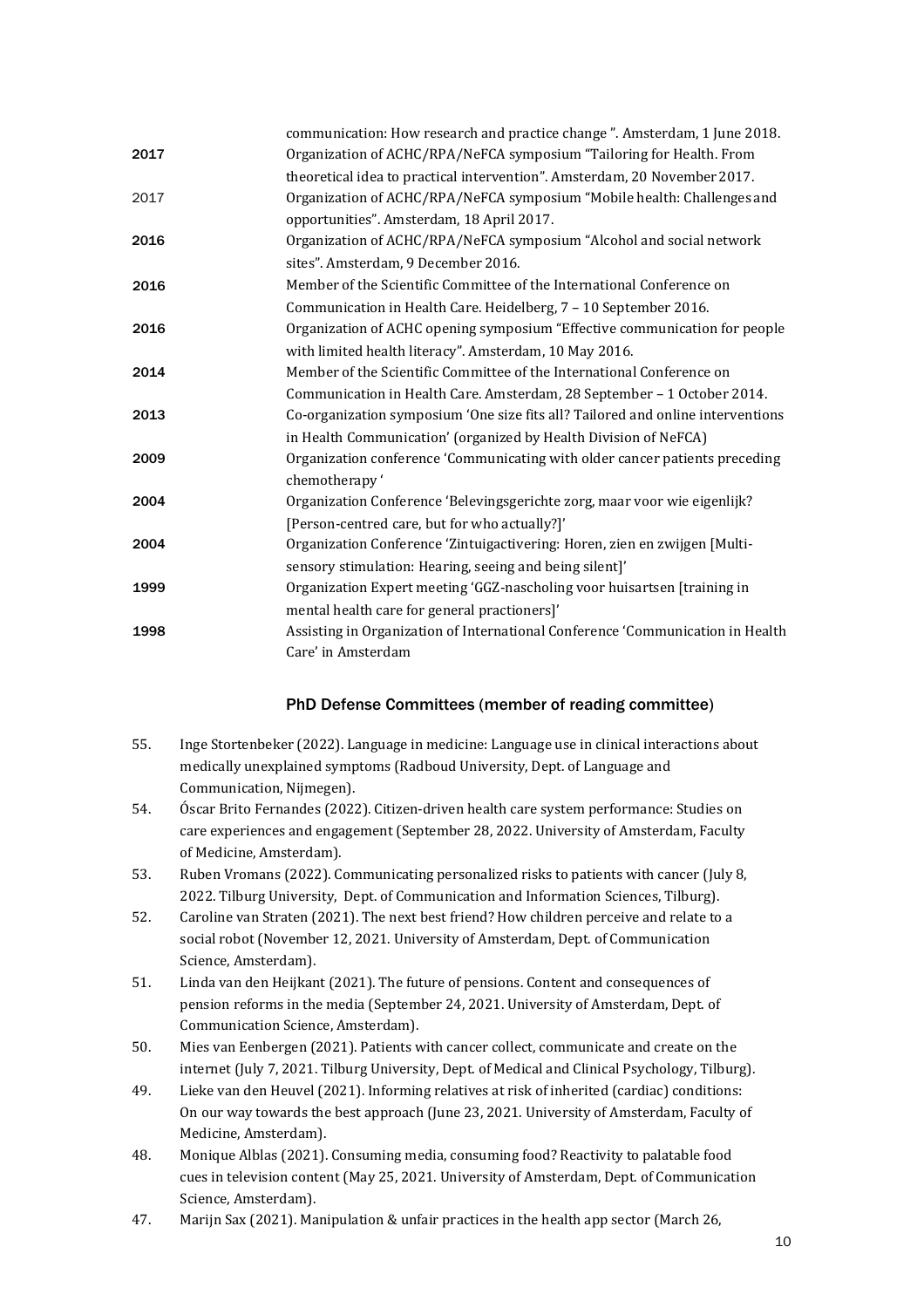| | |
|---|---|
| | communication: How research and practice change ". Amsterdam, 1 June 2018. |
| 2017 | Organization of ACHC/RPA/NeFCA symposium "Tailoring for Health. From theoretical idea to practical intervention". Amsterdam, 20 November 2017. |
| 2017 | Organization of ACHC/RPA/NeFCA symposium "Mobile health: Challenges and opportunities". Amsterdam, 18 April 2017. |
| 2016 | Organization of ACHC/RPA/NeFCA symposium "Alcohol and social network sites". Amsterdam, 9 December 2016. |
| 2016 | Member of the Scientific Committee of the International Conference on Communication in Health Care. Heidelberg, 7 – 10 September 2016. |
| 2016 | Organization of ACHC opening symposium "Effective communication for people with limited health literacy". Amsterdam, 10 May 2016. |
| 2014 | Member of the Scientific Committee of the International Conference on Communication in Health Care. Amsterdam, 28 September – 1 October 2014. |
| 2013 | Co-organization symposium 'One size fits all? Tailored and online interventions in Health Communication' (organized by Health Division of NeFCA) |
| 2009 | Organization conference 'Communicating with older cancer patients preceding chemotherapy ' |
| 2004 | Organization Conference 'Belevingsgerichte zorg, maar voor wie eigenlijk? [Person-centred care, but for who actually?]' |
| 2004 | Organization Conference 'Zintuigactivering: Horen, zien en zwijgen [Multi-sensory stimulation: Hearing, seeing and being silent]' |
| 1999 | Organization Expert meeting 'GGZ-nascholing voor huisartsen [training in mental health care for general practioners]' |
| 1998 | Assisting in Organization of International Conference 'Communication in Health Care' in Amsterdam |

## PhD Defense Committees (member of reading committee)

55. Inge Stortenbeker (2022). Language in medicine: Language use in clinical interactions about medically unexplained symptoms (Radboud University, Dept. of Language and Communication, Nijmegen).
54. Óscar Brito Fernandes (2022). Citizen-driven health care system performance: Studies on care experiences and engagement (September 28, 2022. University of Amsterdam, Faculty of Medicine, Amsterdam).
53. Ruben Vromans (2022). Communicating personalized risks to patients with cancer (July 8, 2022. Tilburg University, Dept. of Communication and Information Sciences, Tilburg).
52. Caroline van Straten (2021). The next best friend? How children perceive and relate to a social robot (November 12, 2021. University of Amsterdam, Dept. of Communication Science, Amsterdam).
51. Linda van den Heijkant (2021). The future of pensions. Content and consequences of pension reforms in the media (September 24, 2021. University of Amsterdam, Dept. of Communication Science, Amsterdam).
50. Mies van Eenbergen (2021). Patients with cancer collect, communicate and create on the internet (July 7, 2021. Tilburg University, Dept. of Medical and Clinical Psychology, Tilburg).
49. Lieke van den Heuvel (2021). Informing relatives at risk of inherited (cardiac) conditions: On our way towards the best approach (June 23, 2021. University of Amsterdam, Faculty of Medicine, Amsterdam).
48. Monique Alblas (2021). Consuming media, consuming food? Reactivity to palatable food cues in television content (May 25, 2021. University of Amsterdam, Dept. of Communication Science, Amsterdam).
47. Marijn Sax (2021). Manipulation & unfair practices in the health app sector (March 26,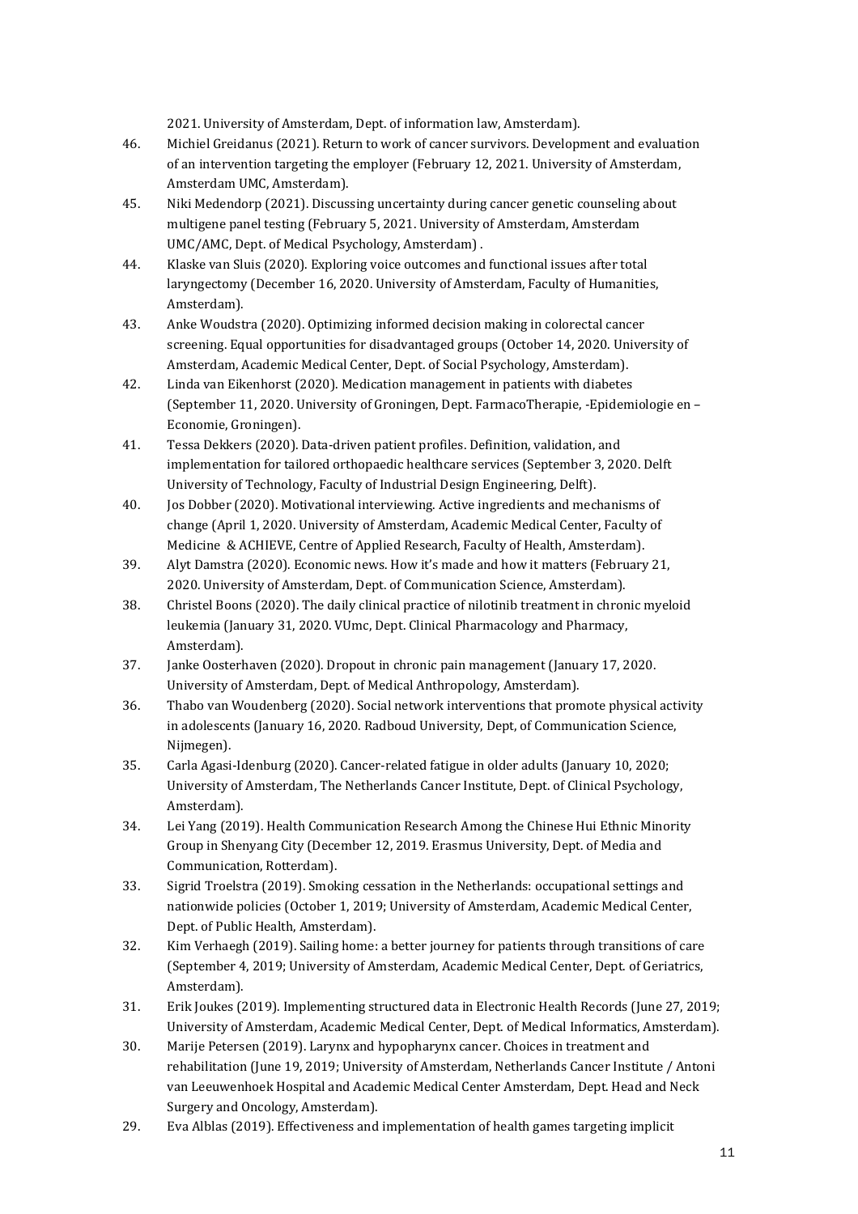2021. University of Amsterdam, Dept. of information law, Amsterdam).

46. Michiel Greidanus (2021). Return to work of cancer survivors. Development and evaluation of an intervention targeting the employer (February 12, 2021. University of Amsterdam, Amsterdam UMC, Amsterdam).

45. Niki Medendorp (2021). Discussing uncertainty during cancer genetic counseling about multigene panel testing (February 5, 2021. University of Amsterdam, Amsterdam UMC/AMC, Dept. of Medical Psychology, Amsterdam) .

44. Klaske van Sluis (2020). Exploring voice outcomes and functional issues after total laryngectomy (December 16, 2020. University of Amsterdam, Faculty of Humanities, Amsterdam).

43. Anke Woudstra (2020). Optimizing informed decision making in colorectal cancer screening. Equal opportunities for disadvantaged groups (October 14, 2020. University of Amsterdam, Academic Medical Center, Dept. of Social Psychology, Amsterdam).

42. Linda van Eikenhorst (2020). Medication management in patients with diabetes (September 11, 2020. University of Groningen, Dept. FarmacoTherapie, -Epidemiologie en –Economie, Groningen).

41. Tessa Dekkers (2020). Data-driven patient profiles. Definition, validation, and implementation for tailored orthopaedic healthcare services (September 3, 2020. Delft University of Technology, Faculty of Industrial Design Engineering, Delft).

40. Jos Dobber (2020). Motivational interviewing. Active ingredients and mechanisms of change (April 1, 2020. University of Amsterdam, Academic Medical Center, Faculty of Medicine & ACHIEVE, Centre of Applied Research, Faculty of Health, Amsterdam).

39. Alyt Damstra (2020). Economic news. How it's made and how it matters (February 21, 2020. University of Amsterdam, Dept. of Communication Science, Amsterdam).

38. Christel Boons (2020). The daily clinical practice of nilotinib treatment in chronic myeloid leukemia (January 31, 2020. VUmc, Dept. Clinical Pharmacology and Pharmacy, Amsterdam).

37. Janke Oosterhaven (2020). Dropout in chronic pain management (January 17, 2020. University of Amsterdam, Dept. of Medical Anthropology, Amsterdam).

36. Thabo van Woudenberg (2020). Social network interventions that promote physical activity in adolescents (January 16, 2020. Radboud University, Dept, of Communication Science, Nijmegen).

35. Carla Agasi-Idenburg (2020). Cancer-related fatigue in older adults (January 10, 2020; University of Amsterdam, The Netherlands Cancer Institute, Dept. of Clinical Psychology, Amsterdam).

34. Lei Yang (2019). Health Communication Research Among the Chinese Hui Ethnic Minority Group in Shenyang City (December 12, 2019. Erasmus University, Dept. of Media and Communication, Rotterdam).

33. Sigrid Troelstra (2019). Smoking cessation in the Netherlands: occupational settings and nationwide policies (October 1, 2019; University of Amsterdam, Academic Medical Center, Dept. of Public Health, Amsterdam).

32. Kim Verhaegh (2019). Sailing home: a better journey for patients through transitions of care (September 4, 2019; University of Amsterdam, Academic Medical Center, Dept. of Geriatrics, Amsterdam).

31. Erik Joukes (2019). Implementing structured data in Electronic Health Records (June 27, 2019; University of Amsterdam, Academic Medical Center, Dept. of Medical Informatics, Amsterdam).

30. Marije Petersen (2019). Larynx and hypopharynx cancer. Choices in treatment and rehabilitation (June 19, 2019; University of Amsterdam, Netherlands Cancer Institute / Antoni van Leeuwenhoek Hospital and Academic Medical Center Amsterdam, Dept. Head and Neck Surgery and Oncology, Amsterdam).

29. Eva Alblas (2019). Effectiveness and implementation of health games targeting implicit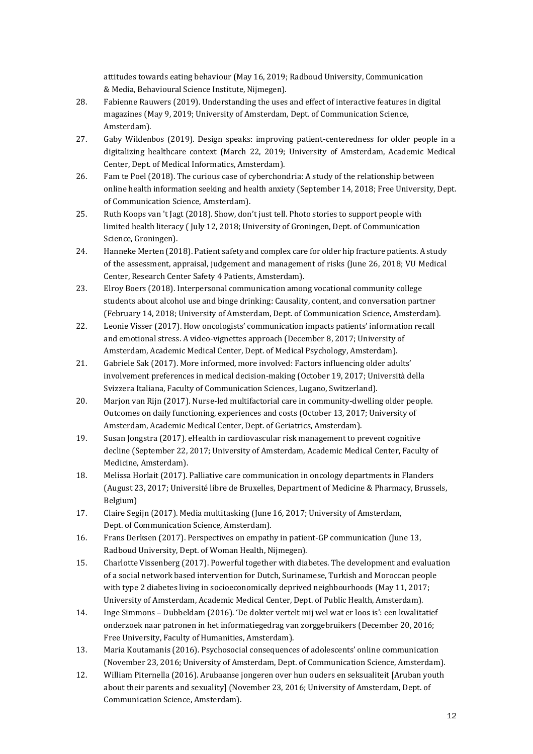attitudes towards eating behaviour (May 16, 2019; Radboud University, Communication & Media, Behavioural Science Institute, Nijmegen).

28. Fabienne Rauwers (2019). Understanding the uses and effect of interactive features in digital magazines (May 9, 2019; University of Amsterdam, Dept. of Communication Science, Amsterdam).
27. Gaby Wildenbos (2019). Design speaks: improving patient-centeredness for older people in a digitalizing healthcare context (March 22, 2019; University of Amsterdam, Academic Medical Center, Dept. of Medical Informatics, Amsterdam).
26. Fam te Poel (2018). The curious case of cyberchondria: A study of the relationship between online health information seeking and health anxiety (September 14, 2018; Free University, Dept. of Communication Science, Amsterdam).
25. Ruth Koops van 't Jagt (2018). Show, don't just tell. Photo stories to support people with limited health literacy ( July 12, 2018; University of Groningen, Dept. of Communication Science, Groningen).
24. Hanneke Merten (2018). Patient safety and complex care for older hip fracture patients. A study of the assessment, appraisal, judgement and management of risks (June 26, 2018; VU Medical Center, Research Center Safety 4 Patients, Amsterdam).
23. Elroy Boers (2018). Interpersonal communication among vocational community college students about alcohol use and binge drinking: Causality, content, and conversation partner (February 14, 2018; University of Amsterdam, Dept. of Communication Science, Amsterdam).
22. Leonie Visser (2017). How oncologists' communication impacts patients' information recall and emotional stress. A video-vignettes approach (December 8, 2017; University of Amsterdam, Academic Medical Center, Dept. of Medical Psychology, Amsterdam).
21. Gabriele Sak (2017). More informed, more involved: Factors influencing older adults' involvement preferences in medical decision-making (October 19, 2017; Università della Svizzera Italiana, Faculty of Communication Sciences, Lugano, Switzerland).
20. Marjon van Rijn (2017). Nurse-led multifactorial care in community-dwelling older people. Outcomes on daily functioning, experiences and costs (October 13, 2017; University of Amsterdam, Academic Medical Center, Dept. of Geriatrics, Amsterdam).
19. Susan Jongstra (2017). eHealth in cardiovascular risk management to prevent cognitive decline (September 22, 2017; University of Amsterdam, Academic Medical Center, Faculty of Medicine, Amsterdam).
18. Melissa Horlait (2017). Palliative care communication in oncology departments in Flanders (August 23, 2017; Université libre de Bruxelles, Department of Medicine & Pharmacy, Brussels, Belgium)
17. Claire Segijn (2017). Media multitasking (June 16, 2017; University of Amsterdam, Dept. of Communication Science, Amsterdam).
16. Frans Derksen (2017). Perspectives on empathy in patient-GP communication (June 13, Radboud University, Dept. of Woman Health, Nijmegen).
15. Charlotte Vissenberg (2017). Powerful together with diabetes. The development and evaluation of a social network based intervention for Dutch, Surinamese, Turkish and Moroccan people with type 2 diabetes living in socioeconomically deprived neighbourhoods (May 11, 2017; University of Amsterdam, Academic Medical Center, Dept. of Public Health, Amsterdam).
14. Inge Simmons – Dubbeldam (2016). 'De dokter vertelt mij wel wat er loos is': een kwalitatief onderzoek naar patronen in het informatiegedrag van zorggebruikers (December 20, 2016; Free University, Faculty of Humanities, Amsterdam).
13. Maria Koutamanis (2016). Psychosocial consequences of adolescents' online communication (November 23, 2016; University of Amsterdam, Dept. of Communication Science, Amsterdam).
12. William Piternella (2016). Arubaanse jongeren over hun ouders en seksualiteit [Aruban youth about their parents and sexuality] (November 23, 2016; University of Amsterdam, Dept. of Communication Science, Amsterdam).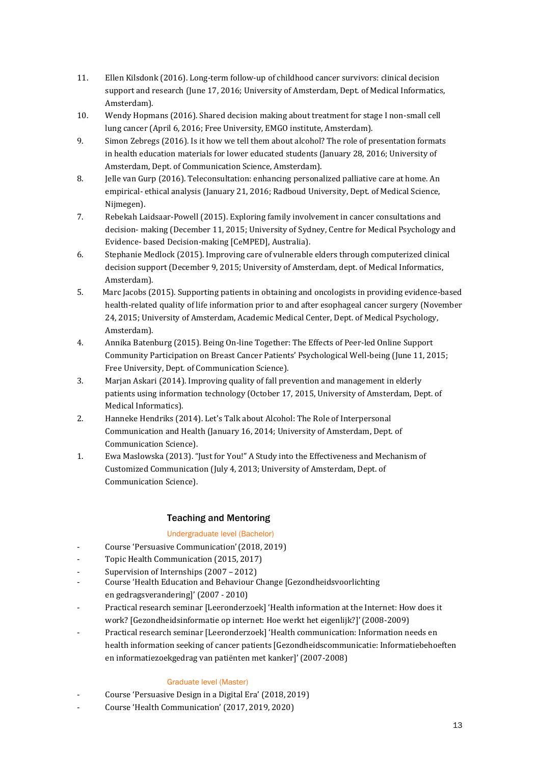11. Ellen Kilsdonk (2016). Long-term follow-up of childhood cancer survivors: clinical decision support and research (June 17, 2016; University of Amsterdam, Dept. of Medical Informatics, Amsterdam).
10. Wendy Hopmans (2016). Shared decision making about treatment for stage I non-small cell lung cancer (April 6, 2016; Free University, EMGO institute, Amsterdam).
9. Simon Zebregs (2016). Is it how we tell them about alcohol? The role of presentation formats in health education materials for lower educated students (January 28, 2016; University of Amsterdam, Dept. of Communication Science, Amsterdam).
8. Jelle van Gurp (2016). Teleconsultation: enhancing personalized palliative care at home. An empirical- ethical analysis (January 21, 2016; Radboud University, Dept. of Medical Science, Nijmegen).
7. Rebekah Laidsaar-Powell (2015). Exploring family involvement in cancer consultations and decision- making (December 11, 2015; University of Sydney, Centre for Medical Psychology and Evidence- based Decision-making [CeMPED], Australia).
6. Stephanie Medlock (2015). Improving care of vulnerable elders through computerized clinical decision support (December 9, 2015; University of Amsterdam, dept. of Medical Informatics, Amsterdam).
5. Marc Jacobs (2015). Supporting patients in obtaining and oncologists in providing evidence-based health-related quality of life information prior to and after esophageal cancer surgery (November 24, 2015; University of Amsterdam, Academic Medical Center, Dept. of Medical Psychology, Amsterdam).
4. Annika Batenburg (2015). Being On-line Together: The Effects of Peer-led Online Support Community Participation on Breast Cancer Patients' Psychological Well-being (June 11, 2015; Free University, Dept. of Communication Science).
3. Marjan Askari (2014). Improving quality of fall prevention and management in elderly patients using information technology (October 17, 2015, University of Amsterdam, Dept. of Medical Informatics).
2. Hanneke Hendriks (2014). Let's Talk about Alcohol: The Role of Interpersonal Communication and Health (January 16, 2014; University of Amsterdam, Dept. of Communication Science).
1. Ewa Maslowska (2013). "Just for You!" A Study into the Effectiveness and Mechanism of Customized Communication (July 4, 2013; University of Amsterdam, Dept. of Communication Science).

## Teaching and Mentoring

### Undergraduate level (Bachelor)

- Course 'Persuasive Communication' (2018, 2019)
- Topic Health Communication (2015, 2017)
- Supervision of Internships (2007 – 2012)
- Course 'Health Education and Behaviour Change [Gezondheidsvoorlichting en gedragsverandering]' (2007 - 2010)
- Practical research seminar [Leeronderzoek] 'Health information at the Internet: How does it work? [Gezondheidsinformatie op internet: Hoe werkt het eigenlijk?]' (2008-2009)
- Practical research seminar [Leeronderzoek] 'Health communication: Information needs en health information seeking of cancer patients [Gezondheidscommunicatie: Informatiebehoeften en informatiezoekgedrag van patiënten met kanker]' (2007-2008)

### Graduate level (Master)

- Course 'Persuasive Design in a Digital Era' (2018, 2019)
- Course 'Health Communication' (2017, 2019, 2020)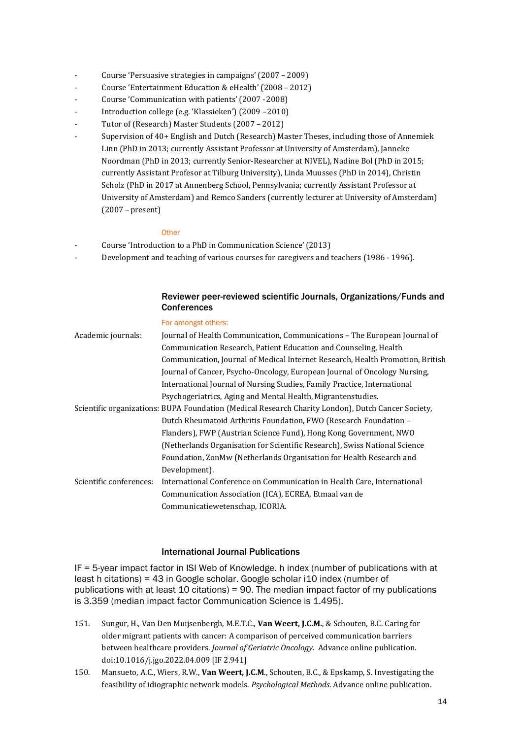- Course 'Persuasive strategies in campaigns' (2007 – 2009)
- Course 'Entertainment Education & eHealth' (2008 – 2012)
- Course 'Communication with patients' (2007 -2008)
- Introduction college (e.g. 'Klassieken') (2009 –2010)
- Tutor of (Research) Master Students (2007 – 2012)
- Supervision of 40+ English and Dutch (Research) Master Theses, including those of Annemiek Linn (PhD in 2013; currently Assistant Professor at University of Amsterdam), Janneke Noordman (PhD in 2013; currently Senior-Researcher at NIVEL), Nadine Bol (PhD in 2015; currently Assistant Profesor at Tilburg University), Linda Muusses (PhD in 2014), Christin Scholz (PhD in 2017 at Annenberg School, Pennsylvania; currently Assistant Professor at University of Amsterdam) and Remco Sanders (currently lecturer at University of Amsterdam) (2007 – present)

Other

- Course 'Introduction to a PhD in Communication Science' (2013)
- Development and teaching of various courses for caregivers and teachers (1986 - 1996).

### Reviewer peer-reviewed scientific Journals, Organizations/Funds and Conferences

For amongst others:

Academic journals: Journal of Health Communication, Communications – The European Journal of Communication Research, Patient Education and Counseling, Health Communication, Journal of Medical Internet Research, Health Promotion, British Journal of Cancer, Psycho-Oncology, European Journal of Oncology Nursing, International Journal of Nursing Studies, Family Practice, International Psychogeriatrics, Aging and Mental Health, Migrantenstudies.

Scientific organizations: BUPA Foundation (Medical Research Charity London), Dutch Cancer Society, Dutch Rheumatoid Arthritis Foundation, FWO (Research Foundation – Flanders), FWP (Austrian Science Fund), Hong Kong Government, NWO (Netherlands Organisation for Scientific Research), Swiss National Science Foundation, ZonMw (Netherlands Organisation for Health Research and Development).

Scientific conferences: International Conference on Communication in Health Care, International Communication Association (ICA), ECREA, Etmaal van de Communicatiewetenschap, ICORIA.

### International Journal Publications

IF = 5-year impact factor in ISI Web of Knowledge. h index (number of publications with at least h citations) = 43 in Google scholar. Google scholar i10 index (number of publications with at least 10 citations) = 90. The median impact factor of my publications is 3.359 (median impact factor Communication Science is 1.495).

151. Sungur, H., Van Den Muijsenbergh, M.E.T.C., **Van Weert, J.C.M.**, & Schouten, B.C. Caring for older migrant patients with cancer: A comparison of perceived communication barriers between healthcare providers. *Journal of Geriatric Oncology*. Advance online publication. doi:10.1016/j.jgo.2022.04.009 [IF 2.941]

150. Mansueto, A.C., Wiers, R.W., **Van Weert, J.C.M.**, Schouten, B.C., & Epskamp, S. Investigating the feasibility of idiographic network models. *Psychological Methods*. Advance online publication.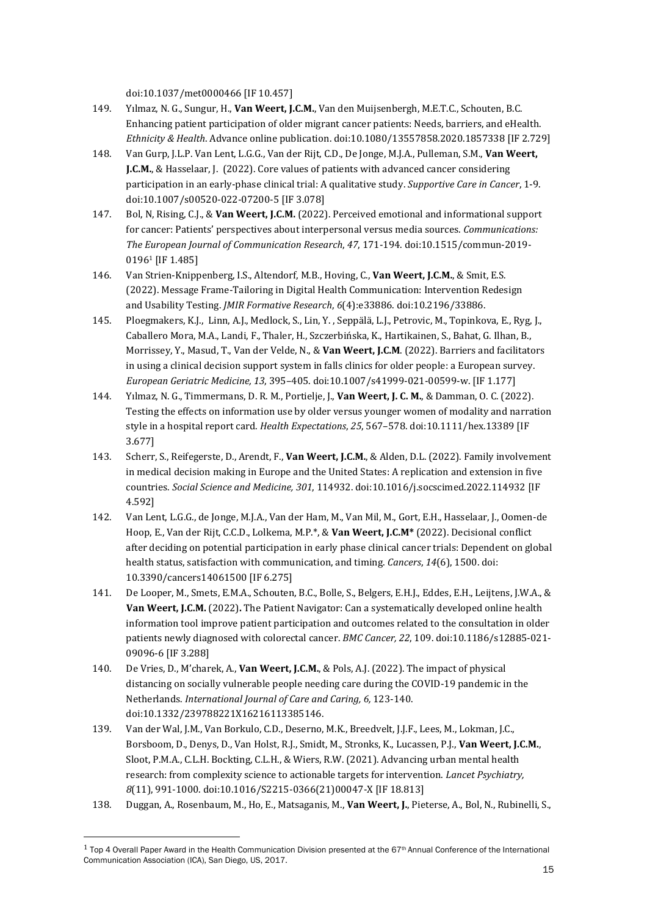doi:10.1037/met0000466 [IF 10.457]

149. Yılmaz, N. G., Sungur, H., **Van Weert, J.C.M.**, Van den Muijsenbergh, M.E.T.C., Schouten, B.C. Enhancing patient participation of older migrant cancer patients: Needs, barriers, and eHealth. *Ethnicity & Health*. Advance online publication. doi:10.1080/13557858.2020.1857338 [IF 2.729]
148. Van Gurp, J.L.P. Van Lent, L.G.G., Van der Rijt, C.D., De Jonge, M.J.A., Pulleman, S.M., **Van Weert, J.C.M.**, & Hasselaar, J. (2022). Core values of patients with advanced cancer considering participation in an early-phase clinical trial: A qualitative study. *Supportive Care in Cancer*, 1-9. doi:10.1007/s00520-022-07200-5 [IF 3.078]
147. Bol, N, Rising, C.J., & **Van Weert, J.C.M.** (2022). Perceived emotional and informational support for cancer: Patients' perspectives about interpersonal versus media sources. *Communications: The European Journal of Communication Research*, *47*, 171-194. doi:10.1515/commun-2019-0196[1] [IF 1.485]
146. Van Strien-Knippenberg, I.S., Altendorf, M.B., Hoving, C., **Van Weert, J.C.M.**, & Smit, E.S. (2022). Message Frame-Tailoring in Digital Health Communication: Intervention Redesign and Usability Testing. *JMIR Formative Research*, *6*(4):e33886. doi:10.2196/33886.
145. Ploegmakers, K.J., Linn, A.J., Medlock, S., Lin, Y. , Seppälä, L.J., Petrovic, M., Topinkova, E., Ryg, J., Caballero Mora, M.A., Landi, F., Thaler, H., Szczerbińska, K., Hartikainen, S., Bahat, G. Ilhan, B., Morrissey, Y., Masud, T., Van der Velde, N., & **Van Weert, J.C.M**. (2022). Barriers and facilitators in using a clinical decision support system in falls clinics for older people: a European survey. *European Geriatric Medicine, 13*, 395–405. doi:10.1007/s41999-021-00599-w. [IF 1.177]
144. Yılmaz, N. G., Timmermans, D. R. M., Portielje, J., **Van Weert, J. C. M.**, & Damman, O. C. (2022). Testing the effects on information use by older versus younger women of modality and narration style in a hospital report card. *Health Expectations*, *25*, 567–578. doi:10.1111/hex.13389 [IF 3.677]
143. Scherr, S., Reifegerste, D., Arendt, F., **Van Weert, J.C.M.**, & Alden, D.L. (2022). Family involvement in medical decision making in Europe and the United States: A replication and extension in five countries. *Social Science and Medicine, 301*, 114932. doi:10.1016/j.socscimed.2022.114932 [IF 4.592]
142. Van Lent, L.G.G., de Jonge, M.J.A., Van der Ham, M., Van Mil, M., Gort, E.H., Hasselaar, J., Oomen-de Hoop, E., Van der Rijt, C.C.D., Lolkema, M.P.\*, & **Van Weert, J.C.M\*** (2022). Decisional conflict after deciding on potential participation in early phase clinical cancer trials: Dependent on global health status, satisfaction with communication, and timing. *Cancers*, *14*(6), 1500. doi: 10.3390/cancers14061500 [IF 6.275]
141. De Looper, M., Smets, E.M.A., Schouten, B.C., Bolle, S., Belgers, E.H.J., Eddes, E.H., Leijtens, J.W.A., & **Van Weert, J.C.M.** (2022)**.** The Patient Navigator: Can a systematically developed online health information tool improve patient participation and outcomes related to the consultation in older patients newly diagnosed with colorectal cancer. *BMC Cancer, 22*, 109. doi:10.1186/s12885-021-09096-6 [IF 3.288]
140. De Vries, D., M'charek, A., **Van Weert, J.C.M.**, & Pols, A.J. (2022). The impact of physical distancing on socially vulnerable people needing care during the COVID-19 pandemic in the Netherlands. *International Journal of Care and Caring, 6,* 123-140. doi:10.1332/239788221X16216113385146.
139. Van der Wal, J.M., Van Borkulo, C.D., Deserno, M.K., Breedvelt, J.J.F., Lees, M., Lokman, J.C., Borsboom, D., Denys, D., Van Holst, R.J., Smidt, M., Stronks, K., Lucassen, P.J., **Van Weert, J.C.M.**, Sloot, P.M.A., C.L.H. Bockting, C.L.H., & Wiers, R.W. (2021). Advancing urban mental health research: from complexity science to actionable targets for intervention. *Lancet Psychiatry, 8*(11), 991-1000. doi:10.1016/S2215-0366(21)00047-X [IF 18.813]
138. Duggan, A., Rosenbaum, M., Ho, E., Matsaganis, M., **Van Weert, J.**, Pieterse, A., Bol, N., Rubinelli, S.,

---

[1] Top 4 Overall Paper Award in the Health Communication Division presented at the 67th Annual Conference of the International Communication Association (ICA), San Diego, US, 2017.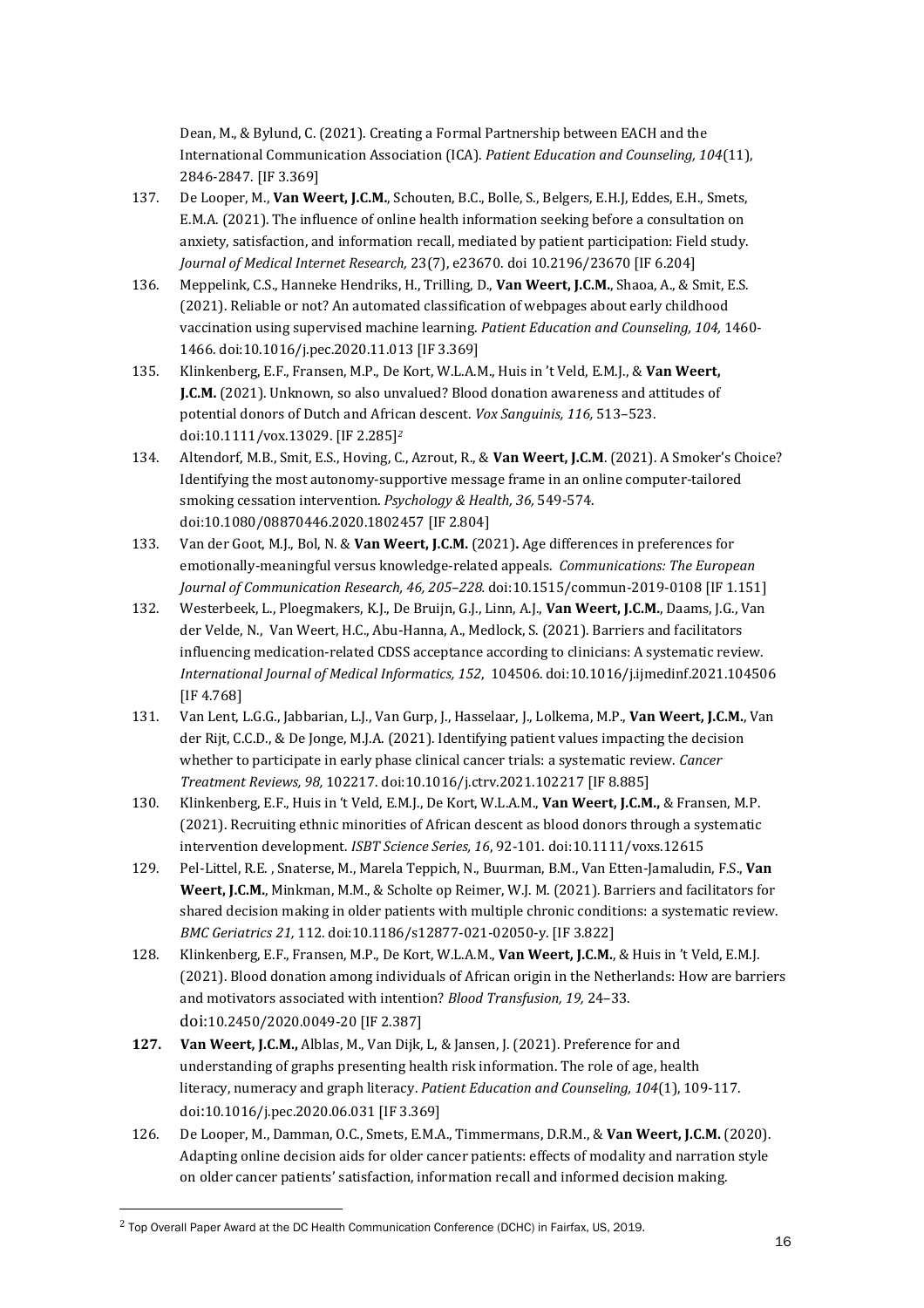Dean, M., & Bylund, C. (2021). Creating a Formal Partnership between EACH and the International Communication Association (ICA). *Patient Education and Counseling, 104*(11), 2846-2847. [IF 3.369]

137. De Looper, M., **Van Weert, J.C.M.**, Schouten, B.C., Bolle, S., Belgers, E.H.J, Eddes, E.H., Smets, E.M.A. (2021). The influence of online health information seeking before a consultation on anxiety, satisfaction, and information recall, mediated by patient participation: Field study. *Journal of Medical Internet Research,* 23(7), e23670. doi 10.2196/23670 [IF 6.204]

136. Meppelink, C.S., Hanneke Hendriks, H., Trilling, D., **Van Weert, J.C.M.**, Shaoa, A., & Smit, E.S. (2021). Reliable or not? An automated classification of webpages about early childhood vaccination using supervised machine learning. *Patient Education and Counseling, 104,* 1460-1466. doi:10.1016/j.pec.2020.11.013 [IF 3.369]

135. Klinkenberg, E.F., Fransen, M.P., De Kort, W.L.A.M., Huis in 't Veld, E.M.J., & **Van Weert, J.C.M.** (2021). Unknown, so also unvalued? Blood donation awareness and attitudes of potential donors of Dutch and African descent. *Vox Sanguinis, 116,* 513–523. doi:10.1111/vox.13029. [IF 2.285][2]

134. Altendorf, M.B., Smit, E.S., Hoving, C., Azrout, R., & **Van Weert, J.C.M**. (2021). A Smoker's Choice? Identifying the most autonomy-supportive message frame in an online computer-tailored smoking cessation intervention. *Psychology & Health, 36,* 549-574. doi:10.1080/08870446.2020.1802457 [IF 2.804]

133. Van der Goot, M.J., Bol, N. & **Van Weert, J.C.M.** (2021). Age differences in preferences for emotionally-meaningful versus knowledge-related appeals. *Communications: The European Journal of Communication Research, 46, 205–228.* doi:10.1515/commun-2019-0108 [IF 1.151]

132. Westerbeek, L., Ploegmakers, K.J., De Bruijn, G.J., Linn, A.J., **Van Weert, J.C.M.**, Daams, J.G., Van der Velde, N., Van Weert, H.C., Abu-Hanna, A., Medlock, S. (2021). Barriers and facilitators influencing medication-related CDSS acceptance according to clinicians: A systematic review. *International Journal of Medical Informatics, 152*, 104506. doi:10.1016/j.ijmedinf.2021.104506 [IF 4.768]

131. Van Lent, L.G.G., Jabbarian, L.J., Van Gurp, J., Hasselaar, J., Lolkema, M.P., **Van Weert, J.C.M.**, Van der Rijt, C.C.D., & De Jonge, M.J.A. (2021). Identifying patient values impacting the decision whether to participate in early phase clinical cancer trials: a systematic review. *Cancer Treatment Reviews, 98,* 102217. doi:10.1016/j.ctrv.2021.102217 [IF 8.885]

130. Klinkenberg, E.F., Huis in 't Veld, E.M.J., De Kort, W.L.A.M., **Van Weert, J.C.M.,** & Fransen, M.P. (2021). Recruiting ethnic minorities of African descent as blood donors through a systematic intervention development. *ISBT Science Series, 16*, 92-101. doi:10.1111/voxs.12615

129. Pel-Littel, R.E. , Snaterse, M., Marela Teppich, N., Buurman, B.M., Van Etten-Jamaludin, F.S., **Van Weert, J.C.M.**, Minkman, M.M., & Scholte op Reimer, W.J. M. (2021). Barriers and facilitators for shared decision making in older patients with multiple chronic conditions: a systematic review. *BMC Geriatrics 21,* 112. doi:10.1186/s12877-021-02050-y. [IF 3.822]

128. Klinkenberg, E.F., Fransen, M.P., De Kort, W.L.A.M., **Van Weert, J.C.M.**, & Huis in 't Veld, E.M.J. (2021). Blood donation among individuals of African origin in the Netherlands: How are barriers and motivators associated with intention? *Blood Transfusion, 19,* 24–33. doi:10.2450/2020.0049-20 [IF 2.387]

**127.** **Van Weert, J.C.M.,** Alblas, M., Van Dijk, L, & Jansen, J. (2021). Preference for and understanding of graphs presenting health risk information. The role of age, health literacy, numeracy and graph literacy. *Patient Education and Counseling, 104*(1), 109-117. doi:10.1016/j.pec.2020.06.031 [IF 3.369]

126. De Looper, M., Damman, O.C., Smets, E.M.A., Timmermans, D.R.M., & **Van Weert, J.C.M.** (2020). Adapting online decision aids for older cancer patients: effects of modality and narration style on older cancer patients' satisfaction, information recall and informed decision making.

[2] Top Overall Paper Award at the DC Health Communication Conference (DCHC) in Fairfax, US, 2019.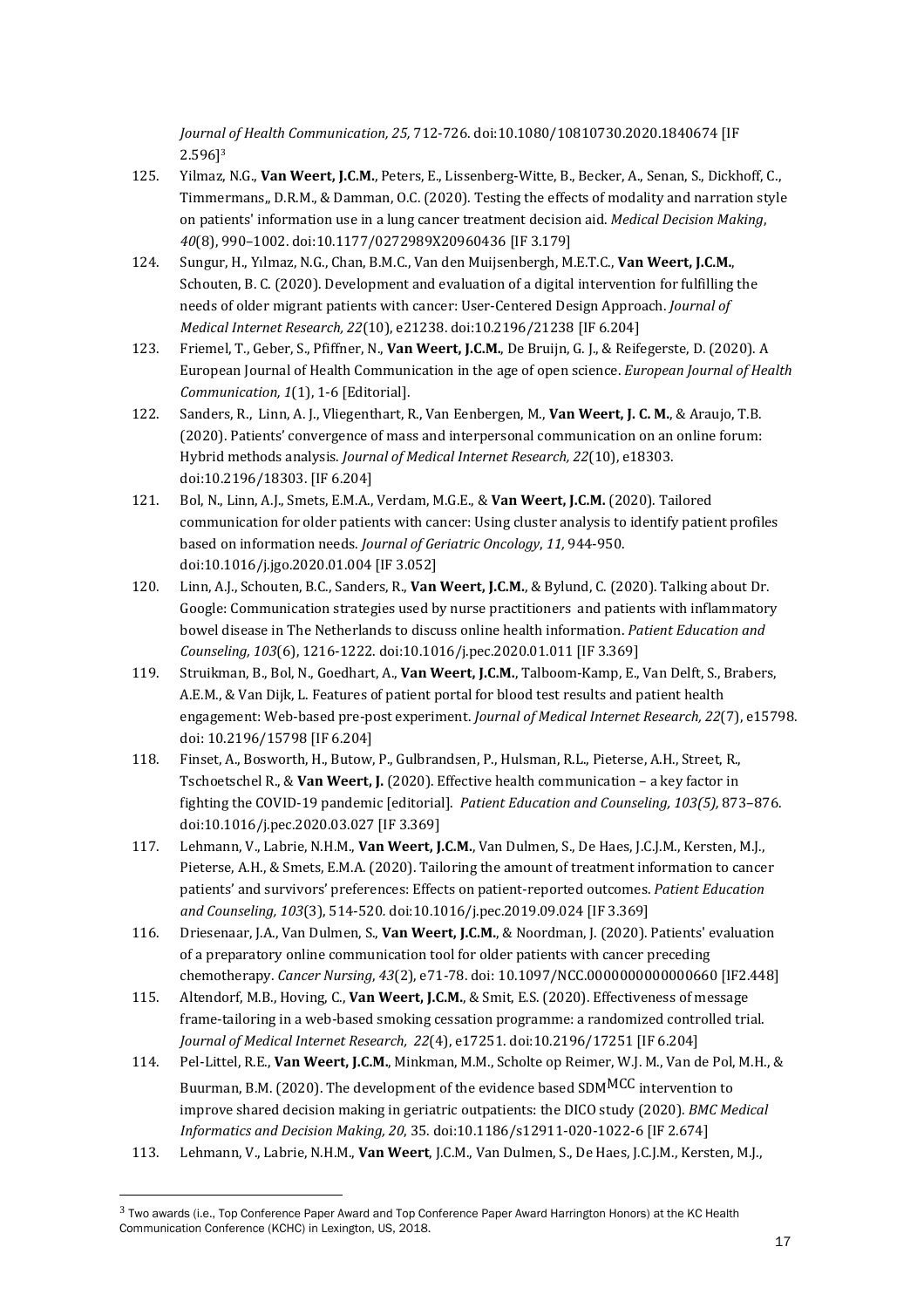*Journal of Health Communication, 25,* 712-726. doi:10.1080/10810730.2020.1840674 [IF 2.596][3]

125. Yilmaz, N.G., **Van Weert, J.C.M.**, Peters, E., Lissenberg-Witte, B., Becker, A., Senan, S., Dickhoff, C., Timmermans,, D.R.M., & Damman, O.C. (2020). Testing the effects of modality and narration style on patients' information use in a lung cancer treatment decision aid. *Medical Decision Making*, *40*(8), 990–1002. doi:10.1177/0272989X20960436 [IF 3.179]
124. Sungur, H., Yılmaz, N.G., Chan, B.M.C., Van den Muijsenbergh, M.E.T.C., **Van Weert, J.C.M.**, Schouten, B. C. (2020). Development and evaluation of a digital intervention for fulfilling the needs of older migrant patients with cancer: User-Centered Design Approach. *Journal of Medical Internet Research, 22*(10), e21238. doi:10.2196/21238 [IF 6.204]
123. Friemel, T., Geber, S., Pfiffner, N., **Van Weert, J.C.M.**, De Bruijn, G. J., & Reifegerste, D. (2020). A European Journal of Health Communication in the age of open science. *European Journal of Health Communication, 1*(1), 1-6 [Editorial].
122. Sanders, R., Linn, A. J., Vliegenthart, R., Van Eenbergen, M., **Van Weert, J. C. M.**, & Araujo, T.B. (2020). Patients' convergence of mass and interpersonal communication on an online forum: Hybrid methods analysis. *Journal of Medical Internet Research, 22*(10), e18303. doi:10.2196/18303. [IF 6.204]
121. Bol, N., Linn, A.J., Smets, E.M.A., Verdam, M.G.E., & **Van Weert, J.C.M.** (2020). Tailored communication for older patients with cancer: Using cluster analysis to identify patient profiles based on information needs. *Journal of Geriatric Oncology*, *11*, 944-950. doi:10.1016/j.jgo.2020.01.004 [IF 3.052]
120. Linn, A.J., Schouten, B.C., Sanders, R., **Van Weert, J.C.M.**, & Bylund, C. (2020). Talking about Dr. Google: Communication strategies used by nurse practitioners and patients with inflammatory bowel disease in The Netherlands to discuss online health information. *Patient Education and Counseling, 103*(6), 1216-1222. doi:10.1016/j.pec.2020.01.011 [IF 3.369]
119. Struikman, B., Bol, N., Goedhart, A., **Van Weert, J.C.M.**, Talboom-Kamp, E., Van Delft, S., Brabers, A.E.M., & Van Dijk, L. Features of patient portal for blood test results and patient health engagement: Web-based pre-post experiment. *Journal of Medical Internet Research, 22*(7), e15798. doi: 10.2196/15798 [IF 6.204]
118. Finset, A., Bosworth, H., Butow, P., Gulbrandsen, P., Hulsman, R.L., Pieterse, A.H., Street, R., Tschoetschel R., & **Van Weert, J.** (2020). Effective health communication – a key factor in fighting the COVID-19 pandemic [editorial]. *Patient Education and Counseling, 103(5),* 873–876. doi:10.1016/j.pec.2020.03.027 [IF 3.369]
117. Lehmann, V., Labrie, N.H.M., **Van Weert, J.C.M.**, Van Dulmen, S., De Haes, J.C.J.M., Kersten, M.J., Pieterse, A.H., & Smets, E.M.A. (2020). Tailoring the amount of treatment information to cancer patients' and survivors' preferences: Effects on patient-reported outcomes. *Patient Education and Counseling, 103*(3), 514-520. doi:10.1016/j.pec.2019.09.024 [IF 3.369]
116. Driesenaar, J.A., Van Dulmen, S., **Van Weert, J.C.M.**, & Noordman, J. (2020). Patients' evaluation of a preparatory online communication tool for older patients with cancer preceding chemotherapy. *Cancer Nursing*, *43*(2), e71-78. doi: 10.1097/NCC.0000000000000660 [IF2.448]
115. Altendorf, M.B., Hoving, C., **Van Weert, J.C.M.**, & Smit, E.S. (2020). Effectiveness of message frame-tailoring in a web-based smoking cessation programme: a randomized controlled trial. *Journal of Medical Internet Research, 22*(4), e17251. doi:10.2196/17251 [IF 6.204]
114. Pel-Littel, R.E., **Van Weert, J.C.M.**, Minkman, M.M., Scholte op Reimer, W.J. M., Van de Pol, M.H., & Buurman, B.M. (2020). The development of the evidence based SDM$^{MCC}$ intervention to improve shared decision making in geriatric outpatients: the DICO study (2020). *BMC Medical Informatics and Decision Making, 20*, 35. doi:10.1186/s12911-020-1022-6 [IF 2.674]
113. Lehmann, V., Labrie, N.H.M., **Van Weert**, J.C.M., Van Dulmen, S., De Haes, J.C.J.M., Kersten, M.J.,

---

[3] Two awards (i.e., Top Conference Paper Award and Top Conference Paper Award Harrington Honors) at the KC Health Communication Conference (KCHC) in Lexington, US, 2018.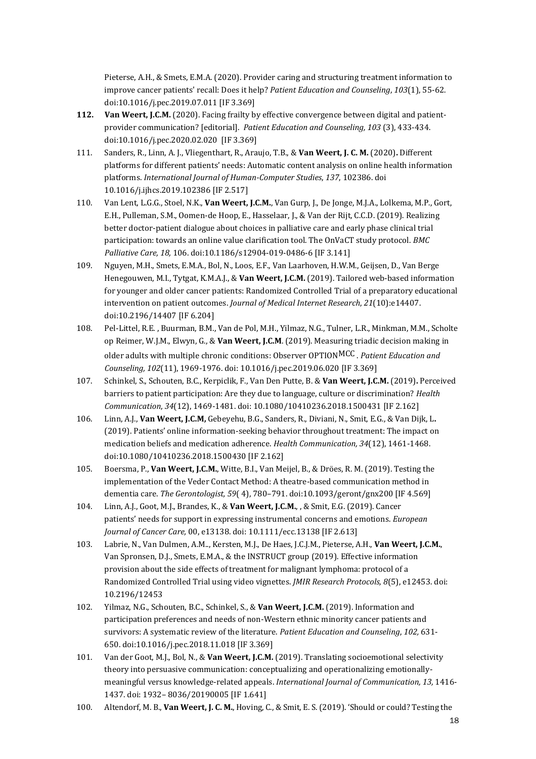Pieterse, A.H., & Smets, E.M.A. (2020). Provider caring and structuring treatment information to improve cancer patients' recall: Does it help? *Patient Education and Counseling*, *103*(1), 55-62. doi:10.1016/j.pec.2019.07.011 [IF 3.369]

**112.** **Van Weert, J.C.M.** (2020). Facing frailty by effective convergence between digital and patient-provider communication? [editorial]. *Patient Education and Counseling, 103* (3), 433-434. doi:10.1016/j.pec.2020.02.020 [IF 3.369]

111. Sanders, R., Linn, A. J., Vliegenthart, R., Araujo, T.B., & **Van Weert, J. C. M.** (2020)**.** Different platforms for different patients' needs: Automatic content analysis on online health information platforms. *International Journal of Human-Computer Studies*, *137*, 102386. doi 10.1016/j.ijhcs.2019.102386 [IF 2.517]

110. Van Lent, L.G.G., Stoel, N.K., **Van Weert, J.C.M.**, Van Gurp, J., De Jonge, M.J.A., Lolkema, M.P., Gort, E.H., Pulleman, S.M., Oomen-de Hoop, E., Hasselaar, J., & Van der Rijt, C.C.D. (2019). Realizing better doctor-patient dialogue about choices in palliative care and early phase clinical trial participation: towards an online value clarification tool. The OnVaCT study protocol. *BMC Palliative Care, 18,* 106. doi:10.1186/s12904-019-0486-6 [IF 3.141]

109. Nguyen, M.H., Smets, E.M.A., Bol, N., Loos, E.F., Van Laarhoven, H.W.M., Geijsen, D., Van Berge Henegouwen, M.I., Tytgat, K.M.A.J., & **Van Weert, J.C.M.** (2019). Tailored web-based information for younger and older cancer patients: Randomized Controlled Trial of a preparatory educational intervention on patient outcomes. *Journal of Medical Internet Research*, *21*(10):e14407. doi:10.2196/14407 [IF 6.204]

108. Pel-Littel, R.E. , Buurman, B.M., Van de Pol, M.H., Yilmaz, N.G., Tulner, L.R., Minkman, M.M., Scholte op Reimer, W.J.M., Elwyn, G., & **Van Weert, J.C.M**. (2019). Measuring triadic decision making in older adults with multiple chronic conditions: Observer OPTION$^{MCC}$. *Patient Education and Counseling, 102*(11), 1969-1976. doi: 10.1016/j.pec.2019.06.020 [IF 3.369]

107. Schinkel, S., Schouten, B.C., Kerpiclik, F., Van Den Putte, B. & **Van Weert, J.C.M.** (2019)**.** Perceived barriers to patient participation: Are they due to language, culture or discrimination? *Health Communication*, *34*(12), 1469-1481. doi: 10.1080/10410236.2018.1500431 [IF 2.162]

106. Linn, A.J., **Van Weert, J.C.M,** Gebeyehu, B.G., Sanders, R., Diviani, N., Smit, E.G., & Van Dijk, L**.** (2019). Patients' online information-seeking behavior throughout treatment: The impact on medication beliefs and medication adherence. *Health Communication, 34*(12), 1461-1468. doi:10.1080/10410236.2018.1500430 [IF 2.162]

105. Boersma, P., **Van Weert, J.C.M.**, Witte, B.I., Van Meijel, B., & Dröes, R. M. (2019). Testing the implementation of the Veder Contact Method: A theatre-based communication method in dementia care. *The Gerontologist, 59*( 4), 780–791. doi:10.1093/geront/gnx200 [IF 4.569]

104. Linn, A.J., Goot, M.J., Brandes, K., & **Van Weert, J.C.M.**, , & Smit, E.G. (2019). Cancer patients' needs for support in expressing instrumental concerns and emotions. *European Journal of Cancer Care,* 00, e13138. doi: 10.1111/ecc.13138 [IF 2.613]

103. Labrie, N., Van Dulmen, A.M.., Kersten, M.J., De Haes, J.C.J.M., Pieterse, A.H., **Van Weert, J.C.M.**, Van Spronsen, D.J., Smets, E.M.A., & the INSTRUCT group (2019). Effective information provision about the side effects of treatment for malignant lymphoma: protocol of a Randomized Controlled Trial using video vignettes. *JMIR Research Protocols, 8*(5), e12453. doi: 10.2196/12453

102. Yilmaz, N.G., Schouten, B.C., Schinkel, S., & **Van Weert, J.C.M.** (2019). Information and participation preferences and needs of non-Western ethnic minority cancer patients and survivors: A systematic review of the literature. *Patient Education and Counseling*, *102,* 631-650. doi:10.1016/j.pec.2018.11.018 [IF 3.369]

101. Van der Goot, M.J., Bol, N., & **Van Weert, J.C.M.** (2019). Translating socioemotional selectivity theory into persuasive communication: conceptualizing and operationalizing emotionally-meaningful versus knowledge-related appeals. *International Journal of Communication, 13,* 1416-1437. doi: 1932– 8036/20190005 [IF 1.641]

100. Altendorf, M. B., **Van Weert, J. C. M.**, Hoving, C., & Smit, E. S. (2019). 'Should or could? Testing the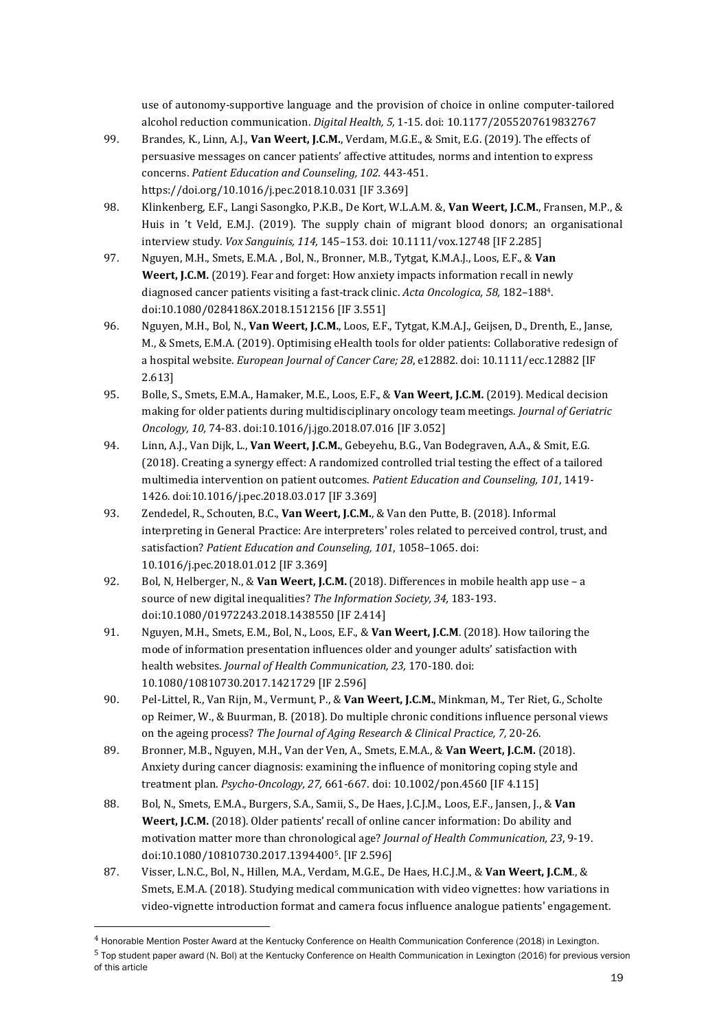use of autonomy-supportive language and the provision of choice in online computer-tailored alcohol reduction communication. *Digital Health, 5,* 1-15. doi: 10.1177/2055207619832767

99. Brandes, K., Linn, A.J., **Van Weert, J.C.M.**, Verdam, M.G.E., & Smit, E.G. (2019). The effects of persuasive messages on cancer patients' affective attitudes, norms and intention to express concerns. *Patient Education and Counseling, 102.* 443-451. https://doi.org/10.1016/j.pec.2018.10.031 [IF 3.369]

98. Klinkenberg, E.F., Langi Sasongko, P.K.B., De Kort, W.L.A.M. &, **Van Weert, J.C.M.**, Fransen, M.P., & Huis in 't Veld, E.M.J. (2019). The supply chain of migrant blood donors; an organisational interview study. *Vox Sanguinis, 114,* 145–153. doi: 10.1111/vox.12748 [IF 2.285]

97. Nguyen, M.H., Smets, E.M.A. , Bol, N., Bronner, M.B., Tytgat, K.M.A.J., Loos, E.F., & **Van Weert, J.C.M.** (2019). Fear and forget: How anxiety impacts information recall in newly diagnosed cancer patients visiting a fast-track clinic. *Acta Oncologica, 58,* 182–188[4]. doi:10.1080/0284186X.2018.1512156 [IF 3.551]

96. Nguyen, M.H., Bol, N., **Van Weert, J.C.M.**, Loos, E.F., Tytgat, K.M.A.J., Geijsen, D., Drenth, E., Janse, M., & Smets, E.M.A. (2019). Optimising eHealth tools for older patients: Collaborative redesign of a hospital website. *European Journal of Cancer Care; 28*, e12882. doi: 10.1111/ecc.12882 [IF 2.613]

95. Bolle, S., Smets, E.M.A., Hamaker, M.E., Loos, E.F., & **Van Weert, J.C.M.** (2019). Medical decision making for older patients during multidisciplinary oncology team meetings. *Journal of Geriatric Oncology, 10,* 74-83. doi:10.1016/j.jgo.2018.07.016 [IF 3.052]

94. Linn, A.J., Van Dijk, L., **Van Weert, J.C.M.**, Gebeyehu, B.G., Van Bodegraven, A.A., & Smit, E.G. (2018). Creating a synergy effect: A randomized controlled trial testing the effect of a tailored multimedia intervention on patient outcomes. *Patient Education and Counseling, 101*, 1419-1426. doi:10.1016/j.pec.2018.03.017 [IF 3.369]

93. Zendedel, R., Schouten, B.C., **Van Weert, J.C.M.**, & Van den Putte, B. (2018). Informal interpreting in General Practice: Are interpreters' roles related to perceived control, trust, and satisfaction? *Patient Education and Counseling, 101*, 1058–1065. doi: 10.1016/j.pec.2018.01.012 [IF 3.369]

92. Bol, N, Helberger, N., & **Van Weert, J.C.M.** (2018). Differences in mobile health app use – a source of new digital inequalities? *The Information Society, 34,* 183-193. doi:10.1080/01972243.2018.1438550 [IF 2.414]

91. Nguyen, M.H., Smets, E.M., Bol, N., Loos, E.F., & **Van Weert, J.C.M**. (2018). How tailoring the mode of information presentation influences older and younger adults' satisfaction with health websites. *Journal of Health Communication, 23,* 170-180. doi: 10.1080/10810730.2017.1421729 [IF 2.596]

90. Pel-Littel, R., Van Rijn, M., Vermunt, P., & **Van Weert, J.C.M.**, Minkman, M., Ter Riet, G., Scholte op Reimer, W., & Buurman, B. (2018). Do multiple chronic conditions influence personal views on the ageing process? *The Journal of Aging Research & Clinical Practice, 7,* 20-26.

89. Bronner, M.B., Nguyen, M.H., Van der Ven, A., Smets, E.M.A., & **Van Weert, J.C.M.** (2018). Anxiety during cancer diagnosis: examining the influence of monitoring coping style and treatment plan. *Psycho-Oncology, 27,* 661-667. doi: 10.1002/pon.4560 [IF 4.115]

88. Bol, N., Smets, E.M.A., Burgers, S.A., Samii, S., De Haes, J.C.J.M., Loos, E.F., Jansen, J., & **Van Weert, J.C.M.** (2018). Older patients' recall of online cancer information: Do ability and motivation matter more than chronological age? *Journal of Health Communication, 23*, 9-19. doi:10.1080/10810730.2017.1394400[5]. [IF 2.596]

87. Visser, L.N.C., Bol, N., Hillen, M.A., Verdam, M.G.E., De Haes, H.C.J.M., & **Van Weert, J.C.M**., & Smets, E.M.A. (2018). Studying medical communication with video vignettes: how variations in video-vignette introduction format and camera focus influence analogue patients' engagement.

[4] Honorable Mention Poster Award at the Kentucky Conference on Health Communication Conference (2018) in Lexington.

[5] Top student paper award (N. Bol) at the Kentucky Conference on Health Communication in Lexington (2016) for previous version of this article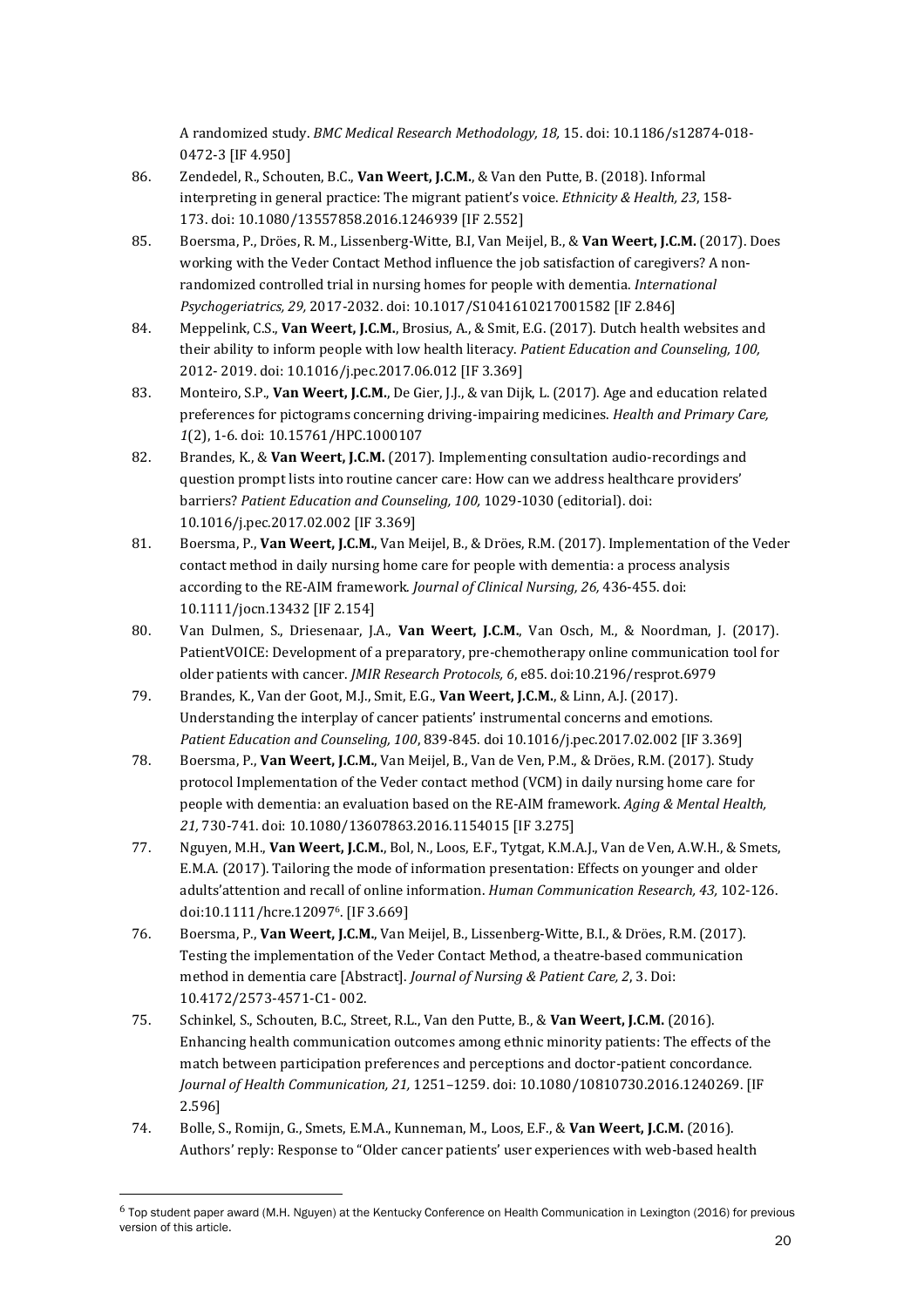A randomized study. *BMC Medical Research Methodology, 18,* 15. doi: 10.1186/s12874-018-0472-3 [IF 4.950]

86. Zendedel, R., Schouten, B.C., **Van Weert, J.C.M.**, & Van den Putte, B. (2018). Informal interpreting in general practice: The migrant patient's voice. *Ethnicity & Health, 23*, 158-173. doi: 10.1080/13557858.2016.1246939 [IF 2.552]

85. Boersma, P., Dröes, R. M., Lissenberg-Witte, B.I, Van Meijel, B., & **Van Weert, J.C.M.** (2017). Does working with the Veder Contact Method influence the job satisfaction of caregivers? A non-randomized controlled trial in nursing homes for people with dementia. *International Psychogeriatrics, 29,* 2017-2032. doi: 10.1017/S1041610217001582 [IF 2.846]

84. Meppelink, C.S., **Van Weert, J.C.M.**, Brosius, A., & Smit, E.G. (2017). Dutch health websites and their ability to inform people with low health literacy. *Patient Education and Counseling, 100,* 2012- 2019. doi: 10.1016/j.pec.2017.06.012 [IF 3.369]

83. Monteiro, S.P., **Van Weert, J.C.M.**, De Gier, J.J., & van Dijk, L. (2017). Age and education related preferences for pictograms concerning driving-impairing medicines. *Health and Primary Care, 1*(2), 1-6. doi: 10.15761/HPC.1000107

82. Brandes, K., & **Van Weert, J.C.M.** (2017). Implementing consultation audio-recordings and question prompt lists into routine cancer care: How can we address healthcare providers' barriers? *Patient Education and Counseling, 100,* 1029-1030 (editorial). doi: 10.1016/j.pec.2017.02.002 [IF 3.369]

81. Boersma, P., **Van Weert, J.C.M.**, Van Meijel, B., & Dröes, R.M. (2017). Implementation of the Veder contact method in daily nursing home care for people with dementia: a process analysis according to the RE-AIM framework. *Journal of Clinical Nursing, 26,* 436-455. doi: 10.1111/jocn.13432 [IF 2.154]

80. Van Dulmen, S., Driesenaar, J.A., **Van Weert, J.C.M.**, Van Osch, M., & Noordman, J. (2017). PatientVOICE: Development of a preparatory, pre-chemotherapy online communication tool for older patients with cancer. *JMIR Research Protocols, 6*, e85. doi:10.2196/resprot.6979

79. Brandes, K., Van der Goot, M.J., Smit, E.G., **Van Weert, J.C.M.**, & Linn, A.J. (2017). Understanding the interplay of cancer patients' instrumental concerns and emotions. *Patient Education and Counseling, 100*, 839-845. doi 10.1016/j.pec.2017.02.002 [IF 3.369]

78. Boersma, P., **Van Weert, J.C.M.**, Van Meijel, B., Van de Ven, P.M., & Dröes, R.M. (2017). Study protocol Implementation of the Veder contact method (VCM) in daily nursing home care for people with dementia: an evaluation based on the RE-AIM framework. *Aging & Mental Health, 21,* 730-741. doi: 10.1080/13607863.2016.1154015 [IF 3.275]

77. Nguyen, M.H., **Van Weert, J.C.M.**, Bol, N., Loos, E.F., Tytgat, K.M.A.J., Van de Ven, A.W.H., & Smets, E.M.A. (2017). Tailoring the mode of information presentation: Effects on younger and older adults'attention and recall of online information. *Human Communication Research, 43,* 102-126. doi:10.1111/hcre.12097[6]. [IF 3.669]

76. Boersma, P., **Van Weert, J.C.M.**, Van Meijel, B., Lissenberg-Witte, B.I., & Dröes, R.M. (2017). Testing the implementation of the Veder Contact Method, a theatre-based communication method in dementia care [Abstract]. *Journal of Nursing & Patient Care, 2*, 3. Doi: 10.4172/2573-4571-C1- 002.

75. Schinkel, S., Schouten, B.C., Street, R.L., Van den Putte, B., & **Van Weert, J.C.M.** (2016). Enhancing health communication outcomes among ethnic minority patients: The effects of the match between participation preferences and perceptions and doctor-patient concordance. *Journal of Health Communication, 21,* 1251–1259. doi: 10.1080/10810730.2016.1240269. [IF 2.596]

74. Bolle, S., Romijn, G., Smets, E.M.A., Kunneman, M., Loos, E.F., & **Van Weert, J.C.M.** (2016). Authors' reply: Response to "Older cancer patients' user experiences with web-based health

[6] Top student paper award (M.H. Nguyen) at the Kentucky Conference on Health Communication in Lexington (2016) for previous version of this article.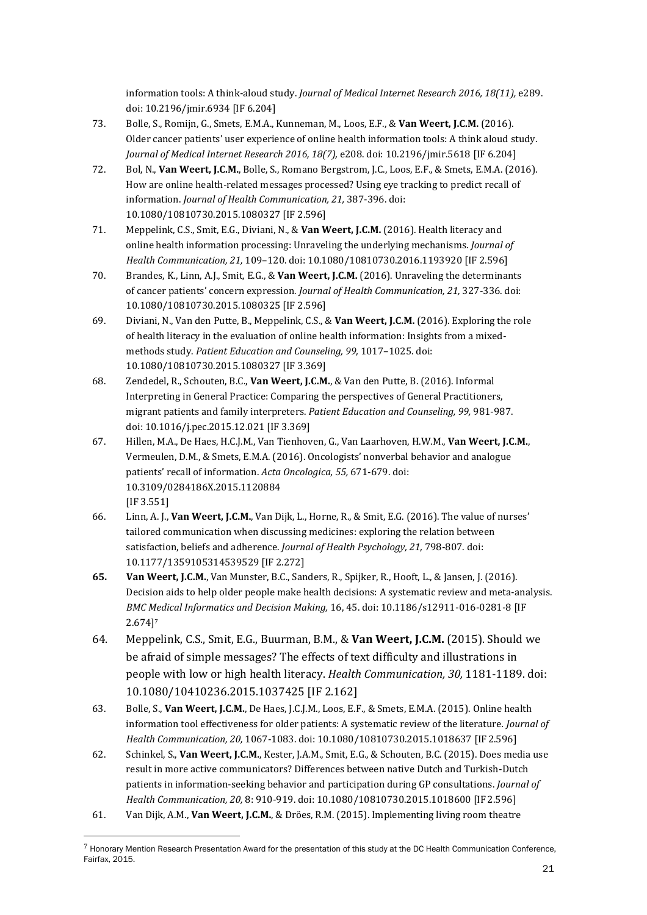information tools: A think-aloud study. *Journal of Medical Internet Research 2016, 18(11),* e289. doi: 10.2196/jmir.6934 [IF 6.204]

73. Bolle, S., Romijn, G., Smets, E.M.A., Kunneman, M., Loos, E.F., & **Van Weert, J.C.M.** (2016). Older cancer patients' user experience of online health information tools: A think aloud study. *Journal of Medical Internet Research 2016, 18(7),* e208. doi: 10.2196/jmir.5618 [IF 6.204]

72. Bol, N., **Van Weert, J.C.M.**, Bolle, S., Romano Bergstrom, J.C., Loos, E.F., & Smets, E.M.A. (2016). How are online health-related messages processed? Using eye tracking to predict recall of information. *Journal of Health Communication, 21,* 387-396. doi: 10.1080/10810730.2015.1080327 [IF 2.596]

71. Meppelink, C.S., Smit, E.G., Diviani, N., & **Van Weert, J.C.M.** (2016). Health literacy and online health information processing: Unraveling the underlying mechanisms. *Journal of Health Communication, 21,* 109–120. doi: 10.1080/10810730.2016.1193920 [IF 2.596]

70. Brandes, K., Linn, A.J., Smit, E.G., & **Van Weert, J.C.M.** (2016). Unraveling the determinants of cancer patients' concern expression. *Journal of Health Communication, 21,* 327-336. doi: 10.1080/10810730.2015.1080325 [IF 2.596]

69. Diviani, N., Van den Putte, B., Meppelink, C.S., & **Van Weert, J.C.M.** (2016). Exploring the role of health literacy in the evaluation of online health information: Insights from a mixed-methods study. *Patient Education and Counseling, 99,* 1017–1025. doi: 10.1080/10810730.2015.1080327 [IF 3.369]

68. Zendedel, R., Schouten, B.C., **Van Weert, J.C.M.**, & Van den Putte, B. (2016). Informal Interpreting in General Practice: Comparing the perspectives of General Practitioners, migrant patients and family interpreters. *Patient Education and Counseling, 99,* 981-987. doi: 10.1016/j.pec.2015.12.021 [IF 3.369]

67. Hillen, M.A., De Haes, H.C.J.M., Van Tienhoven, G., Van Laarhoven, H.W.M., **Van Weert, J.C.M.**, Vermeulen, D.M., & Smets, E.M.A. (2016). Oncologists' nonverbal behavior and analogue patients' recall of information. *Acta Oncologica, 55,* 671-679. doi: 10.3109/0284186X.2015.1120884 [IF 3.551]

66. Linn, A. J., **Van Weert, J.C.M.**, Van Dijk, L., Horne, R., & Smit, E.G. (2016). The value of nurses' tailored communication when discussing medicines: exploring the relation between satisfaction, beliefs and adherence. *Journal of Health Psychology, 21,* 798-807. doi: 10.1177/1359105314539529 [IF 2.272]

**65.** **Van Weert, J.C.M.**, Van Munster, B.C., Sanders, R., Spijker, R., Hooft, L., & Jansen, J. (2016). Decision aids to help older people make health decisions: A systematic review and meta-analysis. *BMC Medical Informatics and Decision Making,* 16, 45. doi: 10.1186/s12911-016-0281-8 [IF 2.674][7]

64. Meppelink, C.S., Smit, E.G., Buurman, B.M., & **Van Weert, J.C.M.** (2015). Should we be afraid of simple messages? The effects of text difficulty and illustrations in people with low or high health literacy. *Health Communication, 30,* 1181-1189. doi: 10.1080/10410236.2015.1037425 [IF 2.162]

63. Bolle, S., **Van Weert, J.C.M.**, De Haes, J.C.J.M., Loos, E.F., & Smets, E.M.A. (2015). Online health information tool effectiveness for older patients: A systematic review of the literature. *Journal of Health Communication, 20,* 1067-1083. doi: 10.1080/10810730.2015.1018637 [IF 2.596]

62. Schinkel, S., **Van Weert, J.C.M.**, Kester, J.A.M., Smit, E.G., & Schouten, B.C. (2015). Does media use result in more active communicators? Differences between native Dutch and Turkish-Dutch patients in information-seeking behavior and participation during GP consultations. *Journal of Health Communication, 20,* 8: 910-919. doi: 10.1080/10810730.2015.1018600 [IF 2.596]

61. Van Dijk, A.M., **Van Weert, J.C.M.**, & Dröes, R.M. (2015). Implementing living room theatre

[7] Honorary Mention Research Presentation Award for the presentation of this study at the DC Health Communication Conference, Fairfax, 2015.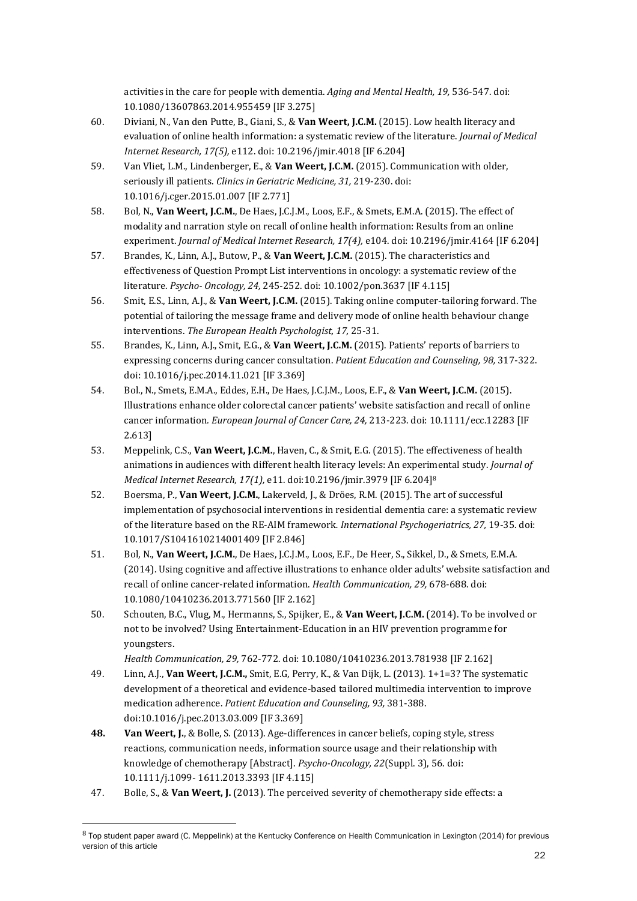activities in the care for people with dementia. *Aging and Mental Health, 19,* 536-547. doi: 10.1080/13607863.2014.955459 [IF 3.275]

60. Diviani, N., Van den Putte, B., Giani, S., & **Van Weert, J.C.M.** (2015). Low health literacy and evaluation of online health information: a systematic review of the literature. *Journal of Medical Internet Research, 17(5),* e112. doi: 10.2196/jmir.4018 [IF 6.204]

59. Van Vliet, L.M., Lindenberger, E., & **Van Weert, J.C.M.** (2015). Communication with older, seriously ill patients. *Clinics in Geriatric Medicine, 31,* 219-230. doi: 10.1016/j.cger.2015.01.007 [IF 2.771]

58. Bol, N., **Van Weert, J.C.M.**, De Haes, J.C.J.M., Loos, E.F., & Smets, E.M.A. (2015). The effect of modality and narration style on recall of online health information: Results from an online experiment. *Journal of Medical Internet Research, 17(4),* e104. doi: 10.2196/jmir.4164 [IF 6.204]

57. Brandes, K., Linn, A.J., Butow, P., & **Van Weert, J.C.M.** (2015). The characteristics and effectiveness of Question Prompt List interventions in oncology: a systematic review of the literature. *Psycho- Oncology, 24,* 245-252. doi: 10.1002/pon.3637 [IF 4.115]

56. Smit, E.S., Linn, A.J., & **Van Weert, J.C.M.** (2015). Taking online computer-tailoring forward. The potential of tailoring the message frame and delivery mode of online health behaviour change interventions. *The European Health Psychologist, 17,* 25-31.

55. Brandes, K., Linn, A.J., Smit, E.G., & **Van Weert, J.C.M.** (2015). Patients' reports of barriers to expressing concerns during cancer consultation. *Patient Education and Counseling, 98,* 317-322. doi: 10.1016/j.pec.2014.11.021 [IF 3.369]

54. Bol., N., Smets, E.M.A., Eddes, E.H., De Haes, J.C.J.M., Loos, E.F., & **Van Weert, J.C.M.** (2015). Illustrations enhance older colorectal cancer patients' website satisfaction and recall of online cancer information. *European Journal of Cancer Care, 24,* 213-223. doi: 10.1111/ecc.12283 [IF 2.613]

53. Meppelink, C.S., **Van Weert, J.C.M.**, Haven, C., & Smit, E.G. (2015). The effectiveness of health animations in audiences with different health literacy levels: An experimental study. *Journal of Medical Internet Research, 17(1),* e11. doi:10.2196/jmir.3979 [IF 6.204][8]

52. Boersma, P., **Van Weert, J.C.M.**, Lakerveld, J., & Dröes, R.M. (2015). The art of successful implementation of psychosocial interventions in residential dementia care: a systematic review of the literature based on the RE-AIM framework. *International Psychogeriatrics, 27,* 19-35. doi: 10.1017/S1041610214001409 [IF 2.846]

51. Bol, N., **Van Weert, J.C.M.**, De Haes, J.C.J.M., Loos, E.F., De Heer, S., Sikkel, D., & Smets, E.M.A. (2014). Using cognitive and affective illustrations to enhance older adults' website satisfaction and recall of online cancer-related information. *Health Communication, 29,* 678-688. doi: 10.1080/10410236.2013.771560 [IF 2.162]

50. Schouten, B.C., Vlug, M., Hermanns, S., Spijker, E., & **Van Weert, J.C.M.** (2014). To be involved or not to be involved? Using Entertainment-Education in an HIV prevention programme for youngsters.
*Health Communication, 29,* 762-772. doi: 10.1080/10410236.2013.781938 [IF 2.162]

49. Linn, A.J., **Van Weert, J.C.M.,** Smit, E.G, Perry, K., & Van Dijk, L. (2013). 1+1=3? The systematic development of a theoretical and evidence-based tailored multimedia intervention to improve medication adherence. *Patient Education and Counseling, 93,* 381-388. doi:10.1016/j.pec.2013.03.009 [IF 3.369]

**48.** **Van Weert, J.**, & Bolle, S. (2013). Age-differences in cancer beliefs, coping style, stress reactions, communication needs, information source usage and their relationship with knowledge of chemotherapy [Abstract]. *Psycho-Oncology, 22*(Suppl. 3), 56. doi: 10.1111/j.1099- 1611.2013.3393 [IF 4.115]

47. Bolle, S., & **Van Weert, J.** (2013). The perceived severity of chemotherapy side effects: a

---

[8] Top student paper award (C. Meppelink) at the Kentucky Conference on Health Communication in Lexington (2014) for previous version of this article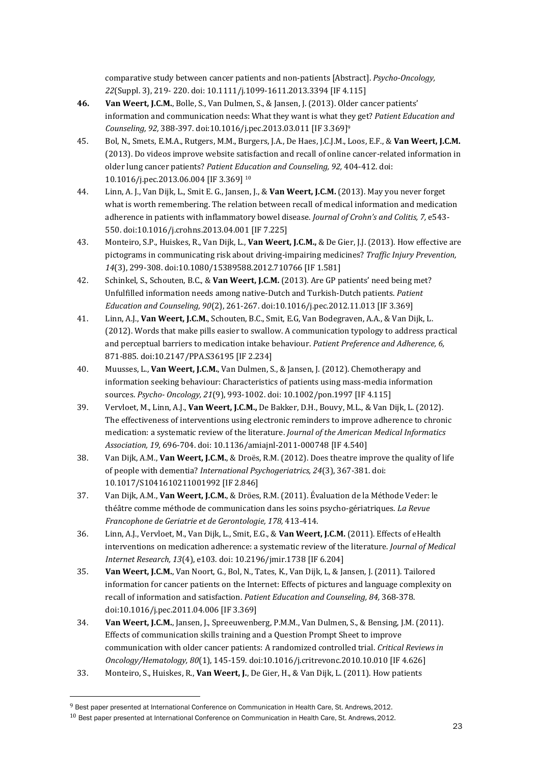comparative study between cancer patients and non-patients [Abstract]. *Psycho-Oncology, 22*(Suppl. 3), 219- 220. doi: 10.1111/j.1099-1611.2013.3394 [IF 4.115]

**46.** **Van Weert, J.C.M.**, Bolle, S., Van Dulmen, S., & Jansen, J. (2013). Older cancer patients' information and communication needs: What they want is what they get? *Patient Education and Counseling, 92,* 388-397. doi:10.1016/j.pec.2013.03.011 [IF 3.369][9]

45. Bol, N., Smets, E.M.A., Rutgers, M.M., Burgers, J.A., De Haes, J.C.J.M., Loos, E.F., & **Van Weert, J.C.M.** (2013). Do videos improve website satisfaction and recall of online cancer-related information in older lung cancer patients? *Patient Education and Counseling, 92,* 404-412. doi: 10.1016/j.pec.2013.06.004 [IF 3.369] [10]

44. Linn, A. J., Van Dijk, L., Smit E. G., Jansen, J., & **Van Weert, J.C.M.** (2013). May you never forget what is worth remembering. The relation between recall of medical information and medication adherence in patients with inflammatory bowel disease. *Journal of Crohn's and Colitis, 7,* e543-550. doi:10.1016/j.crohns.2013.04.001 [IF 7.225]

43. Monteiro, S.P., Huiskes, R., Van Dijk, L., **Van Weert, J.C.M.,** & De Gier, J.J. (2013). How effective are pictograms in communicating risk about driving-impairing medicines? *Traffic Injury Prevention, 14*(3), 299-308. doi:10.1080/15389588.2012.710766 [IF 1.581]

42. Schinkel, S., Schouten, B.C., & **Van Weert, J.C.M.** (2013). Are GP patients' need being met? Unfulfilled information needs among native-Dutch and Turkish-Dutch patients. *Patient Education and Counseling, 90*(2), 261-267. doi:10.1016/j.pec.2012.11.013 [IF 3.369]

41. Linn, A.J., **Van Weert, J.C.M.**, Schouten, B.C., Smit, E.G, Van Bodegraven, A.A., & Van Dijk, L. (2012). Words that make pills easier to swallow. A communication typology to address practical and perceptual barriers to medication intake behaviour. *Patient Preference and Adherence, 6,* 871-885. doi:10.2147/PPA.S36195 [IF 2.234]

40. Muusses, L., **Van Weert, J.C.M.**, Van Dulmen, S., & Jansen, J. (2012). Chemotherapy and information seeking behaviour: Characteristics of patients using mass-media information sources. *Psycho- Oncology, 21*(9), 993-1002. doi: 10.1002/pon.1997 [IF 4.115]

39. Vervloet, M., Linn, A.J., **Van Weert, J.C.M.,** De Bakker, D.H., Bouvy, M.L., & Van Dijk, L. (2012). The effectiveness of interventions using electronic reminders to improve adherence to chronic medication: a systematic review of the literature. *Journal of the American Medical Informatics Association, 19,* 696-704. doi: 10.1136/amiajnl-2011-000748 [IF 4.540]

38. Van Dijk, A.M., **Van Weert, J.C.M.**, & Droës, R.M. (2012). Does theatre improve the quality of life of people with dementia? *International Psychogeriatrics, 24*(3), 367-381. doi: 10.1017/S1041610211001992 [IF 2.846]

37. Van Dijk, A.M., **Van Weert, J.C.M.**, & Dröes, R.M. (2011). Évaluation de la Méthode Veder: le théâtre comme méthode de communication dans les soins psycho-gériatriques. *La Revue Francophone de Geriatrie et de Gerontologie, 178,* 413-414.

36. Linn, A.J., Vervloet, M., Van Dijk, L., Smit, E.G., & **Van Weert, J.C.M.** (2011). Effects of eHealth interventions on medication adherence: a systematic review of the literature. *Journal of Medical Internet Research, 13*(4), e103. doi: 10.2196/jmir.1738 [IF 6.204]

35. **Van Weert, J.C.M.**, Van Noort, G., Bol, N., Tates, K., Van Dijk, L, & Jansen, J. (2011). Tailored information for cancer patients on the Internet: Effects of pictures and language complexity on recall of information and satisfaction. *Patient Education and Counseling, 84,* 368-378. doi:10.1016/j.pec.2011.04.006 [IF 3.369]

34. **Van Weert, J.C.M.**, Jansen, J., Spreeuwenberg, P.M.M., Van Dulmen, S., & Bensing, J.M. (2011). Effects of communication skills training and a Question Prompt Sheet to improve communication with older cancer patients: A randomized controlled trial. *Critical Reviews in Oncology/Hematology, 80*(1), 145-159. doi:10.1016/j.critrevonc.2010.10.010 [IF 4.626]

33. Monteiro, S., Huiskes, R., **Van Weert, J.**, De Gier, H., & Van Dijk, L. (2011). How patients

---

[9] Best paper presented at International Conference on Communication in Health Care, St. Andrews, 2012.

[10] Best paper presented at International Conference on Communication in Health Care, St. Andrews, 2012.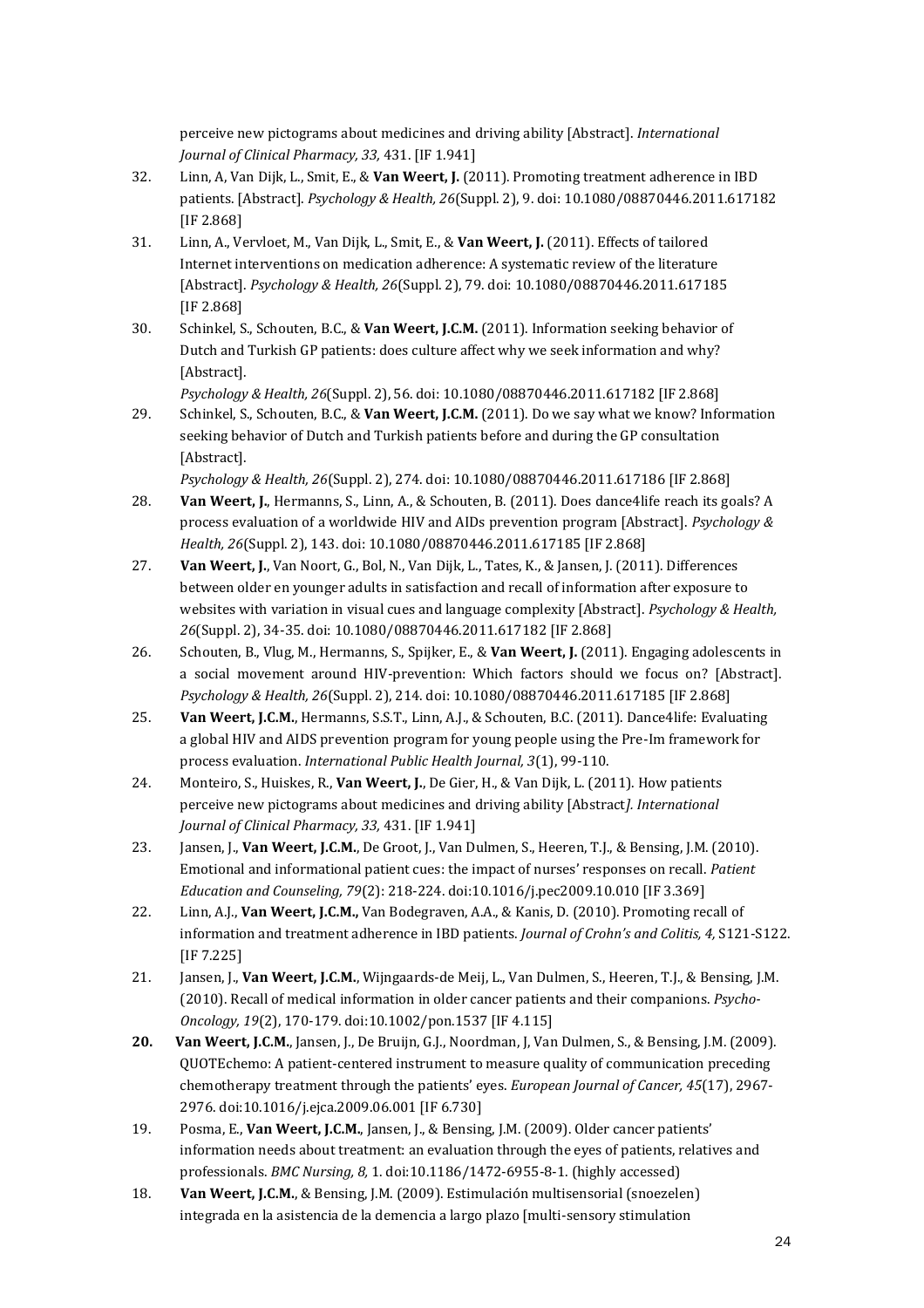perceive new pictograms about medicines and driving ability [Abstract]. *International Journal of Clinical Pharmacy, 33,* 431. [IF 1.941]

32. Linn, A, Van Dijk, L., Smit, E., & **Van Weert, J.** (2011). Promoting treatment adherence in IBD patients. [Abstract]. *Psychology & Health, 26*(Suppl. 2), 9. doi: 10.1080/08870446.2011.617182 [IF 2.868]

31. Linn, A., Vervloet, M., Van Dijk, L., Smit, E., & **Van Weert, J.** (2011). Effects of tailored Internet interventions on medication adherence: A systematic review of the literature [Abstract]. *Psychology & Health, 26*(Suppl. 2), 79. doi: 10.1080/08870446.2011.617185 [IF 2.868]

30. Schinkel, S., Schouten, B.C., & **Van Weert, J.C.M.** (2011). Information seeking behavior of Dutch and Turkish GP patients: does culture affect why we seek information and why? [Abstract]. *Psychology & Health, 26*(Suppl. 2), 56. doi: 10.1080/08870446.2011.617182 [IF 2.868]

29. Schinkel, S., Schouten, B.C., & **Van Weert, J.C.M.** (2011). Do we say what we know? Information seeking behavior of Dutch and Turkish patients before and during the GP consultation [Abstract]. *Psychology & Health, 26*(Suppl. 2), 274. doi: 10.1080/08870446.2011.617186 [IF 2.868]

28. **Van Weert, J.**, Hermanns, S., Linn, A., & Schouten, B. (2011). Does dance4life reach its goals? A process evaluation of a worldwide HIV and AIDs prevention program [Abstract]. *Psychology & Health, 26*(Suppl. 2), 143. doi: 10.1080/08870446.2011.617185 [IF 2.868]

27. **Van Weert, J.**, Van Noort, G., Bol, N., Van Dijk, L., Tates, K., & Jansen, J. (2011). Differences between older en younger adults in satisfaction and recall of information after exposure to websites with variation in visual cues and language complexity [Abstract]. *Psychology & Health, 26*(Suppl. 2), 34-35. doi: 10.1080/08870446.2011.617182 [IF 2.868]

26. Schouten, B., Vlug, M., Hermanns, S., Spijker, E., & **Van Weert, J.** (2011). Engaging adolescents in a social movement around HIV-prevention: Which factors should we focus on? [Abstract]. *Psychology & Health, 26*(Suppl. 2), 214. doi: 10.1080/08870446.2011.617185 [IF 2.868]

25. **Van Weert, J.C.M.**, Hermanns, S.S.T., Linn, A.J., & Schouten, B.C. (2011). Dance4life: Evaluating a global HIV and AIDS prevention program for young people using the Pre-Im framework for process evaluation. *International Public Health Journal, 3*(1), 99-110.

24. Monteiro, S., Huiskes, R., **Van Weert, J.**, De Gier, H., & Van Dijk, L. (2011). How patients perceive new pictograms about medicines and driving ability [Abstract*]. International Journal of Clinical Pharmacy, 33,* 431. [IF 1.941]

23. Jansen, J., **Van Weert, J.C.M.**, De Groot, J., Van Dulmen, S., Heeren, T.J., & Bensing, J.M. (2010). Emotional and informational patient cues: the impact of nurses' responses on recall. *Patient Education and Counseling, 79*(2): 218-224. doi:10.1016/j.pec2009.10.010 [IF 3.369]

22. Linn, A.J., **Van Weert, J.C.M.,** Van Bodegraven, A.A., & Kanis, D. (2010). Promoting recall of information and treatment adherence in IBD patients. *Journal of Crohn's and Colitis, 4,* S121-S122. [IF 7.225]

21. Jansen, J., **Van Weert, J.C.M.**, Wijngaards-de Meij, L., Van Dulmen, S., Heeren, T.J., & Bensing, J.M. (2010). Recall of medical information in older cancer patients and their companions. *Psycho-Oncology, 19*(2), 170-179. doi:10.1002/pon.1537 [IF 4.115]

**20.** **Van Weert, J.C.M.**, Jansen, J., De Bruijn, G.J., Noordman, J, Van Dulmen, S., & Bensing, J.M. (2009). QUOTEchemo: A patient-centered instrument to measure quality of communication preceding chemotherapy treatment through the patients' eyes. *European Journal of Cancer, 45*(17), 2967-2976. doi:10.1016/j.ejca.2009.06.001 [IF 6.730]

19. Posma, E., **Van Weert, J.C.M.**, Jansen, J., & Bensing, J.M. (2009). Older cancer patients' information needs about treatment: an evaluation through the eyes of patients, relatives and professionals. *BMC Nursing, 8,* 1. doi:10.1186/1472-6955-8-1. (highly accessed)

18. **Van Weert, J.C.M.**, & Bensing, J.M. (2009). Estimulación multisensorial (snoezelen) integrada en la asistencia de la demencia a largo plazo [multi-sensory stimulation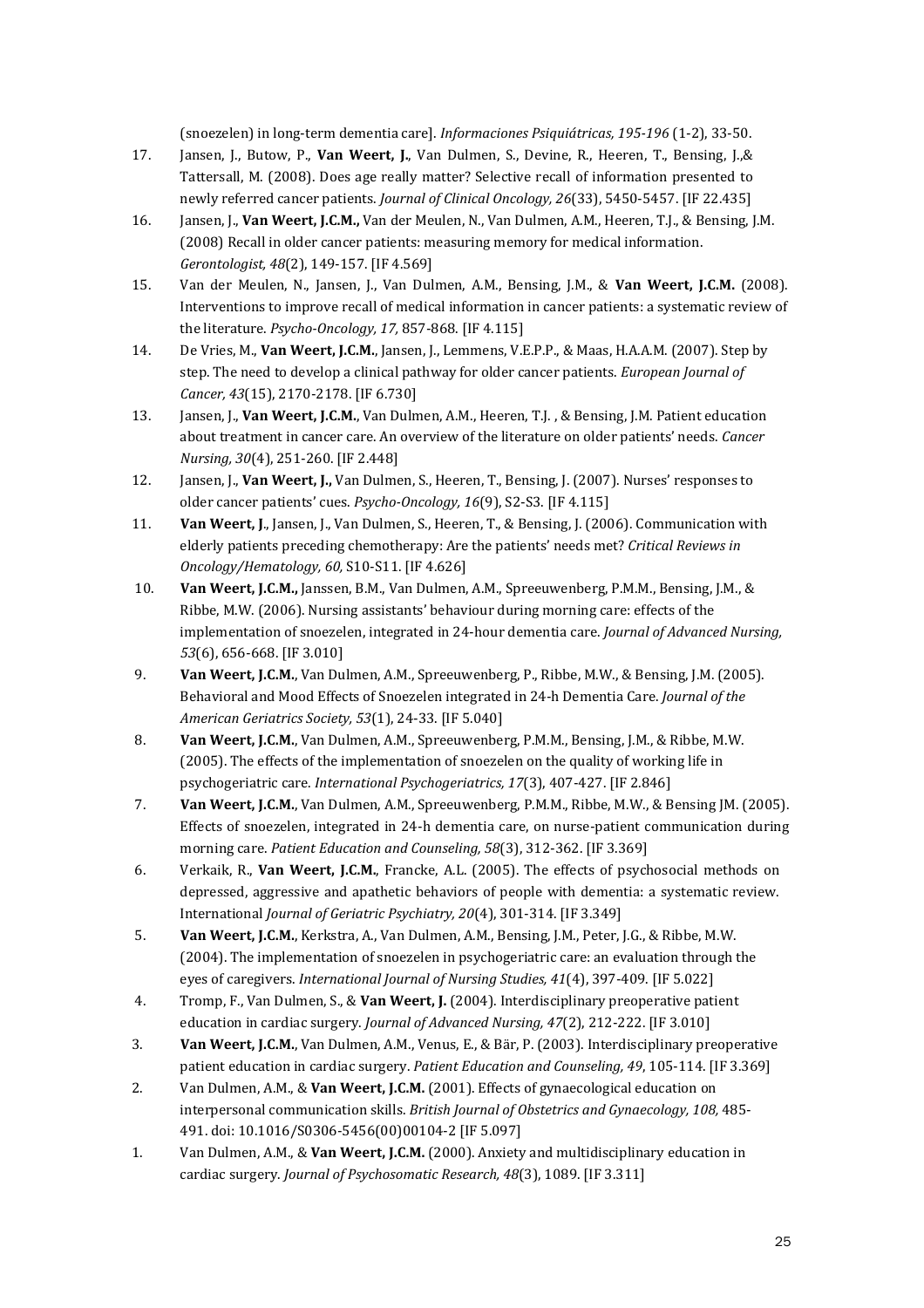(snoezelen) in long-term dementia care]. *Informaciones Psiquiátricas, 195-196* (1-2), 33-50.

17. Jansen, J., Butow, P., **Van Weert, J.**, Van Dulmen, S., Devine, R., Heeren, T., Bensing, J.,& Tattersall, M. (2008). Does age really matter? Selective recall of information presented to newly referred cancer patients. *Journal of Clinical Oncology, 26*(33), 5450-5457. [IF 22.435]
16. Jansen, J., **Van Weert, J.C.M.,** Van der Meulen, N., Van Dulmen, A.M., Heeren, T.J., & Bensing, J.M. (2008) Recall in older cancer patients: measuring memory for medical information. *Gerontologist, 48*(2), 149-157. [IF 4.569]
15. Van der Meulen, N., Jansen, J., Van Dulmen, A.M., Bensing, J.M., & **Van Weert, J.C.M.** (2008). Interventions to improve recall of medical information in cancer patients: a systematic review of the literature. *Psycho-Oncology, 17,* 857-868. [IF 4.115]
14. De Vries, M., **Van Weert, J.C.M.**, Jansen, J., Lemmens, V.E.P.P., & Maas, H.A.A.M. (2007). Step by step. The need to develop a clinical pathway for older cancer patients. *European Journal of Cancer, 43*(15), 2170-2178. [IF 6.730]
13. Jansen, J., **Van Weert, J.C.M.**, Van Dulmen, A.M., Heeren, T.J. , & Bensing, J.M. Patient education about treatment in cancer care. An overview of the literature on older patients' needs. *Cancer Nursing, 30*(4), 251-260. [IF 2.448]
12. Jansen, J., **Van Weert, J.,** Van Dulmen, S., Heeren, T., Bensing, J. (2007). Nurses' responses to older cancer patients' cues. *Psycho-Oncology, 16*(9), S2-S3. [IF 4.115]
11. **Van Weert, J**., Jansen, J., Van Dulmen, S., Heeren, T., & Bensing, J. (2006). Communication with elderly patients preceding chemotherapy: Are the patients' needs met? *Critical Reviews in Oncology/Hematology, 60,* S10-S11. [IF 4.626]
10. **Van Weert, J.C.M.,** Janssen, B.M., Van Dulmen, A.M., Spreeuwenberg, P.M.M., Bensing, J.M., & Ribbe, M.W. (2006). Nursing assistants' behaviour during morning care: effects of the implementation of snoezelen, integrated in 24-hour dementia care. *Journal of Advanced Nursing, 53*(6), 656-668. [IF 3.010]
9. **Van Weert, J.C.M.**, Van Dulmen, A.M., Spreeuwenberg, P., Ribbe, M.W., & Bensing, J.M. (2005). Behavioral and Mood Effects of Snoezelen integrated in 24-h Dementia Care. *Journal of the American Geriatrics Society, 53*(1), 24-33. [IF 5.040]
8. **Van Weert, J.C.M.**, Van Dulmen, A.M., Spreeuwenberg, P.M.M., Bensing, J.M., & Ribbe, M.W. (2005). The effects of the implementation of snoezelen on the quality of working life in psychogeriatric care. *International Psychogeriatrics, 17*(3), 407-427. [IF 2.846]
7. **Van Weert, J.C.M.**, Van Dulmen, A.M., Spreeuwenberg, P.M.M., Ribbe, M.W., & Bensing JM. (2005). Effects of snoezelen, integrated in 24-h dementia care, on nurse-patient communication during morning care. *Patient Education and Counseling, 58*(3), 312-362. [IF 3.369]
6. Verkaik, R., **Van Weert, J.C.M.**, Francke, A.L. (2005). The effects of psychosocial methods on depressed, aggressive and apathetic behaviors of people with dementia: a systematic review. International *Journal of Geriatric Psychiatry, 20*(4), 301-314. [IF 3.349]
5. **Van Weert, J.C.M.**, Kerkstra, A., Van Dulmen, A.M., Bensing, J.M., Peter, J.G., & Ribbe, M.W. (2004). The implementation of snoezelen in psychogeriatric care: an evaluation through the eyes of caregivers. *International Journal of Nursing Studies, 41*(4), 397-409. [IF 5.022]
4. Tromp, F., Van Dulmen, S., & **Van Weert, J.** (2004). Interdisciplinary preoperative patient education in cardiac surgery. *Journal of Advanced Nursing, 47*(2), 212-222. [IF 3.010]
3. **Van Weert, J.C.M.**, Van Dulmen, A.M., Venus, E., & Bär, P. (2003). Interdisciplinary preoperative patient education in cardiac surgery. *Patient Education and Counseling, 49*, 105-114. [IF 3.369]
2. Van Dulmen, A.M., & **Van Weert, J.C.M.** (2001). Effects of gynaecological education on interpersonal communication skills. *British Journal of Obstetrics and Gynaecology, 108,* 485-491. doi: 10.1016/S0306-5456(00)00104-2 [IF 5.097]
1. Van Dulmen, A.M., & **Van Weert, J.C.M.** (2000). Anxiety and multidisciplinary education in cardiac surgery. *Journal of Psychosomatic Research, 48*(3), 1089. [IF 3.311]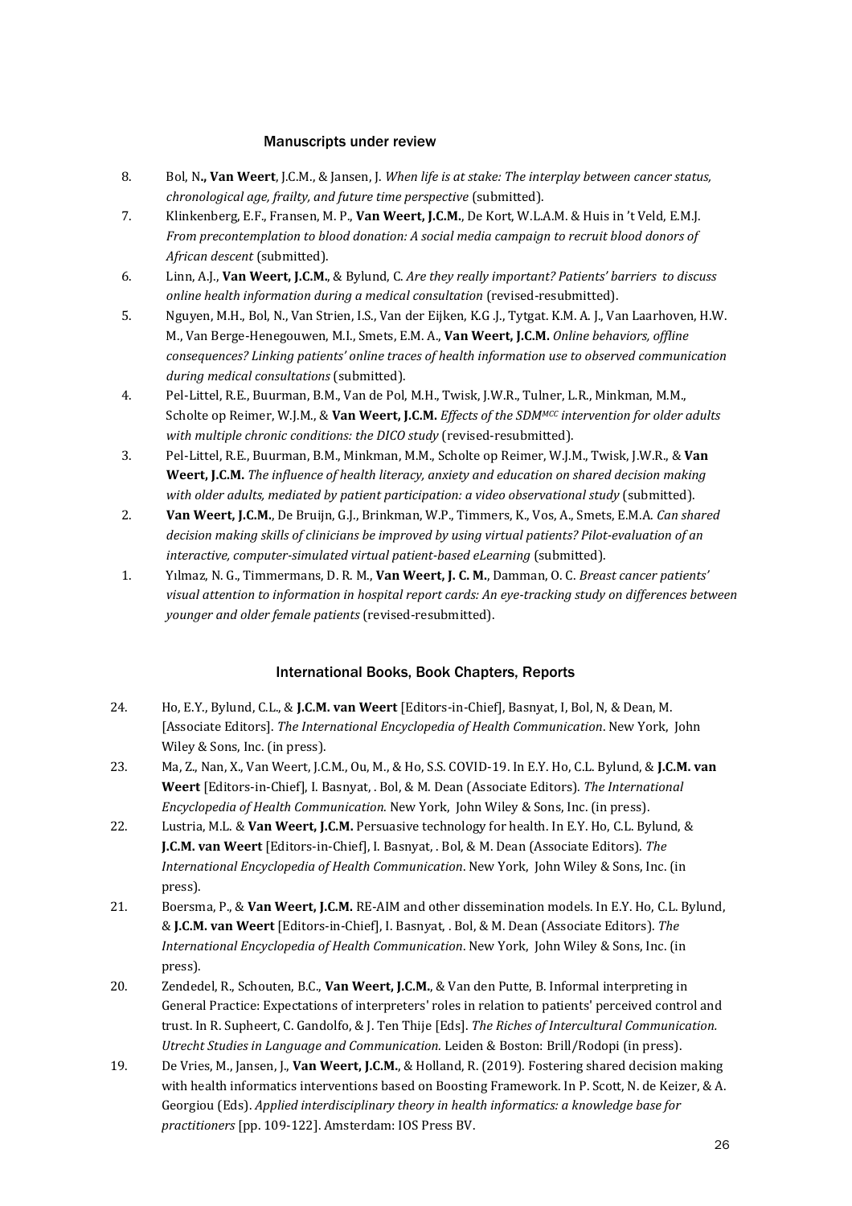### Manuscripts under review

8. Bol, N**., Van Weert**, J.C.M., & Jansen, J. *When life is at stake: The interplay between cancer status, chronological age, frailty, and future time perspective* (submitted).
7. Klinkenberg, E.F., Fransen, M. P., **Van Weert, J.C.M.**, De Kort, W.L.A.M. & Huis in 't Veld, E.M.J. *From precontemplation to blood donation: A social media campaign to recruit blood donors of African descent* (submitted).
6. Linn, A.J., **Van Weert, J.C.M.**, & Bylund, C. *Are they really important? Patients' barriers to discuss online health information during a medical consultation* (revised-resubmitted).
5. Nguyen, M.H., Bol, N., Van Strien, I.S., Van der Eijken, K.G .J., Tytgat. K.M. A. J., Van Laarhoven, H.W. M., Van Berge-Henegouwen, M.I., Smets, E.M. A., **Van Weert, J.C.M.** *Online behaviors, offline consequences? Linking patients' online traces of health information use to observed communication during medical consultations* (submitted).
4. Pel-Littel, R.E., Buurman, B.M., Van de Pol, M.H., Twisk, J.W.R., Tulner, L.R., Minkman, M.M., Scholte op Reimer, W.J.M., & **Van Weert, J.C.M.** *Effects of the SDM[MCC] intervention for older adults with multiple chronic conditions: the DICO study* (revised-resubmitted).
3. Pel-Littel, R.E., Buurman, B.M., Minkman, M.M., Scholte op Reimer, W.J.M., Twisk, J.W.R., & **Van Weert, J.C.M.** *The influence of health literacy, anxiety and education on shared decision making with older adults, mediated by patient participation: a video observational study* (submitted).
2. **Van Weert, J.C.M.**, De Bruijn, G.J., Brinkman, W.P., Timmers, K., Vos, A., Smets, E.M.A. *Can shared decision making skills of clinicians be improved by using virtual patients? Pilot-evaluation of an interactive, computer-simulated virtual patient-based eLearning* (submitted).
1. Yılmaz, N. G., Timmermans, D. R. M., **Van Weert, J. C. M.**, Damman, O. C. *Breast cancer patients' visual attention to information in hospital report cards: An eye-tracking study on differences between younger and older female patients* (revised-resubmitted).

### International Books, Book Chapters, Reports

24. Ho, E.Y., Bylund, C.L., & **J.C.M. van Weert** [Editors-in-Chief], Basnyat, I, Bol, N, & Dean, M. [Associate Editors]. *The International Encyclopedia of Health Communication*. New York, John Wiley & Sons, Inc. (in press).
23. Ma, Z., Nan, X., Van Weert, J.C.M., Ou, M., & Ho, S.S. COVID-19. In E.Y. Ho, C.L. Bylund, & **J.C.M. van Weert** [Editors-in-Chief], I. Basnyat, . Bol, & M. Dean (Associate Editors). *The International Encyclopedia of Health Communication.* New York, John Wiley & Sons, Inc. (in press).
22. Lustria, M.L. & **Van Weert, J.C.M.** Persuasive technology for health. In E.Y. Ho, C.L. Bylund, & **J.C.M. van Weert** [Editors-in-Chief], I. Basnyat, . Bol, & M. Dean (Associate Editors). *The International Encyclopedia of Health Communication*. New York, John Wiley & Sons, Inc. (in press).
21. Boersma, P., & **Van Weert, J.C.M.** RE-AIM and other dissemination models. In E.Y. Ho, C.L. Bylund, & **J.C.M. van Weert** [Editors-in-Chief], I. Basnyat, . Bol, & M. Dean (Associate Editors). *The International Encyclopedia of Health Communication*. New York, John Wiley & Sons, Inc. (in press).
20. Zendedel, R., Schouten, B.C., **Van Weert, J.C.M.**, & Van den Putte, B. Informal interpreting in General Practice: Expectations of interpreters' roles in relation to patients' perceived control and trust. In R. Supheert, C. Gandolfo, & J. Ten Thije [Eds]. *The Riches of Intercultural Communication. Utrecht Studies in Language and Communication.* Leiden & Boston: Brill/Rodopi (in press).
19. De Vries, M., Jansen, J., **Van Weert, J.C.M.**, & Holland, R. (2019). Fostering shared decision making with health informatics interventions based on Boosting Framework. In P. Scott, N. de Keizer, & A. Georgiou (Eds). *Applied interdisciplinary theory in health informatics: a knowledge base for practitioners* [pp. 109-122]. Amsterdam: IOS Press BV.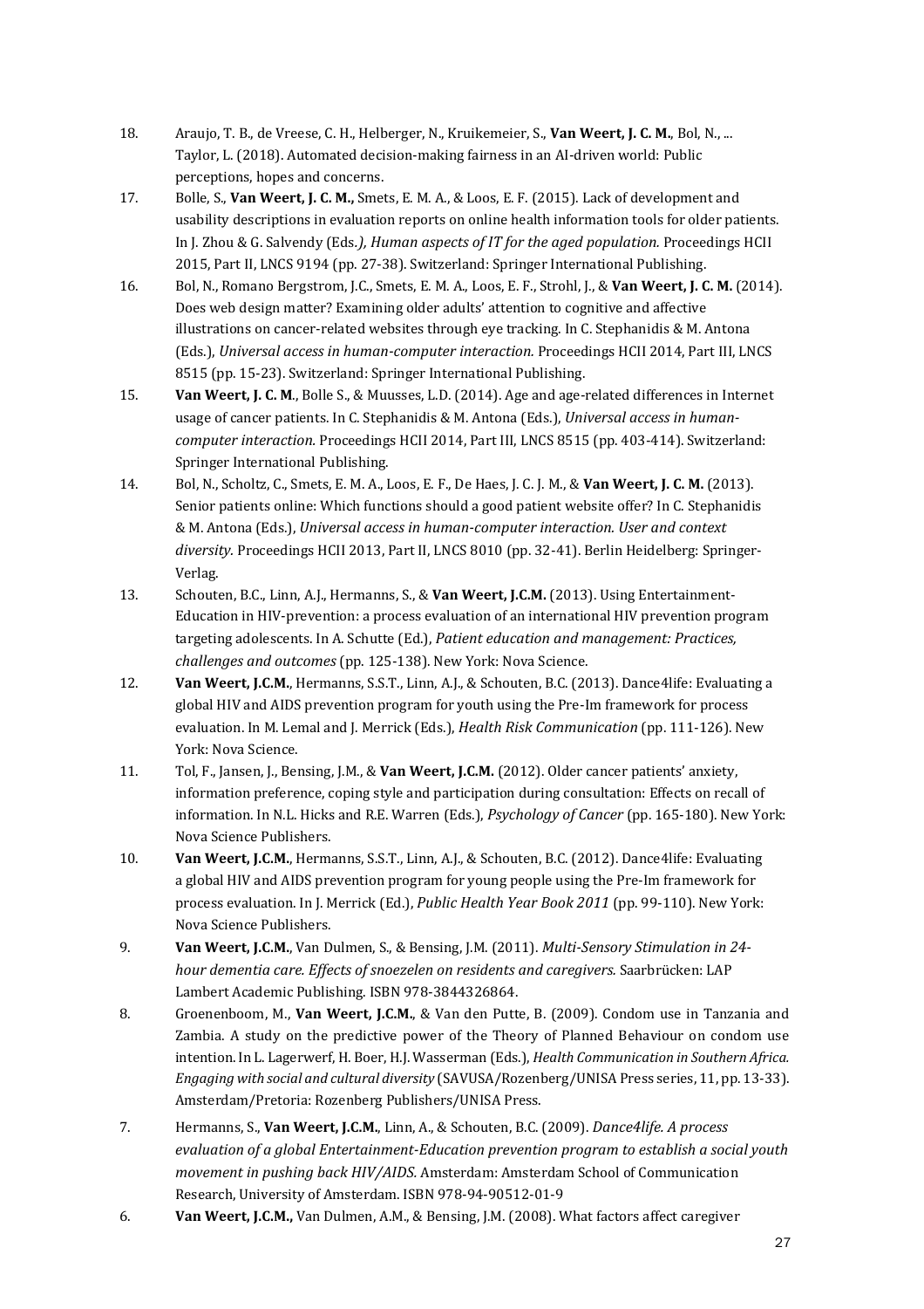18. Araujo, T. B., de Vreese, C. H., Helberger, N., Kruikemeier, S., **Van Weert, J. C. M.**, Bol, N., ... Taylor, L. (2018). Automated decision-making fairness in an AI-driven world: Public perceptions, hopes and concerns.
17. Bolle, S., **Van Weert, J. C. M.,** Smets, E. M. A., & Loos, E. F. (2015). Lack of development and usability descriptions in evaluation reports on online health information tools for older patients. In J. Zhou & G. Salvendy (Eds*.), Human aspects of IT for the aged population.* Proceedings HCII 2015, Part II, LNCS 9194 (pp. 27-38). Switzerland: Springer International Publishing.
16. Bol, N., Romano Bergstrom, J.C., Smets, E. M. A., Loos, E. F., Strohl, J., & **Van Weert, J. C. M.** (2014). Does web design matter? Examining older adults' attention to cognitive and affective illustrations on cancer-related websites through eye tracking. In C. Stephanidis & M. Antona (Eds.), *Universal access in human-computer interaction.* Proceedings HCII 2014, Part III, LNCS 8515 (pp. 15-23). Switzerland: Springer International Publishing.
15. **Van Weert, J. C. M**., Bolle S., & Muusses, L.D. (2014). Age and age-related differences in Internet usage of cancer patients. In C. Stephanidis & M. Antona (Eds.), *Universal access in human-computer interaction.* Proceedings HCII 2014, Part III, LNCS 8515 (pp. 403-414). Switzerland: Springer International Publishing.
14. Bol, N., Scholtz, C., Smets, E. M. A., Loos, E. F., De Haes, J. C. J. M., & **Van Weert, J. C. M.** (2013). Senior patients online: Which functions should a good patient website offer? In C. Stephanidis & M. Antona (Eds.), *Universal access in human-computer interaction. User and context diversity.* Proceedings HCII 2013, Part II, LNCS 8010 (pp. 32-41). Berlin Heidelberg: Springer-Verlag.
13. Schouten, B.C., Linn, A.J., Hermanns, S., & **Van Weert, J.C.M.** (2013). Using Entertainment-Education in HIV-prevention: a process evaluation of an international HIV prevention program targeting adolescents. In A. Schutte (Ed.), *Patient education and management: Practices, challenges and outcomes* (pp. 125-138). New York: Nova Science.
12. **Van Weert, J.C.M.**, Hermanns, S.S.T., Linn, A.J., & Schouten, B.C. (2013). Dance4life: Evaluating a global HIV and AIDS prevention program for youth using the Pre-Im framework for process evaluation. In M. Lemal and J. Merrick (Eds.), *Health Risk Communication* (pp. 111-126). New York: Nova Science.
11. Tol, F., Jansen, J., Bensing, J.M., & **Van Weert, J.C.M.** (2012). Older cancer patients' anxiety, information preference, coping style and participation during consultation: Effects on recall of information. In N.L. Hicks and R.E. Warren (Eds.), *Psychology of Cancer* (pp. 165-180). New York: Nova Science Publishers.
10. **Van Weert, J.C.M.**, Hermanns, S.S.T., Linn, A.J., & Schouten, B.C. (2012). Dance4life: Evaluating a global HIV and AIDS prevention program for young people using the Pre-Im framework for process evaluation. In J. Merrick (Ed.), *Public Health Year Book 2011* (pp. 99-110). New York: Nova Science Publishers.
9. **Van Weert, J.C.M.**, Van Dulmen, S., & Bensing, J.M. (2011). *Multi-Sensory Stimulation in 24-hour dementia care. Effects of snoezelen on residents and caregivers.* Saarbrücken: LAP Lambert Academic Publishing. ISBN 978-3844326864.
8. Groenenboom, M., **Van Weert, J.C.M.**, & Van den Putte, B. (2009). Condom use in Tanzania and Zambia. A study on the predictive power of the Theory of Planned Behaviour on condom use intention. In L. Lagerwerf, H. Boer, H.J. Wasserman (Eds.), *Health Communication in Southern Africa. Engaging with social and cultural diversity* (SAVUSA/Rozenberg/UNISA Press series, 11, pp. 13-33). Amsterdam/Pretoria: Rozenberg Publishers/UNISA Press.
7. Hermanns, S., **Van Weert, J.C.M.**, Linn, A., & Schouten, B.C. (2009). *Dance4life. A process evaluation of a global Entertainment-Education prevention program to establish a social youth movement in pushing back HIV/AIDS.* Amsterdam: Amsterdam School of Communication Research, University of Amsterdam. ISBN 978-94-90512-01-9
6. **Van Weert, J.C.M.,** Van Dulmen, A.M., & Bensing, J.M. (2008). What factors affect caregiver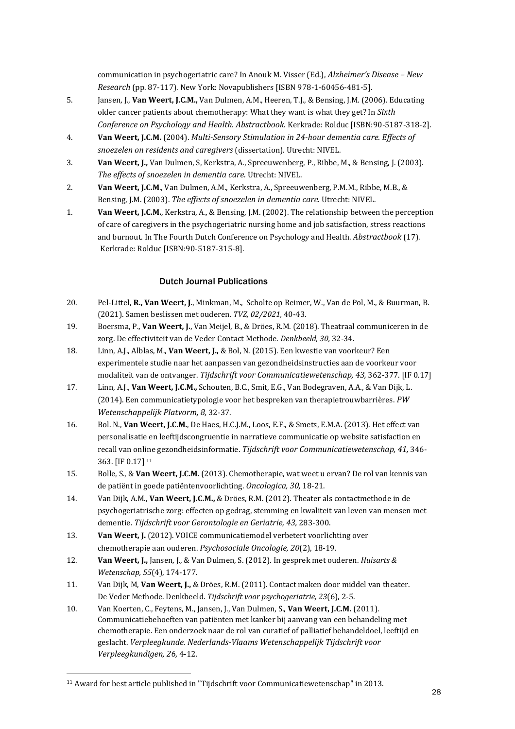communication in psychogeriatric care? In Anouk M. Visser (Ed.), *Alzheimer's Disease – New Research* (pp. 87-117). New York: Novapublishers [ISBN 978-1-60456-481-5].

5. Jansen, J., **Van Weert, J.C.M.,** Van Dulmen, A.M., Heeren, T.J., & Bensing, J.M. (2006). Educating older cancer patients about chemotherapy: What they want is what they get? In *Sixth Conference on Psychology and Health. Abstractbook.* Kerkrade: Rolduc [ISBN:90-5187-318-2].
4. **Van Weert, J.C.M.** (2004). *Multi-Sensory Stimulation in 24-hour dementia care. Effects of snoezelen on residents and caregivers* (dissertation). Utrecht: NIVEL.
3. **Van Weert, J.,** Van Dulmen, S, Kerkstra, A., Spreeuwenberg, P., Ribbe, M., & Bensing, J. (2003). *The effects of snoezelen in dementia care.* Utrecht: NIVEL.
2. **Van Weert, J.C.M.**, Van Dulmen, A.M., Kerkstra, A., Spreeuwenberg, P.M.M., Ribbe, M.B., & Bensing, J.M. (2003). *The effects of snoezelen in dementia care.* Utrecht: NIVEL.
1. **Van Weert, J.C.M.**, Kerkstra, A., & Bensing, J.M. (2002). The relationship between the perception of care of caregivers in the psychogeriatric nursing home and job satisfaction, stress reactions and burnout. In The Fourth Dutch Conference on Psychology and Health. *Abstractbook* (17). Kerkrade: Rolduc [ISBN:90-5187-315-8].

### Dutch Journal Publications

20. Pel-Littel, **R., Van Weert, J.**, Minkman, M., Scholte op Reimer, W., Van de Pol, M., & Buurman, B. (2021). Samen beslissen met ouderen. *TVZ, 02/2021,* 40-43.
19. Boersma, P., **Van Weert, J.**, Van Meijel, B., & Dröes, R.M. (2018). Theatraal communiceren in de zorg. De effectiviteit van de Veder Contact Methode. *Denkbeeld, 30,* 32-34.
18. Linn, A.J., Alblas, M., **Van Weert, J.,** & Bol, N. (2015). Een kwestie van voorkeur? Een experimentele studie naar het aanpassen van gezondheidsinstructies aan de voorkeur voor modaliteit van de ontvanger. *Tijdschrift voor Communicatiewetenschap, 43,* 362-377. [IF 0.17]
17. Linn, A.J., **Van Weert, J.C.M.,** Schouten, B.C., Smit, E.G., Van Bodegraven, A.A., & Van Dijk, L. (2014). Een communicatietypologie voor het bespreken van therapietrouwbarrières. *PW Wetenschappelijk Platvorm, 8,* 32-37.
16. Bol. N., **Van Weert, J.C.M.**, De Haes, H.C.J.M., Loos, E.F., & Smets, E.M.A. (2013). Het effect van personalisatie en leeftijdscongruentie in narratieve communicatie op website satisfaction en recall van online gezondheidsinformatie. *Tijdschrift voor Communicatiewetenschap, 41,* 346-363. [IF 0.17] [11]
15. Bolle, S., & **Van Weert, J.C.M.** (2013). Chemotherapie, wat weet u ervan? De rol van kennis van de patiënt in goede patiëntenvoorlichting. *Oncologica, 30,* 18-21.
14. Van Dijk, A.M., **Van Weert, J.C.M.,** & Dröes, R.M. (2012). Theater als contactmethode in de psychogeriatrische zorg: effecten op gedrag, stemming en kwaliteit van leven van mensen met dementie. *Tijdschrift voor Gerontologie en Geriatrie, 43,* 283-300.
13. **Van Weert, J.** (2012). VOICE communicatiemodel verbetert voorlichting over chemotherapie aan ouderen. *Psychosociale Oncologie, 20*(2), 18-19.
12. **Van Weert, J.,** Jansen, J., & Van Dulmen, S. (2012). In gesprek met ouderen. *Huisarts & Wetenschap, 55*(4), 174-177.
11. Van Dijk, M, **Van Weert, J.,** & Dröes, R.M. (2011). Contact maken door middel van theater. De Veder Methode. Denkbeeld. *Tijdschrift voor psychogeriatrie, 23*(6), 2-5.
10. Van Koerten, C., Feytens, M., Jansen, J., Van Dulmen, S., **Van Weert, J.C.M.** (2011). Communicatiebehoeften van patiënten met kanker bij aanvang van een behandeling met chemotherapie. Een onderzoek naar de rol van curatief of palliatief behandeldoel, leeftijd en geslacht. *Verpleegkunde. Nederlands-Vlaams Wetenschappelijk Tijdschrift voor Verpleegkundigen, 26,* 4-12.

[11] Award for best article published in "Tijdschrift voor Communicatiewetenschap" in 2013.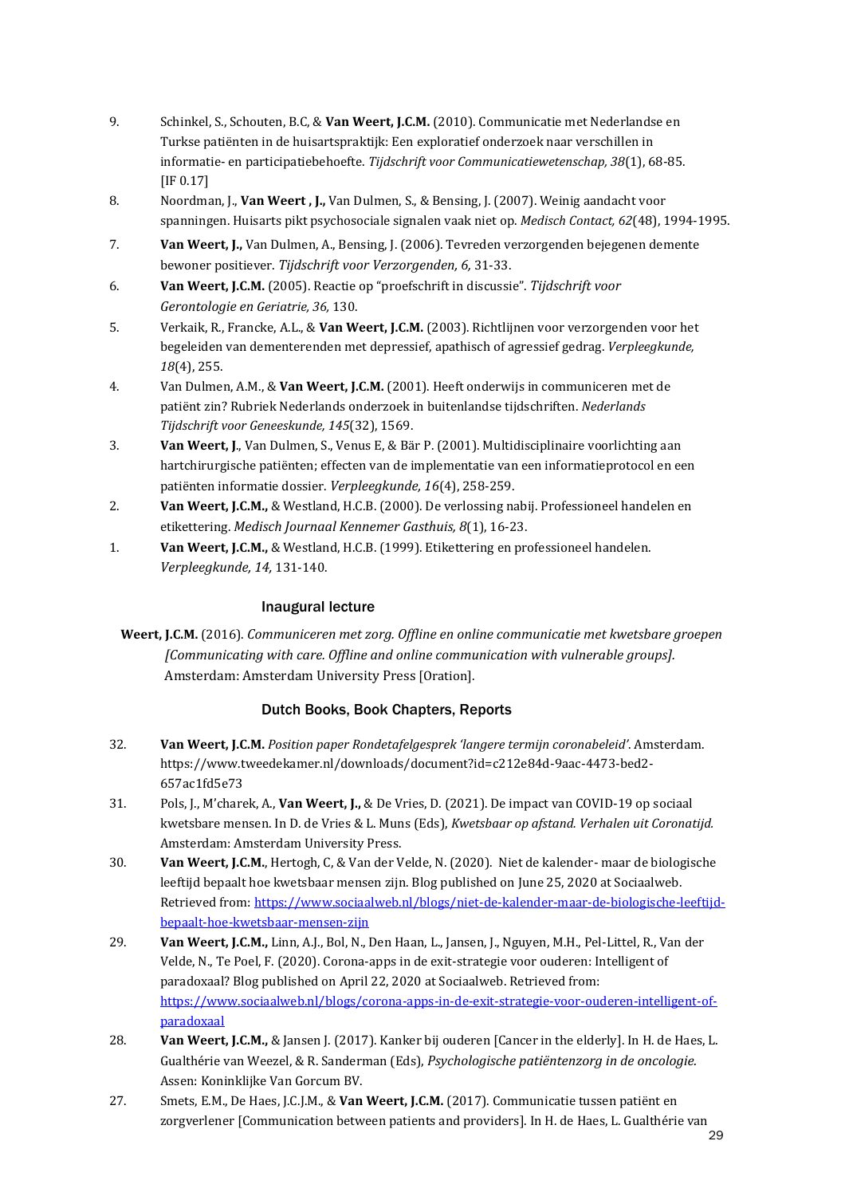9. Schinkel, S., Schouten, B.C, & **Van Weert, J.C.M.** (2010). Communicatie met Nederlandse en Turkse patiënten in de huisartspraktijk: Een exploratief onderzoek naar verschillen in informatie- en participatiebehoefte. *Tijdschrift voor Communicatiewetenschap, 38*(1), 68-85. [IF 0.17]
8. Noordman, J., **Van Weert , J.,** Van Dulmen, S., & Bensing, J. (2007). Weinig aandacht voor spanningen. Huisarts pikt psychosociale signalen vaak niet op. *Medisch Contact, 62*(48), 1994-1995.
7. **Van Weert, J.,** Van Dulmen, A., Bensing, J. (2006). Tevreden verzorgenden bejegenen demente bewoner positiever. *Tijdschrift voor Verzorgenden, 6,* 31-33.
6. **Van Weert, J.C.M.** (2005). Reactie op "proefschrift in discussie". *Tijdschrift voor Gerontologie en Geriatrie, 36,* 130.
5. Verkaik, R., Francke, A.L., & **Van Weert, J.C.M.** (2003). Richtlijnen voor verzorgenden voor het begeleiden van dementerenden met depressief, apathisch of agressief gedrag. *Verpleegkunde, 18*(4), 255.
4. Van Dulmen, A.M., & **Van Weert, J.C.M.** (2001). Heeft onderwijs in communiceren met de patiënt zin? Rubriek Nederlands onderzoek in buitenlandse tijdschriften. *Nederlands Tijdschrift voor Geneeskunde, 145*(32), 1569.
3. **Van Weert, J**., Van Dulmen, S., Venus E, & Bär P. (2001). Multidisciplinaire voorlichting aan hartchirurgische patiënten; effecten van de implementatie van een informatieprotocol en een patiënten informatie dossier. *Verpleegkunde, 16*(4), 258-259.
2. **Van Weert, J.C.M.,** & Westland, H.C.B. (2000). De verlossing nabij. Professioneel handelen en etikettering. *Medisch Journaal Kennemer Gasthuis, 8*(1), 16-23.
1. **Van Weert, J.C.M.,** & Westland, H.C.B. (1999). Etikettering en professioneel handelen. *Verpleegkunde, 14,* 131-140.

## Inaugural lecture

**Weert, J.C.M.** (2016). *Communiceren met zorg. Offline en online communicatie met kwetsbare groepen [Communicating with care. Offline and online communication with vulnerable groups].* Amsterdam: Amsterdam University Press [Oration].

## Dutch Books, Book Chapters, Reports

32. **Van Weert, J.C.M.** *Position paper Rondetafelgesprek 'langere termijn coronabeleid'.* Amsterdam. https://www.tweedekamer.nl/downloads/document?id=c212e84d-9aac-4473-bed2-657ac1fd5e73
31. Pols, J., M'charek, A., **Van Weert, J.,** & De Vries, D. (2021). De impact van COVID-19 op sociaal kwetsbare mensen. In D. de Vries & L. Muns (Eds), *Kwetsbaar op afstand. Verhalen uit Coronatijd.* Amsterdam: Amsterdam University Press.
30. **Van Weert, J.C.M.**, Hertogh, C, & Van der Velde, N. (2020). Niet de kalender- maar de biologische leeftijd bepaalt hoe kwetsbaar mensen zijn. Blog published on June 25, 2020 at Sociaalweb. Retrieved from: https://www.sociaalweb.nl/blogs/niet-de-kalender-maar-de-biologische-leeftijd-bepaalt-hoe-kwetsbaar-mensen-zijn
29. **Van Weert, J.C.M.,** Linn, A.J., Bol, N., Den Haan, L., Jansen, J., Nguyen, M.H., Pel-Littel, R., Van der Velde, N., Te Poel, F. (2020). Corona-apps in de exit-strategie voor ouderen: Intelligent of paradoxaal? Blog published on April 22, 2020 at Sociaalweb. Retrieved from: https://www.sociaalweb.nl/blogs/corona-apps-in-de-exit-strategie-voor-ouderen-intelligent-of-paradoxaal
28. **Van Weert, J.C.M.,** & Jansen J. (2017). Kanker bij ouderen [Cancer in the elderly]. In H. de Haes, L. Gualthérie van Weezel, & R. Sanderman (Eds), *Psychologische patiëntenzorg in de oncologie.* Assen: Koninklijke Van Gorcum BV.
27. Smets, E.M., De Haes, J.C.J.M., & **Van Weert, J.C.M.** (2017). Communicatie tussen patiënt en zorgverlener [Communication between patients and providers]. In H. de Haes, L. Gualthérie van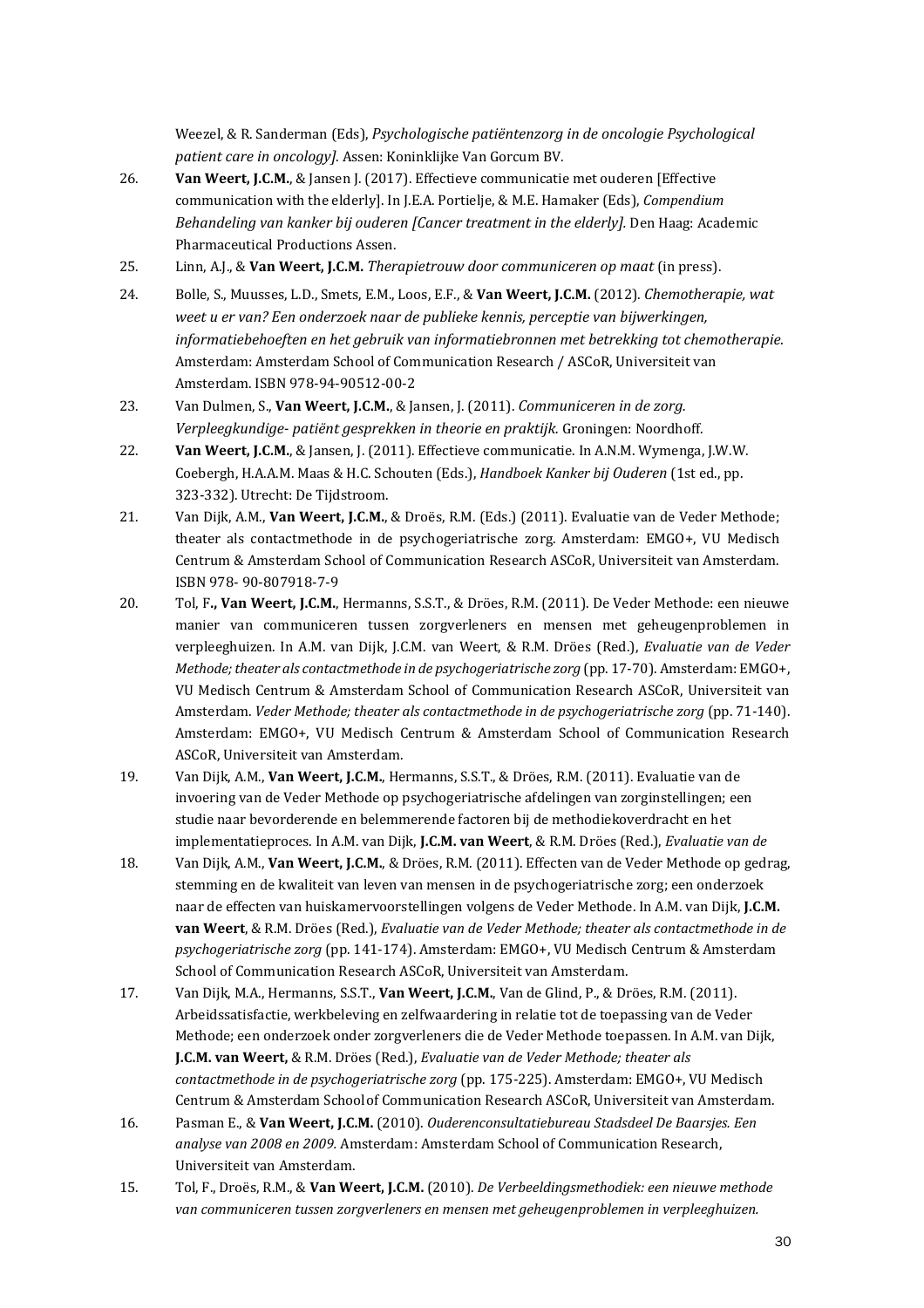Weezel, & R. Sanderman (Eds), *Psychologische patiëntenzorg in de oncologie Psychological patient care in oncology]*. Assen: Koninklijke Van Gorcum BV.

26. **Van Weert, J.C.M.**, & Jansen J. (2017). Effectieve communicatie met ouderen [Effective communication with the elderly]. In J.E.A. Portielje, & M.E. Hamaker (Eds), *Compendium Behandeling van kanker bij ouderen [Cancer treatment in the elderly]*. Den Haag: Academic Pharmaceutical Productions Assen.

25. Linn, A.J., & **Van Weert, J.C.M.** *Therapietrouw door communiceren op maat* (in press).

24. Bolle, S., Muusses, L.D., Smets, E.M., Loos, E.F., & **Van Weert, J.C.M.** (2012). *Chemotherapie, wat weet u er van? Een onderzoek naar de publieke kennis, perceptie van bijwerkingen, informatiebehoeften en het gebruik van informatiebronnen met betrekking tot chemotherapie.* Amsterdam: Amsterdam School of Communication Research / ASCoR, Universiteit van Amsterdam. ISBN 978-94-90512-00-2

23. Van Dulmen, S., **Van Weert, J.C.M.**, & Jansen, J. (2011). *Communiceren in de zorg. Verpleegkundige- patiënt gesprekken in theorie en praktijk.* Groningen: Noordhoff.

22. **Van Weert, J.C.M.**, & Jansen, J. (2011). Effectieve communicatie. In A.N.M. Wymenga, J.W.W. Coebergh, H.A.A.M. Maas & H.C. Schouten (Eds.), *Handboek Kanker bij Ouderen* (1st ed., pp. 323-332). Utrecht: De Tijdstroom.

21. Van Dijk, A.M., **Van Weert, J.C.M.**, & Droës, R.M. (Eds.) (2011). Evaluatie van de Veder Methode; theater als contactmethode in de psychogeriatrische zorg. Amsterdam: EMGO+, VU Medisch Centrum & Amsterdam School of Communication Research ASCoR, Universiteit van Amsterdam. ISBN 978- 90-807918-7-9

20. Tol, F**., Van Weert, J.C.M.**, Hermanns, S.S.T., & Dröes, R.M. (2011). De Veder Methode: een nieuwe manier van communiceren tussen zorgverleners en mensen met geheugenproblemen in verpleeghuizen. In A.M. van Dijk, J.C.M. van Weert, & R.M. Dröes (Red.), *Evaluatie van de Veder Methode; theater als contactmethode in de psychogeriatrische zorg* (pp. 17-70). Amsterdam: EMGO+, VU Medisch Centrum & Amsterdam School of Communication Research ASCoR, Universiteit van Amsterdam. *Veder Methode; theater als contactmethode in de psychogeriatrische zorg* (pp. 71-140). Amsterdam: EMGO+, VU Medisch Centrum & Amsterdam School of Communication Research ASCoR, Universiteit van Amsterdam.

19. Van Dijk, A.M., **Van Weert, J.C.M.**, Hermanns, S.S.T., & Dröes, R.M. (2011). Evaluatie van de invoering van de Veder Methode op psychogeriatrische afdelingen van zorginstellingen; een studie naar bevorderende en belemmerende factoren bij de methodiekoverdracht en het implementatieproces. In A.M. van Dijk, **J.C.M. van Weert**, & R.M. Dröes (Red.), *Evaluatie van de*

18. Van Dijk, A.M., **Van Weert, J.C.M.**, & Dröes, R.M. (2011). Effecten van de Veder Methode op gedrag, stemming en de kwaliteit van leven van mensen in de psychogeriatrische zorg; een onderzoek naar de effecten van huiskamervoorstellingen volgens de Veder Methode. In A.M. van Dijk, **J.C.M. van Weert**, & R.M. Dröes (Red.), *Evaluatie van de Veder Methode; theater als contactmethode in de psychogeriatrische zorg* (pp. 141-174). Amsterdam: EMGO+, VU Medisch Centrum & Amsterdam School of Communication Research ASCoR, Universiteit van Amsterdam.

17. Van Dijk, M.A., Hermanns, S.S.T., **Van Weert, J.C.M.**, Van de Glind, P., & Dröes, R.M. (2011). Arbeidssatisfactie, werkbeleving en zelfwaardering in relatie tot de toepassing van de Veder Methode; een onderzoek onder zorgverleners die de Veder Methode toepassen. In A.M. van Dijk, **J.C.M. van Weert,** & R.M. Dröes (Red.), *Evaluatie van de Veder Methode; theater als contactmethode in de psychogeriatrische zorg* (pp. 175-225). Amsterdam: EMGO+, VU Medisch Centrum & Amsterdam School of Communication Research ASCoR, Universiteit van Amsterdam.

16. Pasman E., & **Van Weert, J.C.M.** (2010). *Ouderenconsultatiebureau Stadsdeel De Baarsjes. Een analyse van 2008 en 2009.* Amsterdam: Amsterdam School of Communication Research, Universiteit van Amsterdam.

15. Tol, F., Droës, R.M., & **Van Weert, J.C.M.** (2010). *De Verbeeldingsmethodiek: een nieuwe methode van communiceren tussen zorgverleners en mensen met geheugenproblemen in verpleeghuizen.*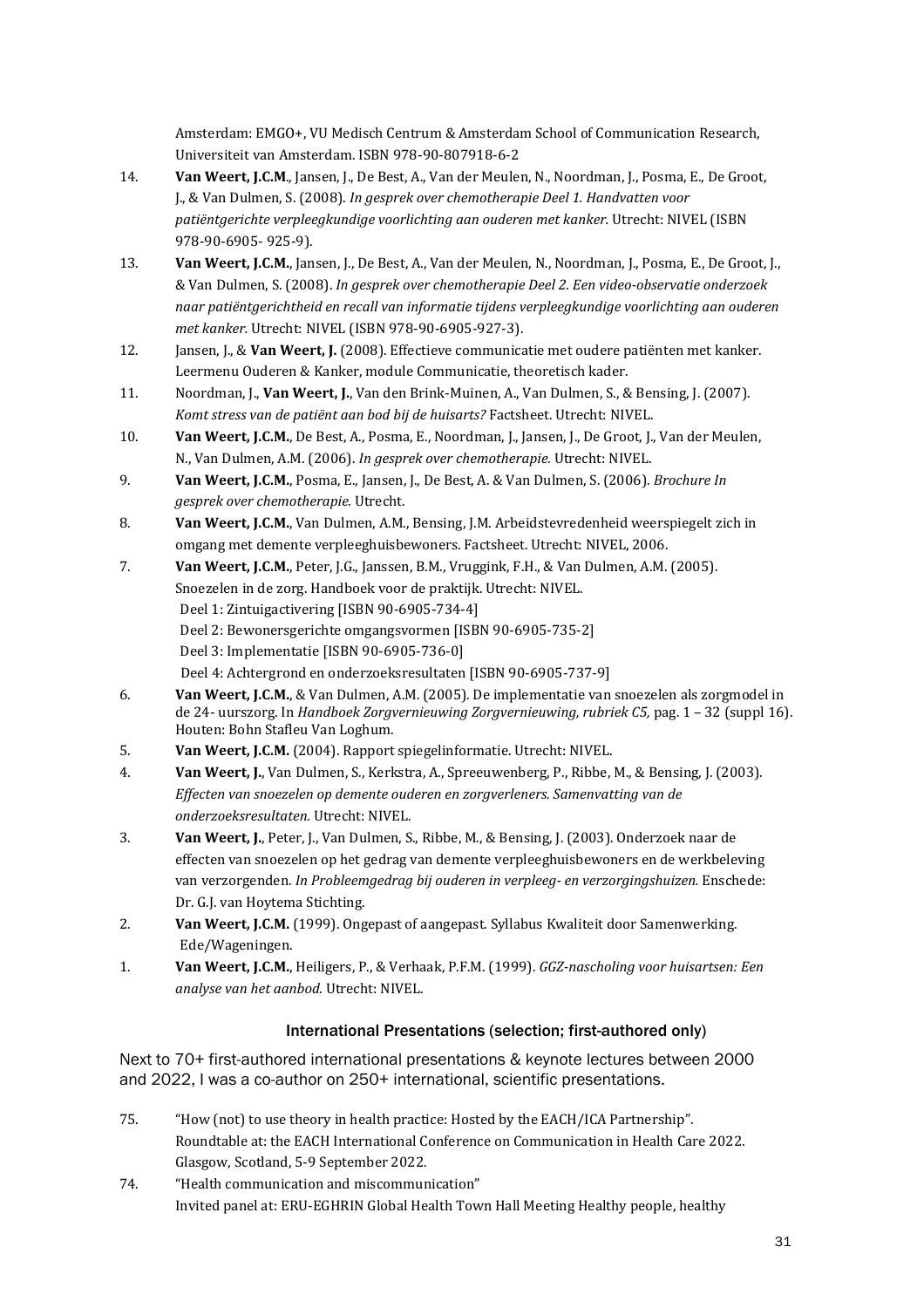Amsterdam: EMGO+, VU Medisch Centrum & Amsterdam School of Communication Research, Universiteit van Amsterdam. ISBN 978-90-807918-6-2

14. **Van Weert, J.C.M.**, Jansen, J., De Best, A., Van der Meulen, N., Noordman, J., Posma, E., De Groot, J., & Van Dulmen, S. (2008). *In gesprek over chemotherapie Deel 1. Handvatten voor patiëntgerichte verpleegkundige voorlichting aan ouderen met kanker*. Utrecht: NIVEL (ISBN 978-90-6905- 925-9).

13. **Van Weert, J.C.M.**, Jansen, J., De Best, A., Van der Meulen, N., Noordman, J., Posma, E., De Groot, J., & Van Dulmen, S. (2008). *In gesprek over chemotherapie Deel 2. Een video-observatie onderzoek naar patiëntgerichtheid en recall van informatie tijdens verpleegkundige voorlichting aan ouderen met kanker*. Utrecht: NIVEL (ISBN 978-90-6905-927-3).

12. Jansen, J., & **Van Weert, J.** (2008). Effectieve communicatie met oudere patiënten met kanker. Leermenu Ouderen & Kanker, module Communicatie, theoretisch kader.

11. Noordman, J., **Van Weert, J.**, Van den Brink-Muinen, A., Van Dulmen, S., & Bensing, J. (2007). *Komt stress van de patiënt aan bod bij de huisarts?* Factsheet. Utrecht: NIVEL.

10. **Van Weert, J.C.M.**, De Best, A., Posma, E., Noordman, J., Jansen, J., De Groot, J., Van der Meulen, N., Van Dulmen, A.M. (2006). *In gesprek over chemotherapie.* Utrecht: NIVEL.

9. **Van Weert, J.C.M.**, Posma, E., Jansen, J., De Best, A. & Van Dulmen, S. (2006). *Brochure In gesprek over chemotherapie.* Utrecht.

8. **Van Weert, J.C.M.**, Van Dulmen, A.M., Bensing, J.M. Arbeidstevredenheid weerspiegelt zich in omgang met demente verpleeghuisbewoners. Factsheet. Utrecht: NIVEL, 2006.

7. **Van Weert, J.C.M.**, Peter, J.G., Janssen, B.M., Vruggink, F.H., & Van Dulmen, A.M. (2005). Snoezelen in de zorg. Handboek voor de praktijk. Utrecht: NIVEL.
   Deel 1: Zintuigactivering [ISBN 90-6905-734-4]
   Deel 2: Bewonersgerichte omgangsvormen [ISBN 90-6905-735-2]
   Deel 3: Implementatie [ISBN 90-6905-736-0]
   Deel 4: Achtergrond en onderzoeksresultaten [ISBN 90-6905-737-9]

6. **Van Weert, J.C.M.**, & Van Dulmen, A.M. (2005). De implementatie van snoezelen als zorgmodel in de 24- uurszorg. In *Handboek Zorgvernieuwing Zorgvernieuwing, rubriek C5,* pag. 1 – 32 (suppl 16). Houten: Bohn Stafleu Van Loghum.

5. **Van Weert, J.C.M.** (2004). Rapport spiegelinformatie. Utrecht: NIVEL.

4. **Van Weert, J.**, Van Dulmen, S., Kerkstra, A., Spreeuwenberg, P., Ribbe, M., & Bensing, J. (2003). *Effecten van snoezelen op demente ouderen en zorgverleners. Samenvatting van de onderzoeksresultaten.* Utrecht: NIVEL.

3. **Van Weert, J.**, Peter, J., Van Dulmen, S., Ribbe, M., & Bensing, J. (2003). Onderzoek naar de effecten van snoezelen op het gedrag van demente verpleeghuisbewoners en de werkbeleving van verzorgenden. *In Probleemgedrag bij ouderen in verpleeg- en verzorgingshuizen.* Enschede: Dr. G.J. van Hoytema Stichting.

2. **Van Weert, J.C.M.** (1999). Ongepast of aangepast. Syllabus Kwaliteit door Samenwerking. Ede/Wageningen.

1. **Van Weert, J.C.M.**, Heiligers, P., & Verhaak, P.F.M. (1999). *GGZ-nascholing voor huisartsen: Een analyse van het aanbod.* Utrecht: NIVEL.

### International Presentations (selection; first-authored only)

Next to 70+ first-authored international presentations & keynote lectures between 2000 and 2022, I was a co-author on 250+ international, scientific presentations.

75. "How (not) to use theory in health practice: Hosted by the EACH/ICA Partnership". Roundtable at: the EACH International Conference on Communication in Health Care 2022. Glasgow, Scotland, 5-9 September 2022.

74. "Health communication and miscommunication"
   Invited panel at: ERU-EGHRIN Global Health Town Hall Meeting Healthy people, healthy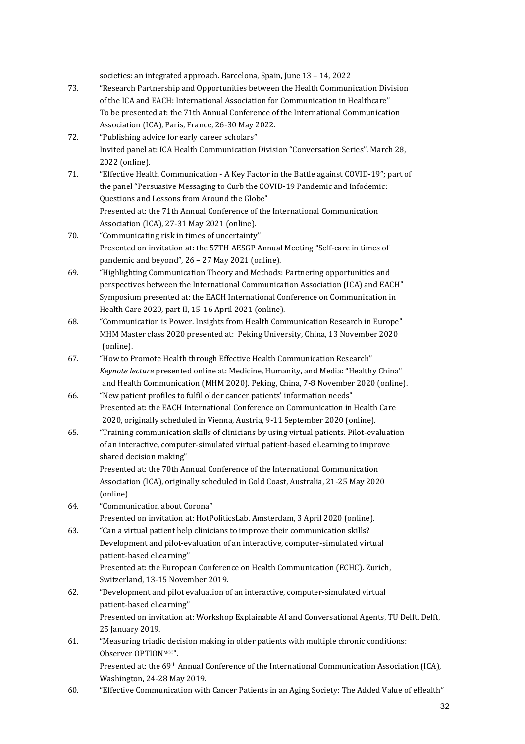societies: an integrated approach. Barcelona, Spain, June 13 – 14, 2022

73. "Research Partnership and Opportunities between the Health Communication Division of the ICA and EACH: International Association for Communication in Healthcare"
 To be presented at: the 71th Annual Conference of the International Communication Association (ICA), Paris, France, 26-30 May 2022.

72. "Publishing advice for early career scholars"
 Invited panel at: ICA Health Communication Division "Conversation Series". March 28, 2022 (online).

71. "Effective Health Communication - A Key Factor in the Battle against COVID-19"; part of the panel "Persuasive Messaging to Curb the COVID-19 Pandemic and Infodemic: Questions and Lessons from Around the Globe"
 Presented at: the 71th Annual Conference of the International Communication Association (ICA), 27-31 May 2021 (online).

70. "Communicating risk in times of uncertainty"
 Presented on invitation at: the 57TH AESGP Annual Meeting "Self-care in times of pandemic and beyond", 26 – 27 May 2021 (online).

69. "Highlighting Communication Theory and Methods: Partnering opportunities and perspectives between the International Communication Association (ICA) and EACH"
 Symposium presented at: the EACH International Conference on Communication in Health Care 2020, part II, 15-16 April 2021 (online).

68. "Communication is Power. Insights from Health Communication Research in Europe"
 MHM Master class 2020 presented at: Peking University, China, 13 November 2020 (online).

67. "How to Promote Health through Effective Health Communication Research"
 *Keynote lecture* presented online at: Medicine, Humanity, and Media: "Healthy China" and Health Communication (MHM 2020). Peking, China, 7-8 November 2020 (online).

66. "New patient profiles to fulfil older cancer patients' information needs"
 Presented at: the EACH International Conference on Communication in Health Care 2020, originally scheduled in Vienna, Austria, 9-11 September 2020 (online).

65. "Training communication skills of clinicians by using virtual patients. Pilot-evaluation of an interactive, computer-simulated virtual patient-based eLearning to improve shared decision making"
 Presented at: the 70th Annual Conference of the International Communication Association (ICA), originally scheduled in Gold Coast, Australia, 21-25 May 2020 (online).

64. "Communication about Corona"
 Presented on invitation at: HotPoliticsLab. Amsterdam, 3 April 2020 (online).

63. "Can a virtual patient help clinicians to improve their communication skills? Development and pilot-evaluation of an interactive, computer-simulated virtual patient-based eLearning"
 Presented at: the European Conference on Health Communication (ECHC). Zurich, Switzerland, 13-15 November 2019.

62. "Development and pilot evaluation of an interactive, computer-simulated virtual patient-based eLearning"
 Presented on invitation at: Workshop Explainable AI and Conversational Agents, TU Delft, Delft, 25 January 2019.

61. "Measuring triadic decision making in older patients with multiple chronic conditions: Observer OPTION$^{MCC}$".
 Presented at: the 69th Annual Conference of the International Communication Association (ICA), Washington, 24-28 May 2019.

60. "Effective Communication with Cancer Patients in an Aging Society: The Added Value of eHealth"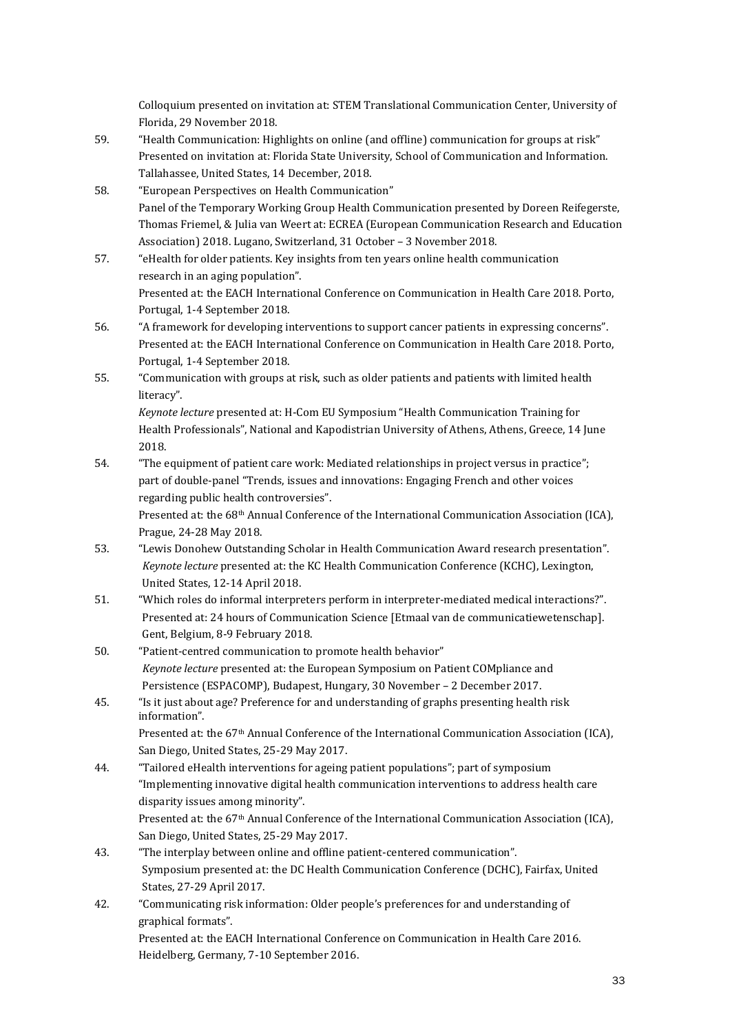Colloquium presented on invitation at: STEM Translational Communication Center, University of Florida, 29 November 2018.

59. “Health Communication: Highlights on online (and offline) communication for groups at risk” Presented on invitation at: Florida State University, School of Communication and Information. Tallahassee, United States, 14 December, 2018.

58. “European Perspectives on Health Communication” Panel of the Temporary Working Group Health Communication presented by Doreen Reifegerste, Thomas Friemel, & Julia van Weert at: ECREA (European Communication Research and Education Association) 2018. Lugano, Switzerland, 31 October – 3 November 2018.

57. “eHealth for older patients. Key insights from ten years online health communication research in an aging population”. Presented at: the EACH International Conference on Communication in Health Care 2018. Porto, Portugal, 1-4 September 2018.

56. “A framework for developing interventions to support cancer patients in expressing concerns”. Presented at: the EACH International Conference on Communication in Health Care 2018. Porto, Portugal, 1-4 September 2018.

55. “Communication with groups at risk, such as older patients and patients with limited health literacy”. *Keynote lecture* presented at: H-Com EU Symposium “Health Communication Training for Health Professionals”, National and Kapodistrian University of Athens, Athens, Greece, 14 June 2018.

54. “The equipment of patient care work: Mediated relationships in project versus in practice”; part of double-panel “Trends, issues and innovations: Engaging French and other voices regarding public health controversies”. Presented at: the 68th Annual Conference of the International Communication Association (ICA), Prague, 24-28 May 2018.

53. “Lewis Donohew Outstanding Scholar in Health Communication Award research presentation”. *Keynote lecture* presented at: the KC Health Communication Conference (KCHC), Lexington, United States, 12-14 April 2018.

51. “Which roles do informal interpreters perform in interpreter-mediated medical interactions?”. Presented at: 24 hours of Communication Science [Etmaal van de communicatiewetenschap]. Gent, Belgium, 8-9 February 2018.

50. “Patient-centred communication to promote health behavior” *Keynote lecture* presented at: the European Symposium on Patient COMpliance and Persistence (ESPACOMP), Budapest, Hungary, 30 November – 2 December 2017.

45. “Is it just about age? Preference for and understanding of graphs presenting health risk information”. Presented at: the 67th Annual Conference of the International Communication Association (ICA), San Diego, United States, 25-29 May 2017.

44. “Tailored eHealth interventions for ageing patient populations”; part of symposium “Implementing innovative digital health communication interventions to address health care disparity issues among minority”. Presented at: the 67th Annual Conference of the International Communication Association (ICA), San Diego, United States, 25-29 May 2017.

43. “The interplay between online and offline patient-centered communication”. Symposium presented at: the DC Health Communication Conference (DCHC), Fairfax, United States, 27-29 April 2017.

42. “Communicating risk information: Older people’s preferences for and understanding of graphical formats”. Presented at: the EACH International Conference on Communication in Health Care 2016. Heidelberg, Germany, 7-10 September 2016.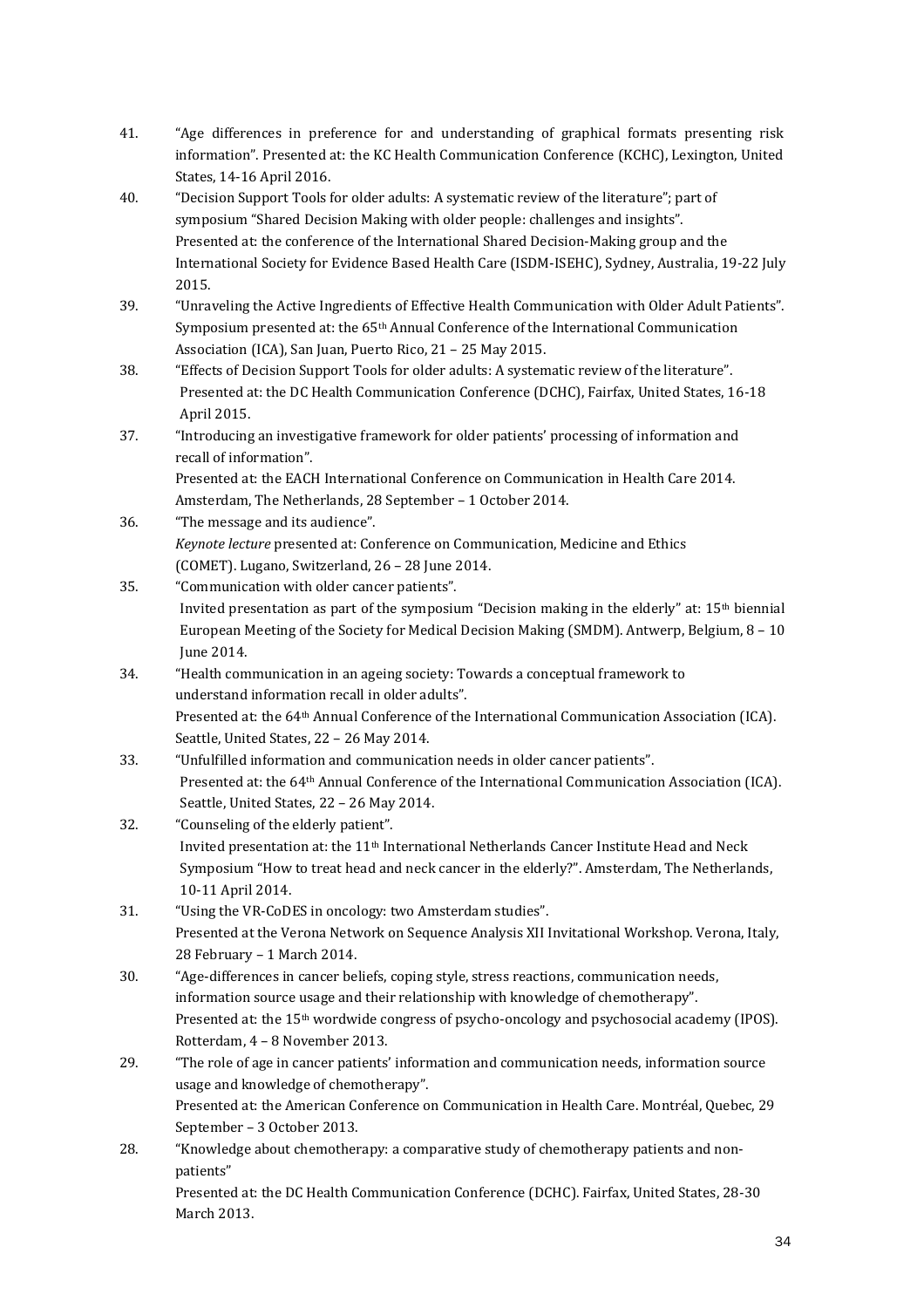41. "Age differences in preference for and understanding of graphical formats presenting risk information". Presented at: the KC Health Communication Conference (KCHC), Lexington, United States, 14-16 April 2016.

40. "Decision Support Tools for older adults: A systematic review of the literature"; part of symposium "Shared Decision Making with older people: challenges and insights". Presented at: the conference of the International Shared Decision-Making group and the International Society for Evidence Based Health Care (ISDM-ISEHC), Sydney, Australia, 19-22 July 2015.

39. "Unraveling the Active Ingredients of Effective Health Communication with Older Adult Patients". Symposium presented at: the 65th Annual Conference of the International Communication Association (ICA), San Juan, Puerto Rico, 21 – 25 May 2015.

38. "Effects of Decision Support Tools for older adults: A systematic review of the literature". Presented at: the DC Health Communication Conference (DCHC), Fairfax, United States, 16-18 April 2015.

37. "Introducing an investigative framework for older patients' processing of information and recall of information". Presented at: the EACH International Conference on Communication in Health Care 2014. Amsterdam, The Netherlands, 28 September – 1 October 2014.

36. "The message and its audience". *Keynote lecture* presented at: Conference on Communication, Medicine and Ethics (COMET). Lugano, Switzerland, 26 – 28 June 2014.

35. "Communication with older cancer patients". Invited presentation as part of the symposium "Decision making in the elderly" at: 15th biennial European Meeting of the Society for Medical Decision Making (SMDM). Antwerp, Belgium, 8 – 10 June 2014.

34. "Health communication in an ageing society: Towards a conceptual framework to understand information recall in older adults". Presented at: the 64th Annual Conference of the International Communication Association (ICA). Seattle, United States, 22 – 26 May 2014.

33. "Unfulfilled information and communication needs in older cancer patients". Presented at: the 64th Annual Conference of the International Communication Association (ICA). Seattle, United States, 22 – 26 May 2014.

32. "Counseling of the elderly patient". Invited presentation at: the 11th International Netherlands Cancer Institute Head and Neck Symposium "How to treat head and neck cancer in the elderly?". Amsterdam, The Netherlands, 10-11 April 2014.

31. "Using the VR-CoDES in oncology: two Amsterdam studies". Presented at the Verona Network on Sequence Analysis XII Invitational Workshop. Verona, Italy, 28 February – 1 March 2014.

30. "Age-differences in cancer beliefs, coping style, stress reactions, communication needs, information source usage and their relationship with knowledge of chemotherapy". Presented at: the 15th wordwide congress of psycho-oncology and psychosocial academy (IPOS). Rotterdam, 4 – 8 November 2013.

29. "The role of age in cancer patients' information and communication needs, information source usage and knowledge of chemotherapy". Presented at: the American Conference on Communication in Health Care. Montréal, Quebec, 29 September – 3 October 2013.

28. "Knowledge about chemotherapy: a comparative study of chemotherapy patients and non-patients" Presented at: the DC Health Communication Conference (DCHC). Fairfax, United States, 28-30 March 2013.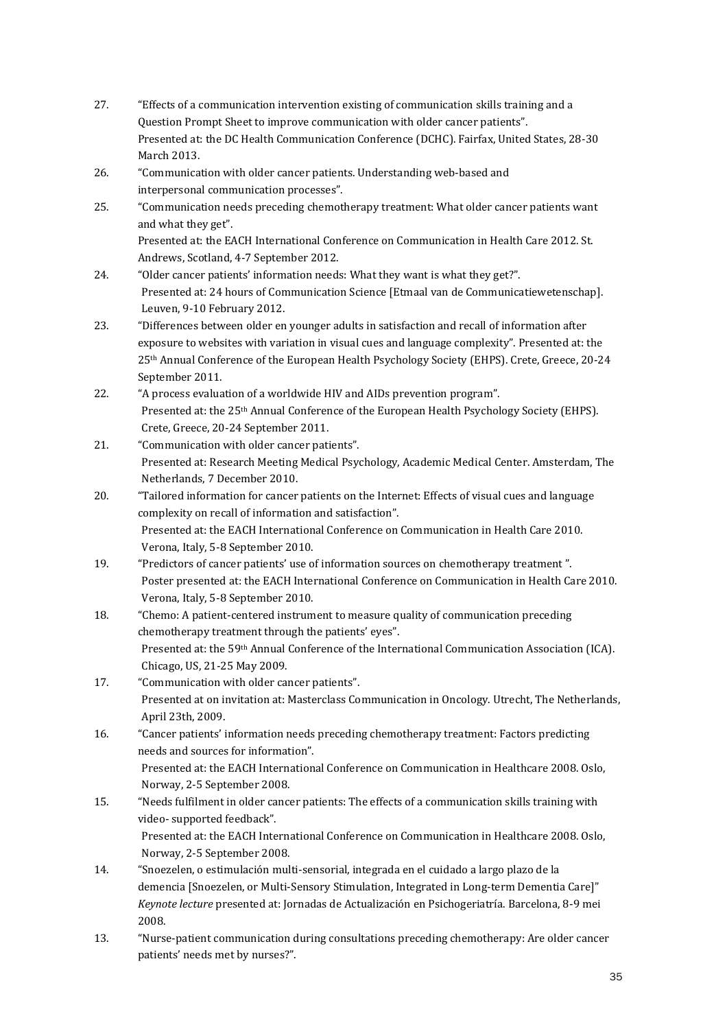27. "Effects of a communication intervention existing of communication skills training and a Question Prompt Sheet to improve communication with older cancer patients".
    Presented at: the DC Health Communication Conference (DCHC). Fairfax, United States, 28-30 March 2013.
26. "Communication with older cancer patients. Understanding web-based and interpersonal communication processes".
25. "Communication needs preceding chemotherapy treatment: What older cancer patients want and what they get".
    Presented at: the EACH International Conference on Communication in Health Care 2012. St. Andrews, Scotland, 4-7 September 2012.
24. "Older cancer patients' information needs: What they want is what they get?".
    Presented at: 24 hours of Communication Science [Etmaal van de Communicatiewetenschap]. Leuven, 9-10 February 2012.
23. "Differences between older en younger adults in satisfaction and recall of information after exposure to websites with variation in visual cues and language complexity". Presented at: the 25th Annual Conference of the European Health Psychology Society (EHPS). Crete, Greece, 20-24 September 2011.
22. "A process evaluation of a worldwide HIV and AIDs prevention program".
    Presented at: the 25th Annual Conference of the European Health Psychology Society (EHPS). Crete, Greece, 20-24 September 2011.
21. "Communication with older cancer patients".
    Presented at: Research Meeting Medical Psychology, Academic Medical Center. Amsterdam, The Netherlands, 7 December 2010.
20. "Tailored information for cancer patients on the Internet: Effects of visual cues and language complexity on recall of information and satisfaction".
    Presented at: the EACH International Conference on Communication in Health Care 2010. Verona, Italy, 5-8 September 2010.
19. "Predictors of cancer patients' use of information sources on chemotherapy treatment ".
    Poster presented at: the EACH International Conference on Communication in Health Care 2010. Verona, Italy, 5-8 September 2010.
18. "Chemo: A patient-centered instrument to measure quality of communication preceding chemotherapy treatment through the patients' eyes".
    Presented at: the 59th Annual Conference of the International Communication Association (ICA). Chicago, US, 21-25 May 2009.
17. "Communication with older cancer patients".
    Presented at on invitation at: Masterclass Communication in Oncology. Utrecht, The Netherlands, April 23th, 2009.
16. "Cancer patients' information needs preceding chemotherapy treatment: Factors predicting needs and sources for information".
    Presented at: the EACH International Conference on Communication in Healthcare 2008. Oslo, Norway, 2-5 September 2008.
15. "Needs fulfilment in older cancer patients: The effects of a communication skills training with video- supported feedback".
    Presented at: the EACH International Conference on Communication in Healthcare 2008. Oslo, Norway, 2-5 September 2008.
14. "Snoezelen, o estimulación multi-sensorial, integrada en el cuidado a largo plazo de la demencia [Snoezelen, or Multi-Sensory Stimulation, Integrated in Long-term Dementia Care]"
    *Keynote lecture* presented at: Jornadas de Actualización en Psichogeriatría. Barcelona, 8-9 mei 2008.
13. "Nurse-patient communication during consultations preceding chemotherapy: Are older cancer patients' needs met by nurses?".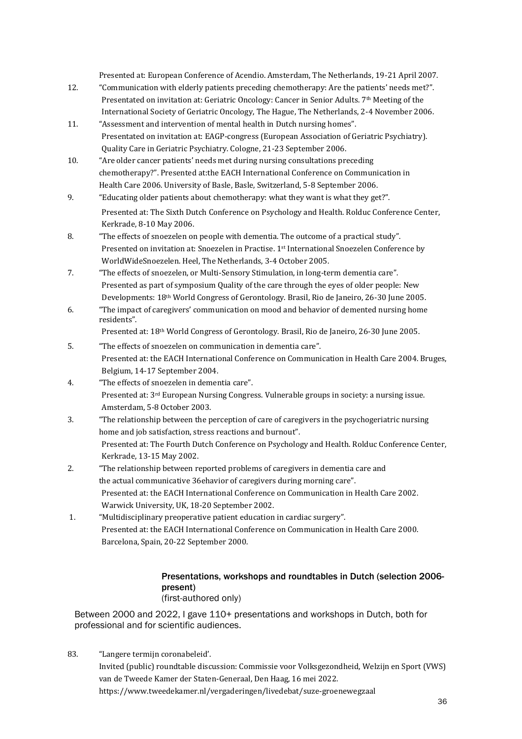Presented at: European Conference of Acendio. Amsterdam, The Netherlands, 19-21 April 2007.

12. "Communication with elderly patients preceding chemotherapy: Are the patients' needs met?". Presentated on invitation at: Geriatric Oncology: Cancer in Senior Adults. 7th Meeting of the International Society of Geriatric Oncology, The Hague, The Netherlands, 2-4 November 2006.

11. "Assessment and intervention of mental health in Dutch nursing homes". Presentated on invitation at: EAGP-congress (European Association of Geriatric Psychiatry). Quality Care in Geriatric Psychiatry. Cologne, 21-23 September 2006.

10. "Are older cancer patients' needs met during nursing consultations preceding chemotherapy?". Presented at:the EACH International Conference on Communication in Health Care 2006. University of Basle, Basle, Switzerland, 5-8 September 2006.

9. "Educating older patients about chemotherapy: what they want is what they get?". Presented at: The Sixth Dutch Conference on Psychology and Health. Rolduc Conference Center, Kerkrade, 8-10 May 2006.

8. "The effects of snoezelen on people with dementia. The outcome of a practical study". Presented on invitation at: Snoezelen in Practise. 1st International Snoezelen Conference by WorldWideSnoezelen. Heel, The Netherlands, 3-4 October 2005.

7. "The effects of snoezelen, or Multi-Sensory Stimulation, in long-term dementia care". Presented as part of symposium Quality of the care through the eyes of older people: New Developments: 18th World Congress of Gerontology. Brasil, Rio de Janeiro, 26-30 June 2005.

6. "The impact of caregivers' communication on mood and behavior of demented nursing home residents". Presented at: 18th World Congress of Gerontology. Brasil, Rio de Janeiro, 26-30 June 2005.

5. "The effects of snoezelen on communication in dementia care". Presented at: the EACH International Conference on Communication in Health Care 2004. Bruges, Belgium, 14-17 September 2004.

4. "The effects of snoezelen in dementia care". Presented at: 3rd European Nursing Congress. Vulnerable groups in society: a nursing issue. Amsterdam, 5-8 October 2003.

3. "The relationship between the perception of care of caregivers in the psychogeriatric nursing home and job satisfaction, stress reactions and burnout". Presented at: The Fourth Dutch Conference on Psychology and Health. Rolduc Conference Center, Kerkrade, 13-15 May 2002.

2. "The relationship between reported problems of caregivers in dementia care and the actual communicative 36ehavior of caregivers during morning care". Presented at: the EACH International Conference on Communication in Health Care 2002. Warwick University, UK, 18-20 September 2002.

1. "Multidisciplinary preoperative patient education in cardiac surgery". Presented at: the EACH International Conference on Communication in Health Care 2000. Barcelona, Spain, 20-22 September 2000.

### Presentations, workshops and roundtables in Dutch (selection 2006-present)

(first-authored only)

Between 2000 and 2022, I gave 110+ presentations and workshops in Dutch, both for professional and for scientific audiences.

83. "Langere termijn coronabeleid'. Invited (public) roundtable discussion: Commissie voor Volksgezondheid, Welzijn en Sport (VWS) van de Tweede Kamer der Staten-Generaal, Den Haag, 16 mei 2022. https://www.tweedekamer.nl/vergaderingen/livedebat/suze-groenewegzaal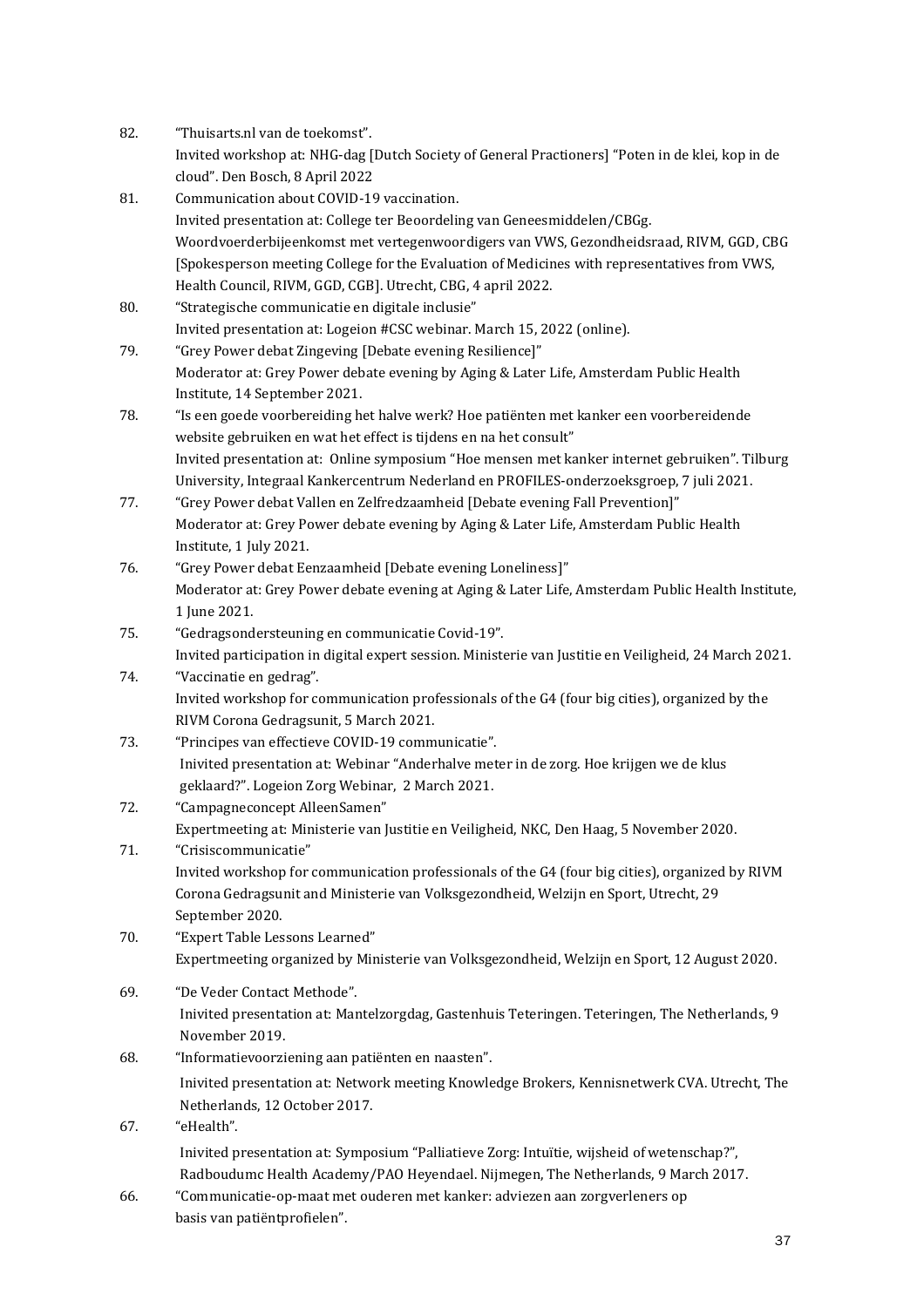82. "Thuisarts.nl van de toekomst".
    Invited workshop at: NHG-dag [Dutch Society of General Practioners] "Poten in de klei, kop in de cloud". Den Bosch, 8 April 2022
81. Communication about COVID-19 vaccination.
    Invited presentation at: College ter Beoordeling van Geneesmiddelen/CBGg. Woordvoerderbijeenkomst met vertegenwoordigers van VWS, Gezondheidsraad, RIVM, GGD, CBG [Spokesperson meeting College for the Evaluation of Medicines with representatives from VWS, Health Council, RIVM, GGD, CGB]. Utrecht, CBG, 4 april 2022.
80. "Strategische communicatie en digitale inclusie"
    Invited presentation at: Logeion #CSC webinar. March 15, 2022 (online).
79. "Grey Power debat Zingeving [Debate evening Resilience]"
    Moderator at: Grey Power debate evening by Aging & Later Life, Amsterdam Public Health Institute, 14 September 2021.
78. "Is een goede voorbereiding het halve werk? Hoe patiënten met kanker een voorbereidende website gebruiken en wat het effect is tijdens en na het consult"
    Invited presentation at: Online symposium "Hoe mensen met kanker internet gebruiken". Tilburg University, Integraal Kankercentrum Nederland en PROFILES-onderzoeksgroep, 7 juli 2021.
77. "Grey Power debat Vallen en Zelfredzaamheid [Debate evening Fall Prevention]"
    Moderator at: Grey Power debate evening by Aging & Later Life, Amsterdam Public Health Institute, 1 July 2021.
76. "Grey Power debat Eenzaamheid [Debate evening Loneliness]"
    Moderator at: Grey Power debate evening at Aging & Later Life, Amsterdam Public Health Institute, 1 June 2021.
75. "Gedragsondersteuning en communicatie Covid-19".
    Invited participation in digital expert session. Ministerie van Justitie en Veiligheid, 24 March 2021.
74. "Vaccinatie en gedrag".
    Invited workshop for communication professionals of the G4 (four big cities), organized by the RIVM Corona Gedragsunit, 5 March 2021.
73. "Principes van effectieve COVID-19 communicatie".
    Inivited presentation at: Webinar "Anderhalve meter in de zorg. Hoe krijgen we de klus geklaard?". Logeion Zorg Webinar, 2 March 2021.
72. "Campagneconcept AlleenSamen"
    Expertmeeting at: Ministerie van Justitie en Veiligheid, NKC, Den Haag, 5 November 2020.
71. "Crisiscommunicatie"
    Invited workshop for communication professionals of the G4 (four big cities), organized by RIVM Corona Gedragsunit and Ministerie van Volksgezondheid, Welzijn en Sport, Utrecht, 29 September 2020.
70. "Expert Table Lessons Learned"
    Expertmeeting organized by Ministerie van Volksgezondheid, Welzijn en Sport, 12 August 2020.
69. "De Veder Contact Methode".
    Inivited presentation at: Mantelzorgdag, Gastenhuis Teteringen. Teteringen, The Netherlands, 9 November 2019.
68. "Informatievoorziening aan patiënten en naasten".
    Inivited presentation at: Network meeting Knowledge Brokers, Kennisnetwerk CVA. Utrecht, The Netherlands, 12 October 2017.
67. "eHealth".
    Inivited presentation at: Symposium "Palliatieve Zorg: Intuïtie, wijsheid of wetenschap?", Radboudumc Health Academy/PAO Heyendael. Nijmegen, The Netherlands, 9 March 2017.
66. "Communicatie-op-maat met ouderen met kanker: adviezen aan zorgverleners op basis van patiëntprofielen".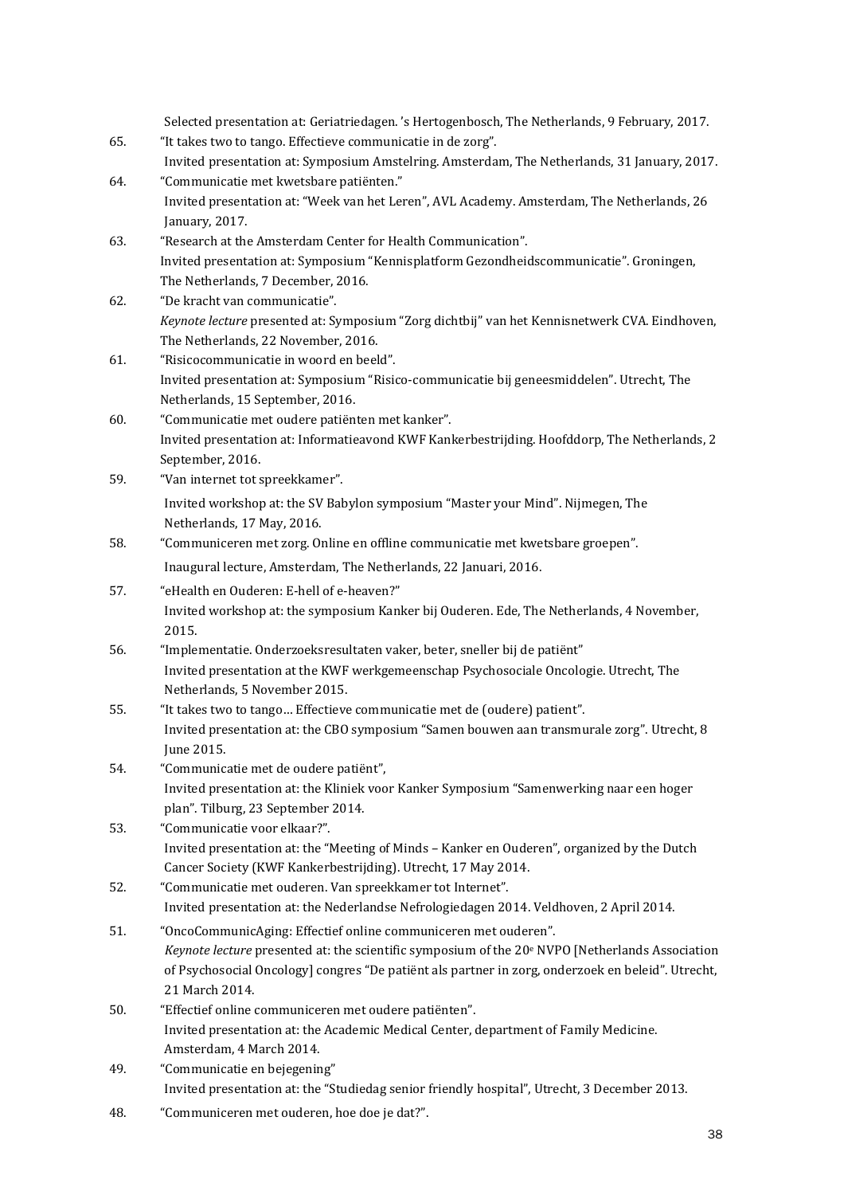Selected presentation at: Geriatriedagen. 's Hertogenbosch, The Netherlands, 9 February, 2017.

65. "It takes two to tango. Effectieve communicatie in de zorg".
 Invited presentation at: Symposium Amstelring. Amsterdam, The Netherlands, 31 January, 2017.
64. "Communicatie met kwetsbare patiënten."
 Invited presentation at: "Week van het Leren", AVL Academy. Amsterdam, The Netherlands, 26 January, 2017.
63. "Research at the Amsterdam Center for Health Communication".
 Invited presentation at: Symposium "Kennisplatform Gezondheidscommunicatie". Groningen, The Netherlands, 7 December, 2016.
62. "De kracht van communicatie".
 *Keynote lecture* presented at: Symposium "Zorg dichtbij" van het Kennisnetwerk CVA. Eindhoven, The Netherlands, 22 November, 2016.
61. "Risicocommunicatie in woord en beeld".
 Invited presentation at: Symposium "Risico-communicatie bij geneesmiddelen". Utrecht, The Netherlands, 15 September, 2016.
60. "Communicatie met oudere patiënten met kanker".
 Invited presentation at: Informatieavond KWF Kankerbestrijding. Hoofddorp, The Netherlands, 2 September, 2016.
59. "Van internet tot spreekkamer".
 Invited workshop at: the SV Babylon symposium "Master your Mind". Nijmegen, The Netherlands, 17 May, 2016.
58. "Communiceren met zorg. Online en offline communicatie met kwetsbare groepen".
 Inaugural lecture, Amsterdam, The Netherlands, 22 Januari, 2016.
57. "eHealth en Ouderen: E-hell of e-heaven?"
 Invited workshop at: the symposium Kanker bij Ouderen. Ede, The Netherlands, 4 November, 2015.
56. "Implementatie. Onderzoeksresultaten vaker, beter, sneller bij de patiënt"
 Invited presentation at the KWF werkgemeenschap Psychosociale Oncologie. Utrecht, The Netherlands, 5 November 2015.
55. "It takes two to tango… Effectieve communicatie met de (oudere) patient".
 Invited presentation at: the CBO symposium "Samen bouwen aan transmurale zorg". Utrecht, 8 June 2015.
54. "Communicatie met de oudere patiënt",
 Invited presentation at: the Kliniek voor Kanker Symposium "Samenwerking naar een hoger plan". Tilburg, 23 September 2014.
53. "Communicatie voor elkaar?".
 Invited presentation at: the "Meeting of Minds – Kanker en Ouderen", organized by the Dutch Cancer Society (KWF Kankerbestrijding). Utrecht, 17 May 2014.
52. "Communicatie met ouderen. Van spreekkamer tot Internet".
 Invited presentation at: the Nederlandse Nefrologiedagen 2014. Veldhoven, 2 April 2014.
51. "OncoCommunicAging: Effectief online communiceren met ouderen".
 *Keynote lecture* presented at: the scientific symposium of the 20e NVPO [Netherlands Association of Psychosocial Oncology] congres "De patiënt als partner in zorg, onderzoek en beleid". Utrecht, 21 March 2014.
50. "Effectief online communiceren met oudere patiënten".
 Invited presentation at: the Academic Medical Center, department of Family Medicine. Amsterdam, 4 March 2014.
49. "Communicatie en bejegening"
 Invited presentation at: the "Studiedag senior friendly hospital", Utrecht, 3 December 2013.
48. "Communiceren met ouderen, hoe doe je dat?".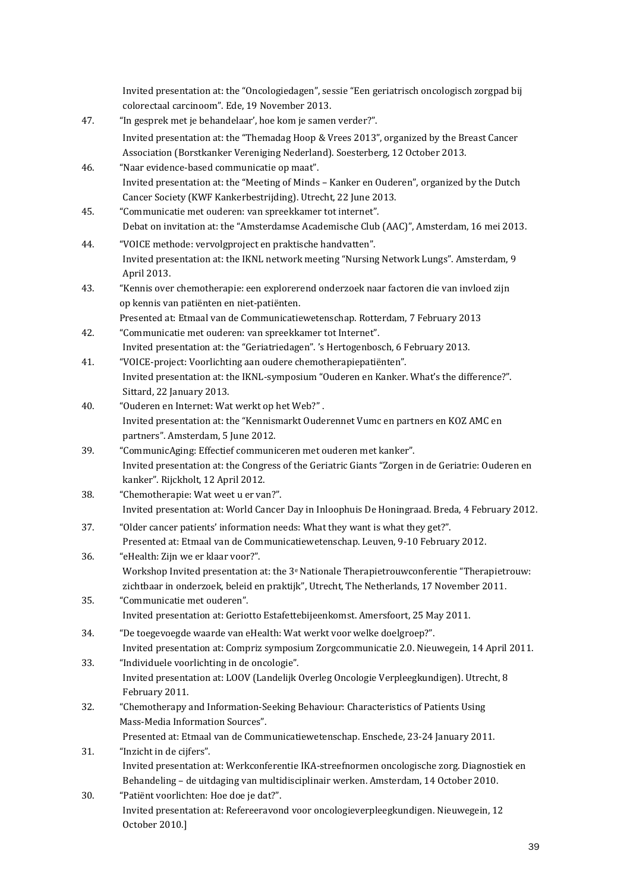Invited presentation at: the "Oncologiedagen", sessie "Een geriatrisch oncologisch zorgpad bij colorectaal carcinoom". Ede, 19 November 2013.

47. "In gesprek met je behandelaar', hoe kom je samen verder?".
    Invited presentation at: the "Themadag Hoop & Vrees 2013", organized by the Breast Cancer Association (Borstkanker Vereniging Nederland). Soesterberg, 12 October 2013.
46. "Naar evidence-based communicatie op maat".
    Invited presentation at: the "Meeting of Minds – Kanker en Ouderen", organized by the Dutch Cancer Society (KWF Kankerbestrijding). Utrecht, 22 June 2013.
45. "Communicatie met ouderen: van spreekkamer tot internet".
    Debat on invitation at: the "Amsterdamse Academische Club (AAC)", Amsterdam, 16 mei 2013.
44. "VOICE methode: vervolgproject en praktische handvatten".
    Invited presentation at: the IKNL network meeting "Nursing Network Lungs". Amsterdam, 9 April 2013.
43. "Kennis over chemotherapie: een explorerend onderzoek naar factoren die van invloed zijn op kennis van patiënten en niet-patiënten.
    Presented at: Etmaal van de Communicatiewetenschap. Rotterdam, 7 February 2013
42. "Communicatie met ouderen: van spreekkamer tot Internet".
    Invited presentation at: the "Geriatriedagen". 's Hertogenbosch, 6 February 2013.
41. "VOICE-project: Voorlichting aan oudere chemotherapiepatiënten".
    Invited presentation at: the IKNL-symposium "Ouderen en Kanker. What's the difference?". Sittard, 22 January 2013.
40. "Ouderen en Internet: Wat werkt op het Web?" .
    Invited presentation at: the "Kennismarkt Ouderennet Vumc en partners en KOZ AMC en partners". Amsterdam, 5 June 2012.
39. "CommunicAging: Effectief communiceren met ouderen met kanker".
    Invited presentation at: the Congress of the Geriatric Giants "Zorgen in de Geriatrie: Ouderen en kanker". Rijckholt, 12 April 2012.
38. "Chemotherapie: Wat weet u er van?".
    Invited presentation at: World Cancer Day in Inloophuis De Honingraad. Breda, 4 February 2012.
37. "Older cancer patients' information needs: What they want is what they get?".
    Presented at: Etmaal van de Communicatiewetenschap. Leuven, 9-10 February 2012.
36. "eHealth: Zijn we er klaar voor?".
    Workshop Invited presentation at: the 3e Nationale Therapietrouwconferentie "Therapietrouw: zichtbaar in onderzoek, beleid en praktijk", Utrecht, The Netherlands, 17 November 2011.
35. "Communicatie met ouderen".
    Invited presentation at: Geriotto Estafettebijeenkomst. Amersfoort, 25 May 2011.
34. "De toegevoegde waarde van eHealth: Wat werkt voor welke doelgroep?".
    Invited presentation at: Compriz symposium Zorgcommunicatie 2.0. Nieuwegein, 14 April 2011.
33. "Individuele voorlichting in de oncologie".
    Invited presentation at: LOOV (Landelijk Overleg Oncologie Verpleegkundigen). Utrecht, 8 February 2011.
32. "Chemotherapy and Information-Seeking Behaviour: Characteristics of Patients Using Mass-Media Information Sources".
    Presented at: Etmaal van de Communicatiewetenschap. Enschede, 23-24 January 2011.
31. "Inzicht in de cijfers".
    Invited presentation at: Werkconferentie IKA-streefnormen oncologische zorg. Diagnostiek en Behandeling – de uitdaging van multidisciplinair werken. Amsterdam, 14 October 2010.
30. "Patiënt voorlichten: Hoe doe je dat?".
    Invited presentation at: Refereeravond voor oncologieverpleegkundigen. Nieuwegein, 12 October 2010.]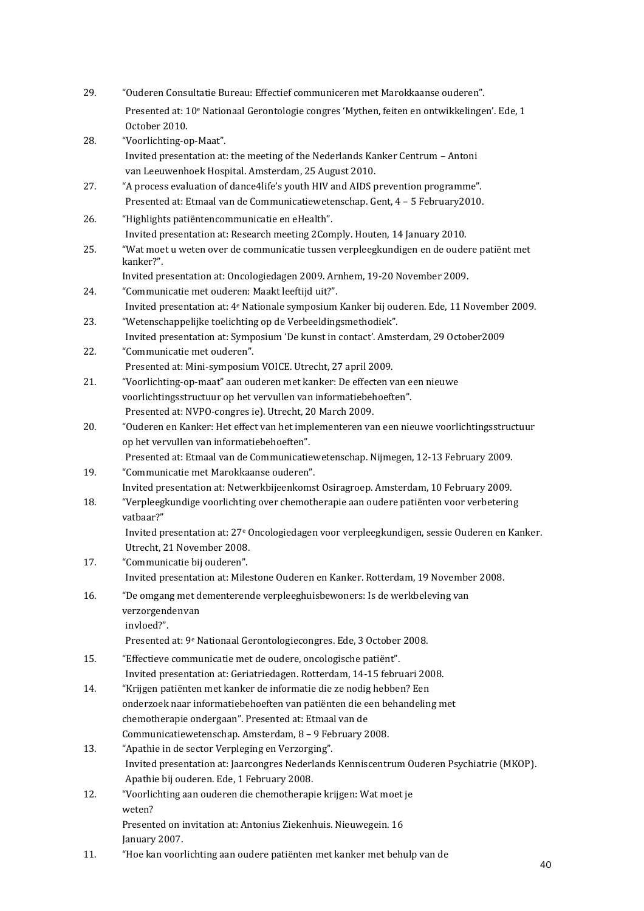29. "Ouderen Consultatie Bureau: Effectief communiceren met Marokkaanse ouderen".
    Presented at: 10e Nationaal Gerontologie congres 'Mythen, feiten en ontwikkelingen'. Ede, 1 October 2010.
28. "Voorlichting-op-Maat".
    Invited presentation at: the meeting of the Nederlands Kanker Centrum – Antoni van Leeuwenhoek Hospital. Amsterdam, 25 August 2010.
27. "A process evaluation of dance4life's youth HIV and AIDS prevention programme".
    Presented at: Etmaal van de Communicatiewetenschap. Gent, 4 – 5 February2010.
26. "Highlights patiëntencommunicatie en eHealth".
    Invited presentation at: Research meeting 2Comply. Houten, 14 January 2010.
25. "Wat moet u weten over de communicatie tussen verpleegkundigen en de oudere patiënt met kanker?".
    Invited presentation at: Oncologiedagen 2009. Arnhem, 19-20 November 2009.
24. "Communicatie met ouderen: Maakt leeftijd uit?".
    Invited presentation at: 4e Nationale symposium Kanker bij ouderen. Ede, 11 November 2009.
23. "Wetenschappelijke toelichting op de Verbeeldingsmethodiek".
    Invited presentation at: Symposium 'De kunst in contact'. Amsterdam, 29 October2009
22. "Communicatie met ouderen".
    Presented at: Mini-symposium VOICE. Utrecht, 27 april 2009.
21. "Voorlichting-op-maat" aan ouderen met kanker: De effecten van een nieuwe voorlichtingsstructuur op het vervullen van informatiebehoeften".
    Presented at: NVPO-congres ie). Utrecht, 20 March 2009.
20. "Ouderen en Kanker: Het effect van het implementeren van een nieuwe voorlichtingsstructuur op het vervullen van informatiebehoeften".
    Presented at: Etmaal van de Communicatiewetenschap. Nijmegen, 12-13 February 2009.
19. "Communicatie met Marokkaanse ouderen".
    Invited presentation at: Netwerkbijeenkomst Osiragroep. Amsterdam, 10 February 2009.
18. "Verpleegkundige voorlichting over chemotherapie aan oudere patiënten voor verbetering vatbaar?"
    Invited presentation at: 27e Oncologiedagen voor verpleegkundigen, sessie Ouderen en Kanker. Utrecht, 21 November 2008.
17. "Communicatie bij ouderen".
    Invited presentation at: Milestone Ouderen en Kanker. Rotterdam, 19 November 2008.
16. "De omgang met dementerende verpleeghuisbewoners: Is de werkbeleving van verzorgendenvan invloed?".
    Presented at: 9e Nationaal Gerontologiecongres. Ede, 3 October 2008.
15. "Effectieve communicatie met de oudere, oncologische patiënt".
    Invited presentation at: Geriatriedagen. Rotterdam, 14-15 februari 2008.
14. "Krijgen patiënten met kanker de informatie die ze nodig hebben? Een onderzoek naar informatiebehoeften van patiënten die een behandeling met chemotherapie ondergaan". Presented at: Etmaal van de Communicatiewetenschap. Amsterdam, 8 – 9 February 2008.
13. "Apathie in de sector Verpleging en Verzorging".
    Invited presentation at: Jaarcongres Nederlands Kenniscentrum Ouderen Psychiatrie (MKOP). Apathie bij ouderen. Ede, 1 February 2008.
12. "Voorlichting aan ouderen die chemotherapie krijgen: Wat moet je weten?
    Presented on invitation at: Antonius Ziekenhuis. Nieuwegein. 16 January 2007.
11. "Hoe kan voorlichting aan oudere patiënten met kanker met behulp van de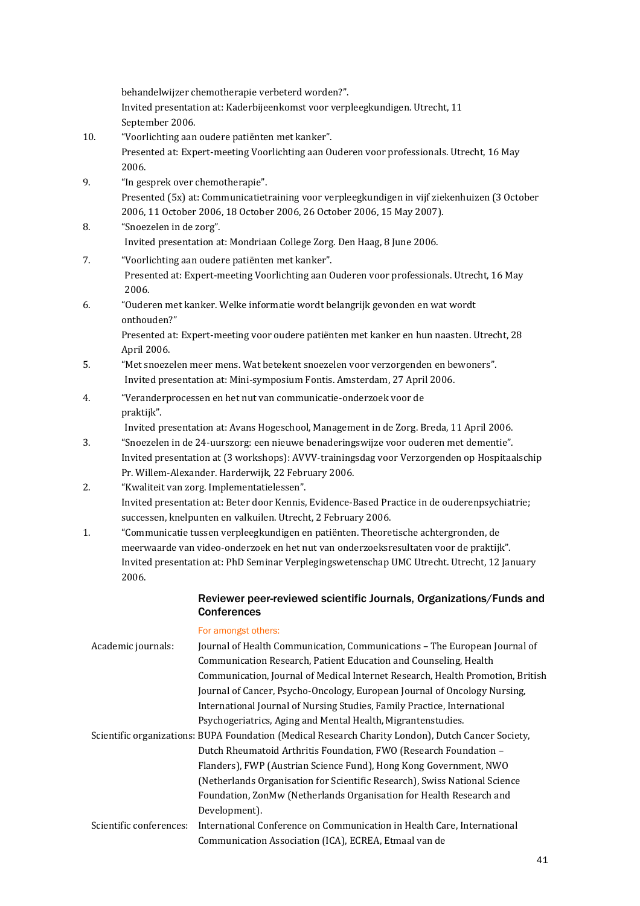behandelwijzer chemotherapie verbeterd worden?”.
Invited presentation at: Kaderbijeenkomst voor verpleegkundigen. Utrecht, 11 September 2006.

10. “Voorlichting aan oudere patiënten met kanker”.
Presented at: Expert-meeting Voorlichting aan Ouderen voor professionals. Utrecht, 16 May 2006.

9. “In gesprek over chemotherapie”.
Presented (5x) at: Communicatietraining voor verpleegkundigen in vijf ziekenhuizen (3 October 2006, 11 October 2006, 18 October 2006, 26 October 2006, 15 May 2007).

8. “Snoezelen in de zorg”.
Invited presentation at: Mondriaan College Zorg. Den Haag, 8 June 2006.

7. “Voorlichting aan oudere patiënten met kanker”.
Presented at: Expert-meeting Voorlichting aan Ouderen voor professionals. Utrecht, 16 May 2006.

6. “Ouderen met kanker. Welke informatie wordt belangrijk gevonden en wat wordt onthouden?”
Presented at: Expert-meeting voor oudere patiënten met kanker en hun naasten. Utrecht, 28 April 2006.

5. “Met snoezelen meer mens. Wat betekent snoezelen voor verzorgenden en bewoners”.
Invited presentation at: Mini-symposium Fontis. Amsterdam, 27 April 2006.

4. “Veranderprocessen en het nut van communicatie-onderzoek voor de praktijk”.
Invited presentation at: Avans Hogeschool, Management in de Zorg. Breda, 11 April 2006.

3. “Snoezelen in de 24-uurszorg: een nieuwe benaderingswijze voor ouderen met dementie”.
Invited presentation at (3 workshops): AVVV-trainingsdag voor Verzorgenden op Hospitaalschip Pr. Willem-Alexander. Harderwijk, 22 February 2006.

2. “Kwaliteit van zorg. Implementatielessen”.
Invited presentation at: Beter door Kennis, Evidence-Based Practice in de ouderenpsychiatrie; successen, knelpunten en valkuilen. Utrecht, 2 February 2006.

1. “Communicatie tussen verpleegkundigen en patiënten. Theoretische achtergronden, de meerwaarde van video-onderzoek en het nut van onderzoeksresultaten voor de praktijk”.
Invited presentation at: PhD Seminar Verplegingswetenschap UMC Utrecht. Utrecht, 12 January 2006.

### Reviewer peer-reviewed scientific Journals, Organizations/Funds and Conferences

For amongst others:

Academic journals: Journal of Health Communication, Communications – The European Journal of Communication Research, Patient Education and Counseling, Health Communication, Journal of Medical Internet Research, Health Promotion, British Journal of Cancer, Psycho-Oncology, European Journal of Oncology Nursing, International Journal of Nursing Studies, Family Practice, International Psychogeriatrics, Aging and Mental Health, Migrantenstudies.

Scientific organizations: BUPA Foundation (Medical Research Charity London), Dutch Cancer Society, Dutch Rheumatoid Arthritis Foundation, FWO (Research Foundation – Flanders), FWP (Austrian Science Fund), Hong Kong Government, NWO (Netherlands Organisation for Scientific Research), Swiss National Science Foundation, ZonMw (Netherlands Organisation for Health Research and Development).

Scientific conferences: International Conference on Communication in Health Care, International Communication Association (ICA), ECREA, Etmaal van de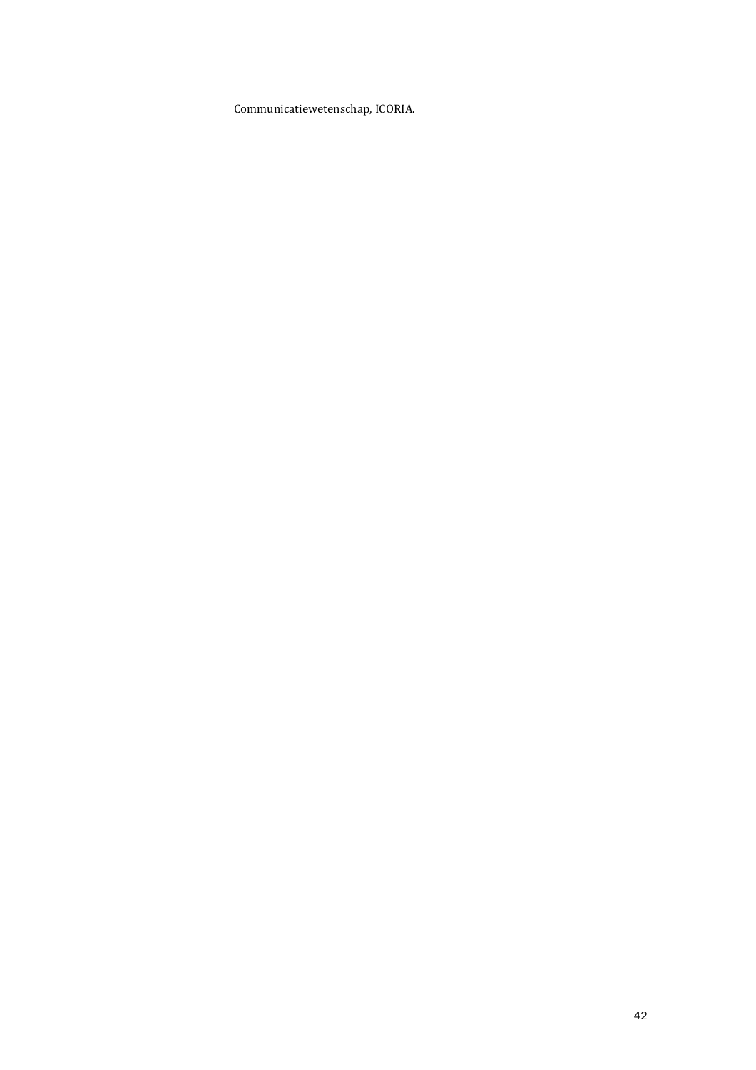Communicatiewetenschap, ICORIA.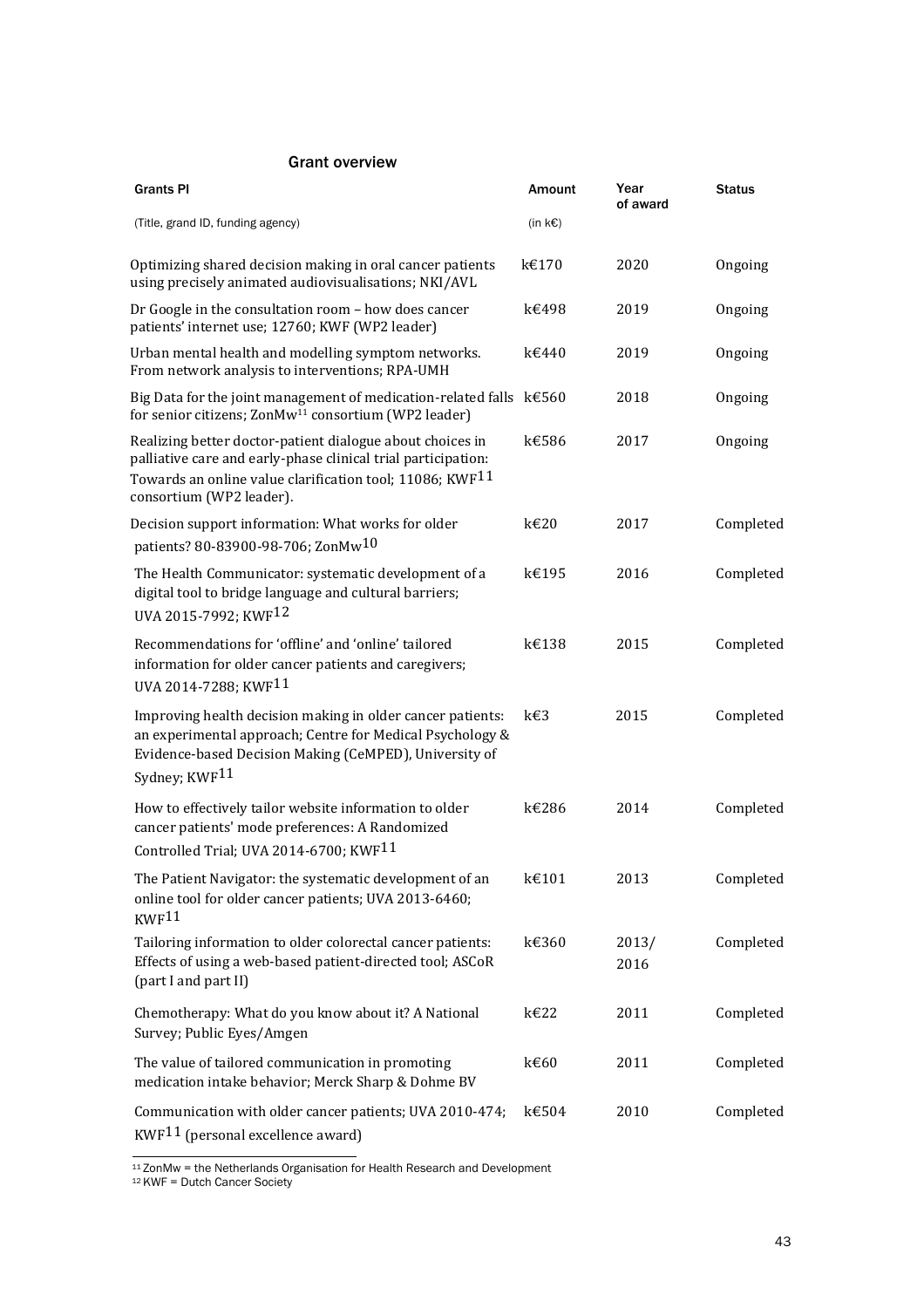## Grant overview

| Grants PI (Title, grand ID, funding agency) | Amount (in k€) | Year of award | Status |
|---|---|---|---|
| Optimizing shared decision making in oral cancer patients using precisely animated audiovisualisations; NKI/AVL | k€170 | 2020 | Ongoing |
| Dr Google in the consultation room – how does cancer patients' internet use; 12760; KWF (WP2 leader) | k€498 | 2019 | Ongoing |
| Urban mental health and modelling symptom networks. From network analysis to interventions; RPA-UMH | k€440 | 2019 | Ongoing |
| Big Data for the joint management of medication-related falls for senior citizens; ZonMw[11] consortium (WP2 leader) | k€560 | 2018 | Ongoing |
| Realizing better doctor-patient dialogue about choices in palliative care and early-phase clinical trial participation: Towards an online value clarification tool; 11086; KWF[11] consortium (WP2 leader). | k€586 | 2017 | Ongoing |
| Decision support information: What works for older patients? 80-83900-98-706; ZonMw[10] | k€20 | 2017 | Completed |
| The Health Communicator: systematic development of a digital tool to bridge language and cultural barriers; UVA 2015-7992; KWF[12] | k€195 | 2016 | Completed |
| Recommendations for 'offline' and 'online' tailored information for older cancer patients and caregivers; UVA 2014-7288; KWF[11] | k€138 | 2015 | Completed |
| Improving health decision making in older cancer patients: an experimental approach; Centre for Medical Psychology & Evidence-based Decision Making (CeMPED), University of Sydney; KWF[11] | k€3 | 2015 | Completed |
| How to effectively tailor website information to older cancer patients' mode preferences: A Randomized Controlled Trial; UVA 2014-6700; KWF[11] | k€286 | 2014 | Completed |
| The Patient Navigator: the systematic development of an online tool for older cancer patients; UVA 2013-6460; KWF[11] | k€101 | 2013 | Completed |
| Tailoring information to older colorectal cancer patients: Effects of using a web-based patient-directed tool; ASCoR (part I and part II) | k€360 | 2013/ 2016 | Completed |
| Chemotherapy: What do you know about it? A National Survey; Public Eyes/Amgen | k€22 | 2011 | Completed |
| The value of tailored communication in promoting medication intake behavior; Merck Sharp & Dohme BV | k€60 | 2011 | Completed |
| Communication with older cancer patients; UVA 2010-474; KWF[11] (personal excellence award) | k€504 | 2010 | Completed |

[11] ZonMw = the Netherlands Organisation for Health Research and Development

[12] KWF = Dutch Cancer Society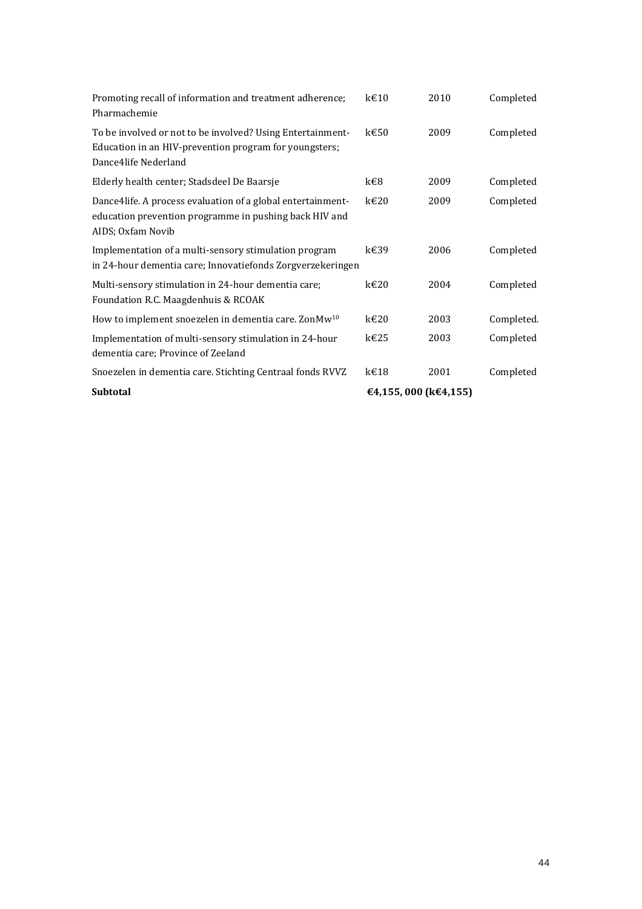| | | | |
|---|---|---|---|
| Promoting recall of information and treatment adherence; Pharmachemie | k€10 | 2010 | Completed |
| To be involved or not to be involved? Using Entertainment-Education in an HIV-prevention program for youngsters; Dance4life Nederland | k€50 | 2009 | Completed |
| Elderly health center; Stadsdeel De Baarsje | k€8 | 2009 | Completed |
| Dance4life. A process evaluation of a global entertainment-education prevention programme in pushing back HIV and AIDS; Oxfam Novib | k€20 | 2009 | Completed |
| Implementation of a multi-sensory stimulation program in 24-hour dementia care; Innovatiefonds Zorgverzekeringen | k€39 | 2006 | Completed |
| Multi-sensory stimulation in 24-hour dementia care; Foundation R.C. Maagdenhuis & RCOAK | k€20 | 2004 | Completed |
| How to implement snoezelen in dementia care. ZonMw[10] | k€20 | 2003 | Completed. |
| Implementation of multi-sensory stimulation in 24-hour dementia care; Province of Zeeland | k€25 | 2003 | Completed |
| Snoezelen in dementia care. Stichting Centraal fonds RVVZ | k€18 | 2001 | Completed |
| **Subtotal** | **€4,155, 000 (k€4,155)** | | |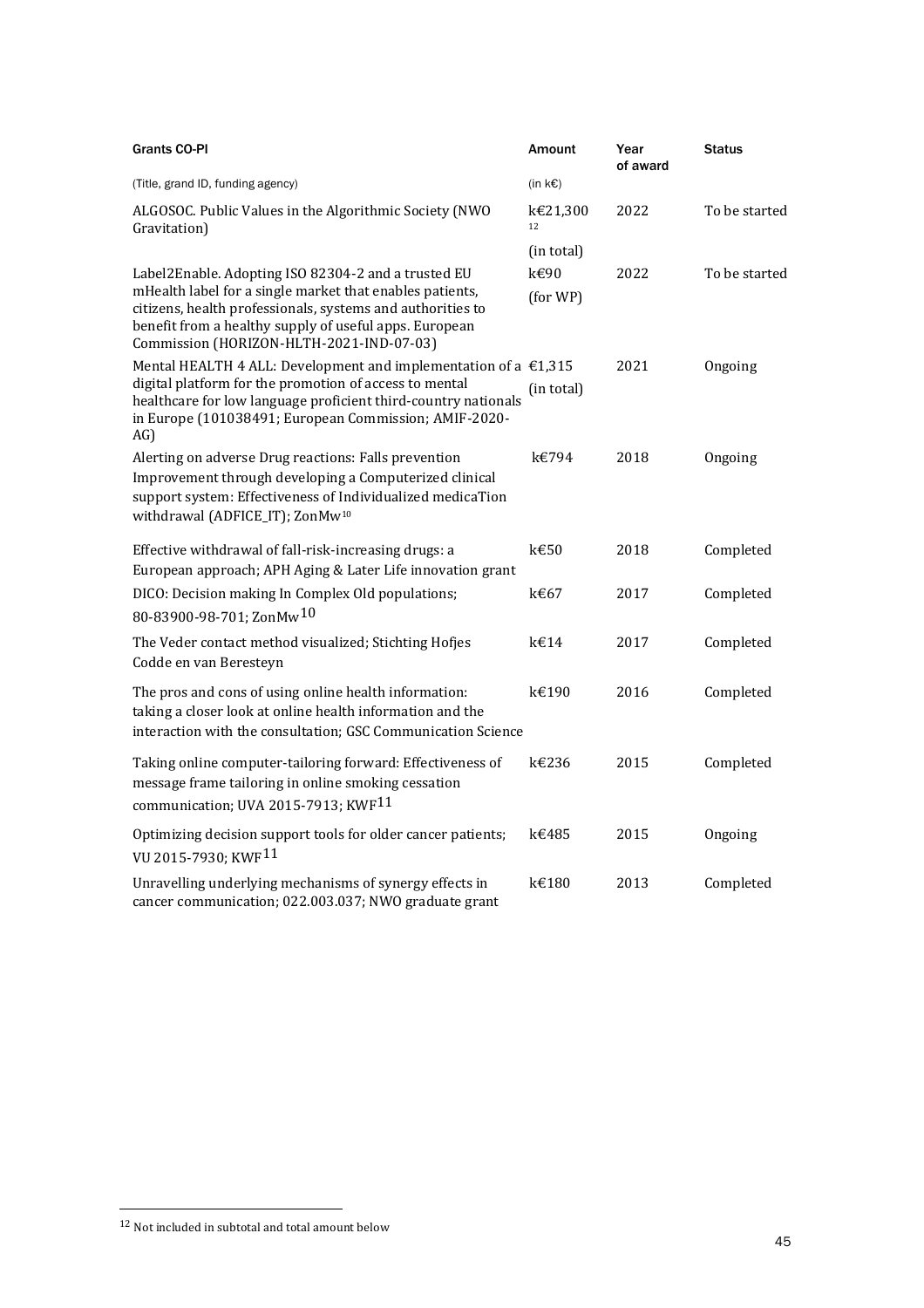| Grants CO-PI | Amount | Year of award | Status |
|---|---|---|---|
| (Title, grand ID, funding agency) | (in k€) | | |
| ALGOSOC. Public Values in the Algorithmic Society (NWO Gravitation) | k€21,300 [12] (in total) | 2022 | To be started |
| Label2Enable. Adopting ISO 82304-2 and a trusted EU mHealth label for a single market that enables patients, citizens, health professionals, systems and authorities to benefit from a healthy supply of useful apps. European Commission (HORIZON-HLTH-2021-IND-07-03) | k€90 (for WP) | 2022 | To be started |
| Mental HEALTH 4 ALL: Development and implementation of a digital platform for the promotion of access to mental healthcare for low language proficient third-country nationals in Europe (101038491; European Commission; AMIF-2020-AG) | €1,315 (in total) | 2021 | Ongoing |
| Alerting on adverse Drug reactions: Falls prevention Improvement through developing a Computerized clinical support system: Effectiveness of Individualized medicaTion withdrawal (ADFICE_IT); ZonMw[10] | k€794 | 2018 | Ongoing |
| Effective withdrawal of fall-risk-increasing drugs: a European approach; APH Aging & Later Life innovation grant | k€50 | 2018 | Completed |
| DICO: Decision making In Complex Old populations; 80-83900-98-701; ZonMw[10] | k€67 | 2017 | Completed |
| The Veder contact method visualized; Stichting Hofjes Codde en van Beresteyn | k€14 | 2017 | Completed |
| The pros and cons of using online health information: taking a closer look at online health information and the interaction with the consultation; GSC Communication Science | k€190 | 2016 | Completed |
| Taking online computer-tailoring forward: Effectiveness of message frame tailoring in online smoking cessation communication; UVA 2015-7913; KWF[11] | k€236 | 2015 | Completed |
| Optimizing decision support tools for older cancer patients; VU 2015-7930; KWF[11] | k€485 | 2015 | Ongoing |
| Unravelling underlying mechanisms of synergy effects in cancer communication; 022.003.037; NWO graduate grant | k€180 | 2013 | Completed |

[12] Not included in subtotal and total amount below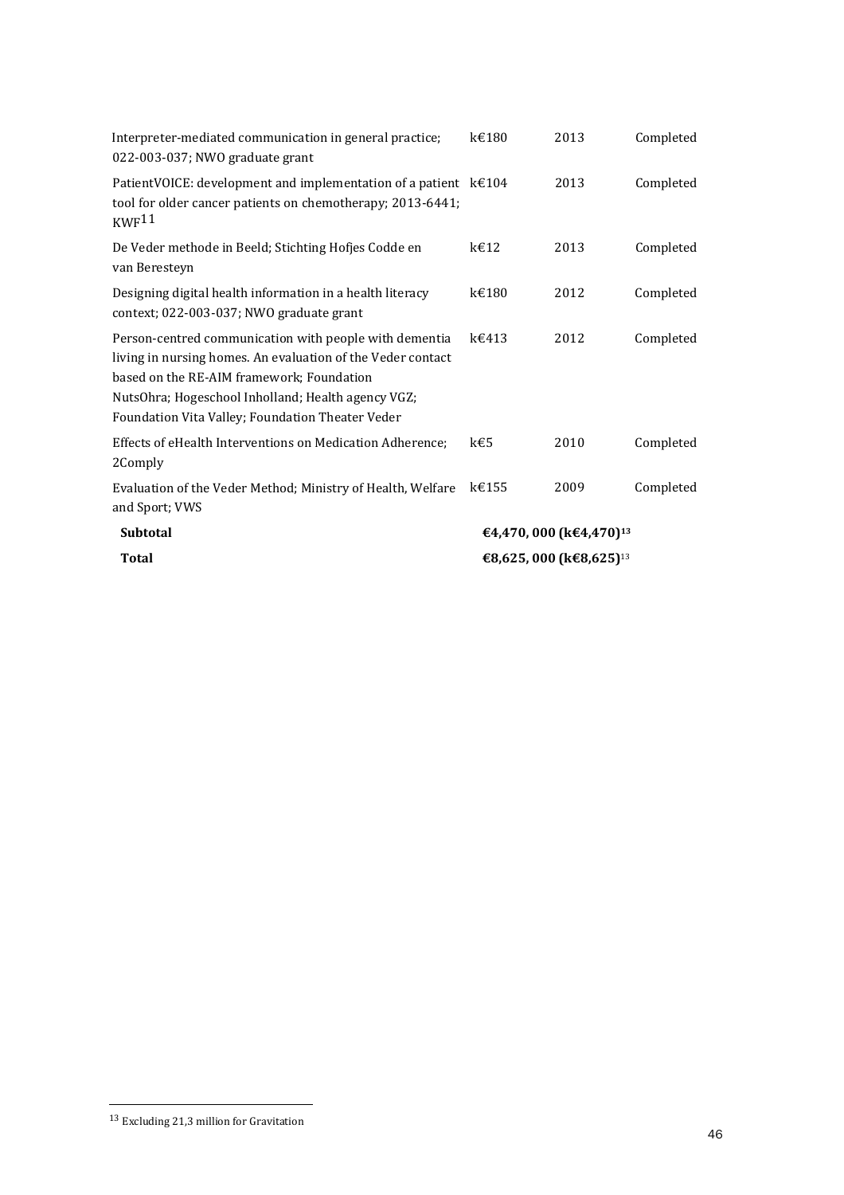| | | | |
|---|---|---|---|
| Interpreter-mediated communication in general practice; 022-003-037; NWO graduate grant | k€180 | 2013 | Completed |
| PatientVOICE: development and implementation of a patient tool for older cancer patients on chemotherapy; 2013-6441; KWF[11] | k€104 | 2013 | Completed |
| De Veder methode in Beeld; Stichting Hofjes Codde en van Beresteyn | k€12 | 2013 | Completed |
| Designing digital health information in a health literacy context; 022-003-037; NWO graduate grant | k€180 | 2012 | Completed |
| Person-centred communication with people with dementia living in nursing homes. An evaluation of the Veder contact based on the RE-AIM framework; Foundation NutsOhra; Hogeschool Inholland; Health agency VGZ; Foundation Vita Valley; Foundation Theater Veder | k€413 | 2012 | Completed |
| Effects of eHealth Interventions on Medication Adherence; 2Comply | k€5 | 2010 | Completed |
| Evaluation of the Veder Method; Ministry of Health, Welfare and Sport; VWS | k€155 | 2009 | Completed |
| **Subtotal** | **€4,470, 000 (k€4,470)[13]** | | |
| **Total** | **€8,625, 000 (k€8,625)[13]** | | |

[13] Excluding 21,3 million for Gravitation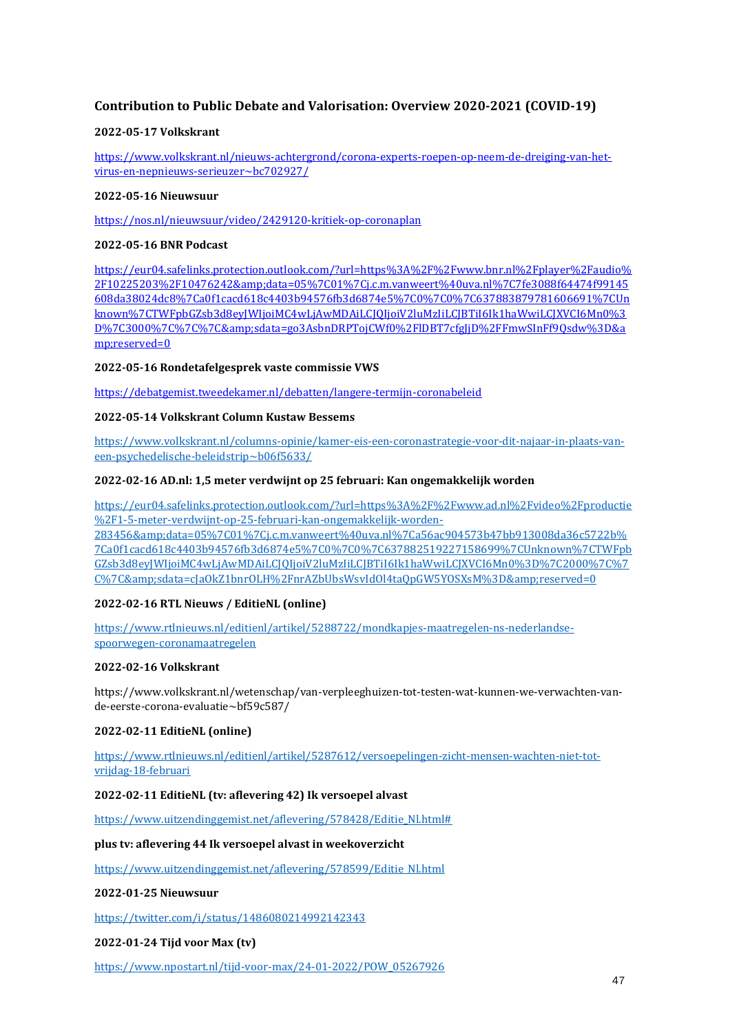### Contribution to Public Debate and Valorisation: Overview 2020-2021 (COVID-19)

**2022-05-17 Volkskrant**

https://www.volkskrant.nl/nieuws-achtergrond/corona-experts-roepen-op-neem-de-dreiging-van-het-virus-en-nepnieuws-serieuzer~bc702927/

**2022-05-16 Nieuwsuur**

https://nos.nl/nieuwsuur/video/2429120-kritiek-op-coronaplan

**2022-05-16 BNR Podcast**

https://eur04.safelinks.protection.outlook.com/?url=https%3A%2F%2Fwww.bnr.nl%2Fplayer%2Faudio%2F10225203%2F10476242&amp;data=05%7C01%7Cj.c.m.vanweert%40uva.nl%7C7fe3088f64474f99145608da38024dc8%7Ca0f1cacd618c4403b94576fb3d6874e5%7C0%7C0%7C637883879781606691%7CUnknown%7CTWFpbGZsb3d8eyJWIjoiMC4wLjAwMDAiLCJQIjoiV2luMzIiLCJBTiI6Ik1haWwiLCJXVCI6Mn0%3D%7C3000%7C%7C%7C&amp;sdata=go3AsbnDRPTojCWf0%2FlDBT7cfgJjD%2FFmwSInFf9Qsdw%3D&amp;reserved=0

**2022-05-16 Rondetafelgesprek vaste commissie VWS**

https://debatgemist.tweedekamer.nl/debatten/langere-termijn-coronabeleid

**2022-05-14 Volkskrant Column Kustaw Bessems**

https://www.volkskrant.nl/columns-opinie/kamer-eis-een-coronastrategie-voor-dit-najaar-in-plaats-van-een-psychedelische-beleidstrip~b06f5633/

**2022-02-16 AD.nl: 1,5 meter verdwijnt op 25 februari: Kan ongemakkelijk worden**

https://eur04.safelinks.protection.outlook.com/?url=https%3A%2F%2Fwww.ad.nl%2Fvideo%2Fproductie%2F1-5-meter-verdwijnt-op-25-februari-kan-ongemakkelijk-worden-283456&amp;data=05%7C01%7Cj.c.m.vanweert%40uva.nl%7Ca56ac904573b47bb913008da36c5722b%7Ca0f1cacd618c4403b94576fb3d6874e5%7C0%7C0%7C637882519227158699%7CUnknown%7CTWFpbGZsb3d8eyJWIjoiMC4wLjAwMDAiLCJQIjoiV2luMzIiLCJBTiI6Ik1haWwiLCJXVCI6Mn0%3D%7C2000%7C%7C%7C&amp;sdata=cJaOkZ1bnrOLH%2FnrAZbUbsWsvIdOl4taQpGW5YOSXsM%3D&amp;reserved=0

**2022-02-16 RTL Nieuws / EditieNL (online)**

https://www.rtlnieuws.nl/editienl/artikel/5288722/mondkapjes-maatregelen-ns-nederlandse-spoorwegen-coronamaatregelen

**2022-02-16 Volkskrant**

https://www.volkskrant.nl/wetenschap/van-verpleeghuizen-tot-testen-wat-kunnen-we-verwachten-van-de-eerste-corona-evaluatie~bf59c587/

**2022-02-11 EditieNL (online)**

https://www.rtlnieuws.nl/editienl/artikel/5287612/versoepelingen-zicht-mensen-wachten-niet-tot-vrijdag-18-februari

**2022-02-11 EditieNL (tv: aflevering 42) Ik versoepel alvast**

https://www.uitzendinggemist.net/aflevering/578428/Editie_Nl.html#

**plus tv: aflevering 44 Ik versoepel alvast in weekoverzicht**

https://www.uitzendinggemist.net/aflevering/578599/Editie_Nl.html

**2022-01-25 Nieuwsuur**

https://twitter.com/i/status/1486080214992142343

**2022-01-24 Tijd voor Max (tv)**

https://www.npostart.nl/tijd-voor-max/24-01-2022/POW_05267926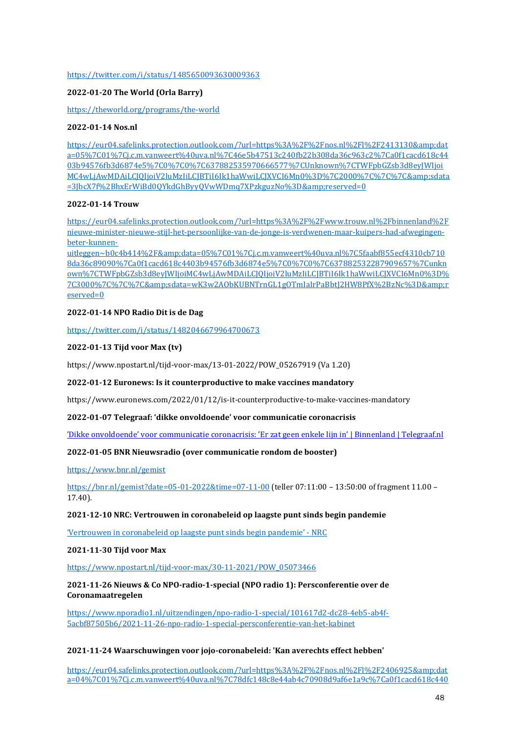https://twitter.com/i/status/1485650093630009363

**2022-01-20 The World (Orla Barry)**

https://theworld.org/programs/the-world

**2022-01-14 Nos.nl**

https://eur04.safelinks.protection.outlook.com/?url=https%3A%2F%2Fnos.nl%2Fl%2F2413130&amp;data=05%7C01%7Cj.c.m.vanweert%40uva.nl%7C46e5b47513c240fb22b308da36c963c2%7Ca0f1cacd618c4403b94576fb3d6874e5%7C0%7C0%7C637882535970666577%7CUnknown%7CTWFpbGZsb3d8eyJWIjoiMC4wLjAwMDAiLCJQIjoiV2luMzIiLCJBTiI6Ik1haWwiLCJXVCI6Mn0%3D%7C2000%7C%7C%7C&amp;sdata=3JbcX7f%2BhxErWiBd0QYkdGhByyQVwWDmq7XPzkguzNo%3D&amp;reserved=0

**2022-01-14 Trouw**

https://eur04.safelinks.protection.outlook.com/?url=https%3A%2F%2Fwww.trouw.nl%2Fbinnenland%2Fnieuwe-minister-nieuwe-stijl-het-persoonlijke-van-de-jonge-is-verdwenen-maar-kuipers-had-afwegingen-beter-kunnen-uitleggen~b0c4b414%2F&amp;data=05%7C01%7Cj.c.m.vanweert%40uva.nl%7C5faabf855ecf4310cb7108da36c89090%7Ca0f1cacd618c4403b94576fb3d6874e5%7C0%7C0%7C637882532287909657%7CUnknown%7CTWFpbGZsb3d8eyJWIjoiMC4wLjAwMDAiLCJQIjoiV2luMzIiLCJBTiI6Ik1haWwiLCJXVCI6Mn0%3D%7C3000%7C%7C%7C&amp;sdata=wK3w2AObKUBNTrnGL1gOTmIaIrPaBbtJ2HW8PfX%2BzNc%3D&amp;reserved=0

**2022-01-14 NPO Radio Dit is de Dag**

https://twitter.com/i/status/1482046679964700673

**2022-01-13 Tijd voor Max (tv)**

https://www.npostart.nl/tijd-voor-max/13-01-2022/POW_05267919 (Va 1.20)

**2022-01-12 Euronews: Is it counterproductive to make vaccines mandatory**

https://www.euronews.com/2022/01/12/is-it-counterproductive-to-make-vaccines-mandatory

**2022-01-07 Telegraaf: 'dikke onvoldoende' voor communicatie coronacrisis**

'Dikke onvoldoende' voor communicatie coronacrisis: 'Er zat geen enkele lijn in' | Binnenland | Telegraaf.nl

**2022-01-05 BNR Nieuwsradio (over communicatie rondom de booster)**

https://www.bnr.nl/gemist

https://bnr.nl/gemist?date=05-01-2022&time=07-11-00 (teller 07:11:00 – 13:50:00 of fragment 11.00 – 17.40).

**2021-12-10 NRC: Vertrouwen in coronabeleid op laagste punt sinds begin pandemie**

'Vertrouwen in coronabeleid op laagste punt sinds begin pandemie' - NRC

**2021-11-30 Tijd voor Max**

https://www.npostart.nl/tijd-voor-max/30-11-2021/POW_05073466

**2021-11-26 Nieuws & Co NPO-radio-1-special (NPO radio 1): Persconferentie over de Coronamaatregelen**

https://www.nporadio1.nl/uitzendingen/npo-radio-1-special/101617d2-dc28-4eb5-ab4f-5acbf87505b6/2021-11-26-npo-radio-1-special-persconferentie-van-het-kabinet

**2021-11-24 Waarschuwingen voor jojo-coronabeleid: 'Kan averechts effect hebben'**

https://eur04.safelinks.protection.outlook.com/?url=https%3A%2F%2Fnos.nl%2Fl%2F2406925&amp;data=04%7C01%7Cj.c.m.vanweert%40uva.nl%7C78dfc148c8e44ab4c70908d9af6e1a9c%7Ca0f1cacd618c440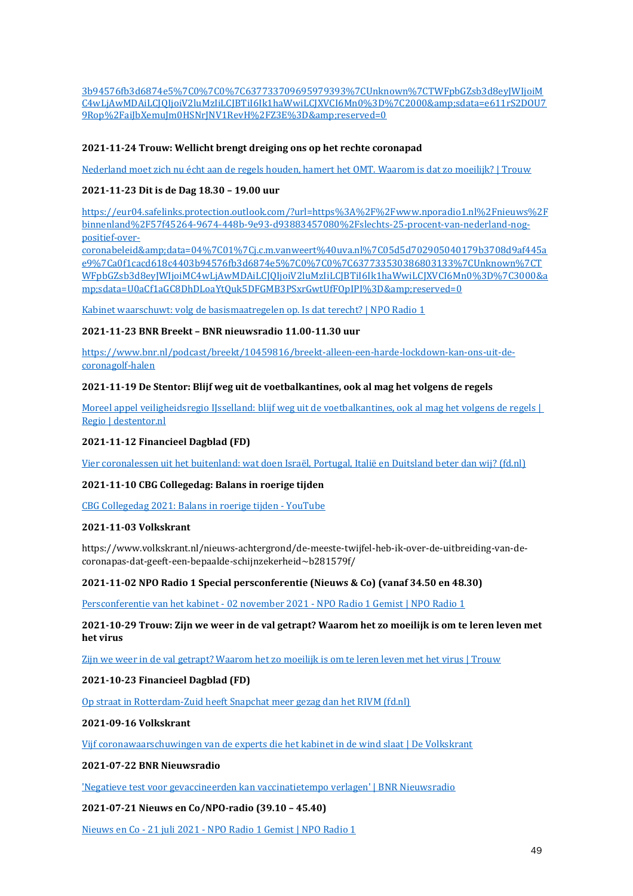3b94576fb3d6874e5%7C0%7C0%7C637733709695979393%7CUnknown%7CTWFpbGZsb3d8eyJWIjoiMC4wLjAwMDAiLCJQIjoiV2luMzIiLCJBTiI6Ik1haWwiLCJXVCI6Mn0%3D%7C2000&amp;sdata=e611rS2DOU79Rop%2FaiJbXemuJm0HSNrJNV1RevH%2FZ3E%3D&amp;reserved=0

**2021-11-24 Trouw: Wellicht brengt dreiging ons op het rechte coronapad**

Nederland moet zich nu écht aan de regels houden, hamert het OMT. Waarom is dat zo moeilijk? | Trouw

**2021-11-23 Dit is de Dag 18.30 – 19.00 uur**

https://eur04.safelinks.protection.outlook.com/?url=https%3A%2F%2Fwww.nporadio1.nl%2Fnieuws%2Fbinnenland%2F57f45264-9674-448b-9e93-d93883457080%2Fslechts-25-procent-van-nederland-nog-positief-over-coronabeleid&amp;data=04%7C01%7Cj.c.m.vanweert%40uva.nl%7C05d5d702905040179b3708d9af445ae9%7Ca0f1cacd618c4403b94576fb3d6874e5%7C0%7C0%7C637733530386803133%7CUnknown%7CTWFpbGZsb3d8eyJWIjoiMC4wLjAwMDAiLCJQIjoiV2luMzIiLCJBTiI6Ik1haWwiLCJXVCI6Mn0%3D%7C3000&amp;sdata=U0aCf1aGC8DhDLoaYtQuk5DFGMB3PSxrGwtUfFOpIPI%3D&amp;reserved=0

Kabinet waarschuwt: volg de basismaatregelen op. Is dat terecht? | NPO Radio 1

**2021-11-23 BNR Breekt – BNR nieuwsradio 11.00-11.30 uur**

https://www.bnr.nl/podcast/breekt/10459816/breekt-alleen-een-harde-lockdown-kan-ons-uit-de-coronagolf-halen

**2021-11-19 De Stentor: Blijf weg uit de voetbalkantines, ook al mag het volgens de regels**

Moreel appel veiligheidsregio IJsselland: blijf weg uit de voetbalkantines, ook al mag het volgens de regels | Regio | destentor.nl

**2021-11-12 Financieel Dagblad (FD)**

Vier coronalessen uit het buitenland: wat doen Israël, Portugal, Italië en Duitsland beter dan wij? (fd.nl)

**2021-11-10 CBG Collegedag: Balans in roerige tijden**

CBG Collegedag 2021: Balans in roerige tijden - YouTube

**2021-11-03 Volkskrant**

https://www.volkskrant.nl/nieuws-achtergrond/de-meeste-twijfel-heb-ik-over-de-uitbreiding-van-de-coronapas-dat-geeft-een-bepaalde-schijnzekerheid~b281579f/

**2021-11-02 NPO Radio 1 Special persconferentie (Nieuws & Co) (vanaf 34.50 en 48.30)**

Persconferentie van het kabinet - 02 november 2021 - NPO Radio 1 Gemist | NPO Radio 1

**2021-10-29 Trouw: Zijn we weer in de val getrapt? Waarom het zo moeilijk is om te leren leven met het virus**

Zijn we weer in de val getrapt? Waarom het zo moeilijk is om te leren leven met het virus | Trouw

**2021-10-23 Financieel Dagblad (FD)**

Op straat in Rotterdam-Zuid heeft Snapchat meer gezag dan het RIVM (fd.nl)

**2021-09-16 Volkskrant**

Vijf coronawaarschuwingen van de experts die het kabinet in de wind slaat | De Volkskrant

**2021-07-22 BNR Nieuwsradio**

'Negatieve test voor gevaccineerden kan vaccinatietempo verlagen' | BNR Nieuwsradio

**2021-07-21 Nieuws en Co/NPO-radio (39.10 – 45.40)**

Nieuws en Co - 21 juli 2021 - NPO Radio 1 Gemist | NPO Radio 1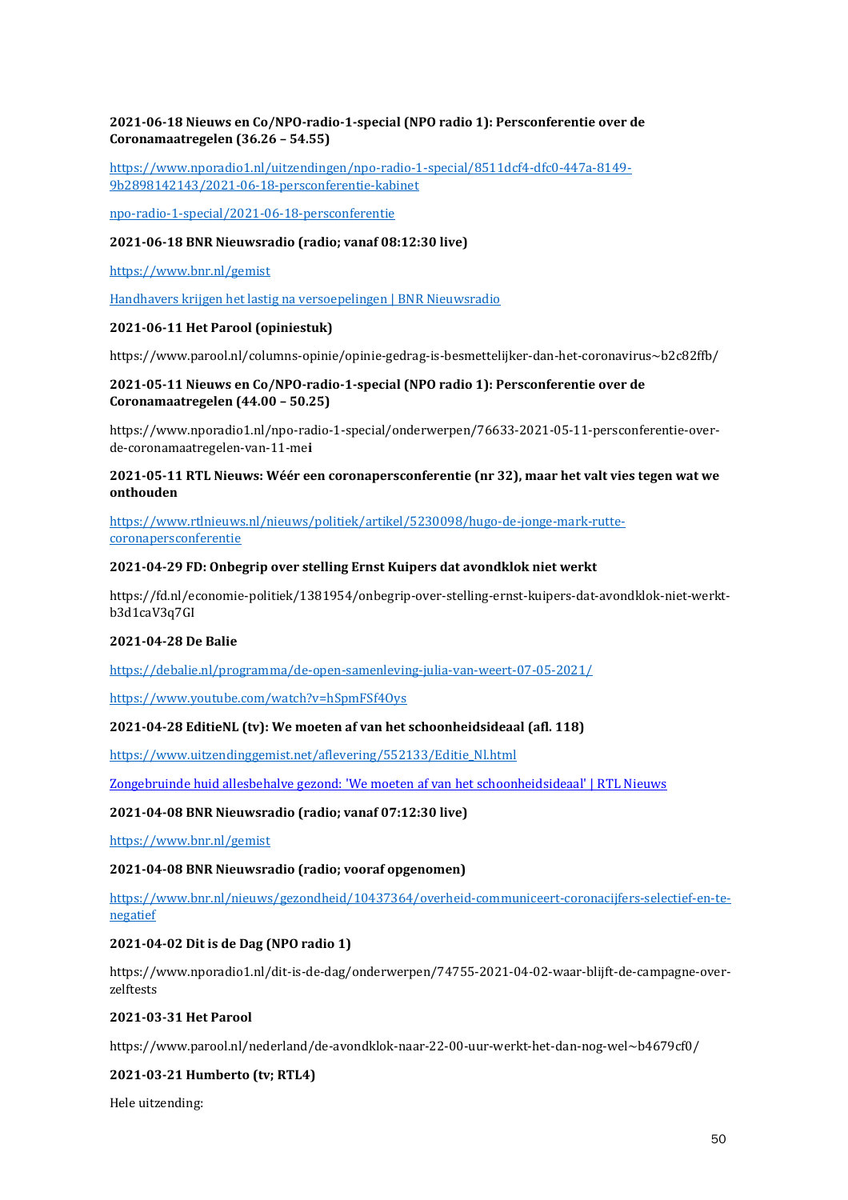**2021-06-18 Nieuws en Co/NPO-radio-1-special (NPO radio 1): Persconferentie over de Coronamaatregelen (36.26 – 54.55)**

https://www.nporadio1.nl/uitzendingen/npo-radio-1-special/8511dcf4-dfc0-447a-8149-9b2898142143/2021-06-18-persconferentie-kabinet

npo-radio-1-special/2021-06-18-persconferentie

**2021-06-18 BNR Nieuwsradio (radio; vanaf 08:12:30 live)**

https://www.bnr.nl/gemist

Handhavers krijgen het lastig na versoepelingen | BNR Nieuwsradio

**2021-06-11 Het Parool (opiniestuk)**

https://www.parool.nl/columns-opinie/opinie-gedrag-is-besmettelijker-dan-het-coronavirus~b2c82ffb/

**2021-05-11 Nieuws en Co/NPO-radio-1-special (NPO radio 1): Persconferentie over de Coronamaatregelen (44.00 – 50.25)**

https://www.nporadio1.nl/npo-radio-1-special/onderwerpen/76633-2021-05-11-persconferentie-over-de-coronamaatregelen-van-11-mei

**2021-05-11 RTL Nieuws: Wéér een coronapersconferentie (nr 32), maar het valt vies tegen wat we onthouden**

https://www.rtlnieuws.nl/nieuws/politiek/artikel/5230098/hugo-de-jonge-mark-rutte-coronapersconferentie

**2021-04-29 FD: Onbegrip over stelling Ernst Kuipers dat avondklok niet werkt**

https://fd.nl/economie-politiek/1381954/onbegrip-over-stelling-ernst-kuipers-dat-avondklok-niet-werkt-b3d1caV3q7GI

**2021-04-28 De Balie**

https://debalie.nl/programma/de-open-samenleving-julia-van-weert-07-05-2021/

https://www.youtube.com/watch?v=hSpmFSf4Oys

**2021-04-28 EditieNL (tv): We moeten af van het schoonheidsideaal (afl. 118)**

https://www.uitzendinggemist.net/aflevering/552133/Editie_Nl.html

Zongebruinde huid allesbehalve gezond: 'We moeten af van het schoonheidsideaal' | RTL Nieuws

**2021-04-08 BNR Nieuwsradio (radio; vanaf 07:12:30 live)**

https://www.bnr.nl/gemist

**2021-04-08 BNR Nieuwsradio (radio; vooraf opgenomen)**

https://www.bnr.nl/nieuws/gezondheid/10437364/overheid-communiceert-coronacijfers-selectief-en-te-negatief

**2021-04-02 Dit is de Dag (NPO radio 1)**

https://www.nporadio1.nl/dit-is-de-dag/onderwerpen/74755-2021-04-02-waar-blijft-de-campagne-over-zelftests

**2021-03-31 Het Parool**

https://www.parool.nl/nederland/de-avondklok-naar-22-00-uur-werkt-het-dan-nog-wel~b4679cf0/

**2021-03-21 Humberto (tv; RTL4)**

Hele uitzending: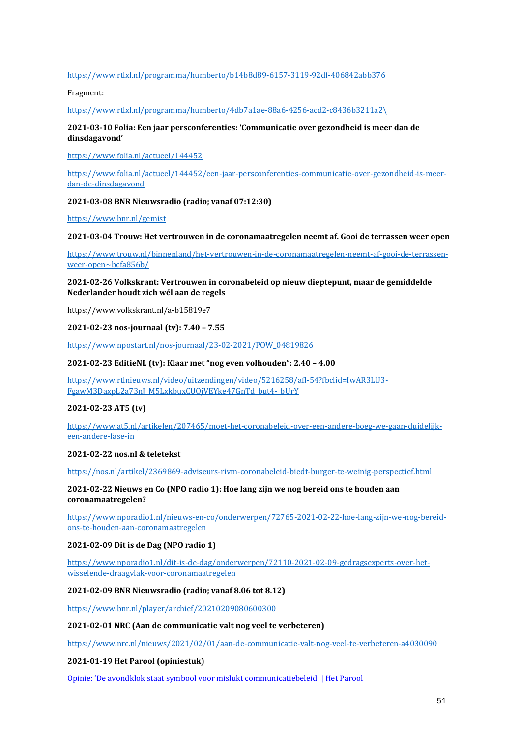https://www.rtlxl.nl/programma/humberto/b14b8d89-6157-3119-92df-406842abb376

Fragment:

https://www.rtlxl.nl/programma/humberto/4db7a1ae-88a6-4256-acd2-c8436b3211a2\

**2021-03-10 Folia: Een jaar persconferenties: 'Communicatie over gezondheid is meer dan de dinsdagavond'**

https://www.folia.nl/actueel/144452

https://www.folia.nl/actueel/144452/een-jaar-persconferenties-communicatie-over-gezondheid-is-meer-dan-de-dinsdagavond

**2021-03-08 BNR Nieuwsradio (radio; vanaf 07:12:30)**

https://www.bnr.nl/gemist

**2021-03-04 Trouw: Het vertrouwen in de coronamaatregelen neemt af. Gooi de terrassen weer open**

https://www.trouw.nl/binnenland/het-vertrouwen-in-de-coronamaatregelen-neemt-af-gooi-de-terrassen-weer-open~bcfa856b/

**2021-02-26 Volkskrant: Vertrouwen in coronabeleid op nieuw dieptepunt, maar de gemiddelde Nederlander houdt zich wél aan de regels**

https://www.volkskrant.nl/a-b15819e7

**2021-02-23 nos-journaal (tv): 7.40 – 7.55**

https://www.npostart.nl/nos-journaal/23-02-2021/POW_04819826

**2021-02-23 EditieNL (tv): Klaar met "nog even volhouden": 2.40 – 4.00**

https://www.rtlnieuws.nl/video/uitzendingen/video/5216258/afl-54?fbclid=IwAR3LU3-FgawM3DaxpL2a73nJ_M5LxkbuxCUOjVEYke47GnTd_but4-_bUrY

**2021-02-23 AT5 (tv)**

https://www.at5.nl/artikelen/207465/moet-het-coronabeleid-over-een-andere-boeg-we-gaan-duidelijk-een-andere-fase-in

**2021-02-22 nos.nl & teletekst**

https://nos.nl/artikel/2369869-adviseurs-rivm-coronabeleid-biedt-burger-te-weinig-perspectief.html

**2021-02-22 Nieuws en Co (NPO radio 1): Hoe lang zijn we nog bereid ons te houden aan coronamaatregelen?**

https://www.nporadio1.nl/nieuws-en-co/onderwerpen/72765-2021-02-22-hoe-lang-zijn-we-nog-bereid-ons-te-houden-aan-coronamaatregelen

**2021-02-09 Dit is de Dag (NPO radio 1)**

https://www.nporadio1.nl/dit-is-de-dag/onderwerpen/72110-2021-02-09-gedragsexperts-over-het-wisselende-draagvlak-voor-coronamaatregelen

**2021-02-09 BNR Nieuwsradio (radio; vanaf 8.06 tot 8.12)**

https://www.bnr.nl/player/archief/20210209080600300

**2021-02-01 NRC (Aan de communicatie valt nog veel te verbeteren)**

https://www.nrc.nl/nieuws/2021/02/01/aan-de-communicatie-valt-nog-veel-te-verbeteren-a4030090

**2021-01-19 Het Parool (opiniestuk)**

Opinie: 'De avondklok staat symbool voor mislukt communicatiebeleid' | Het Parool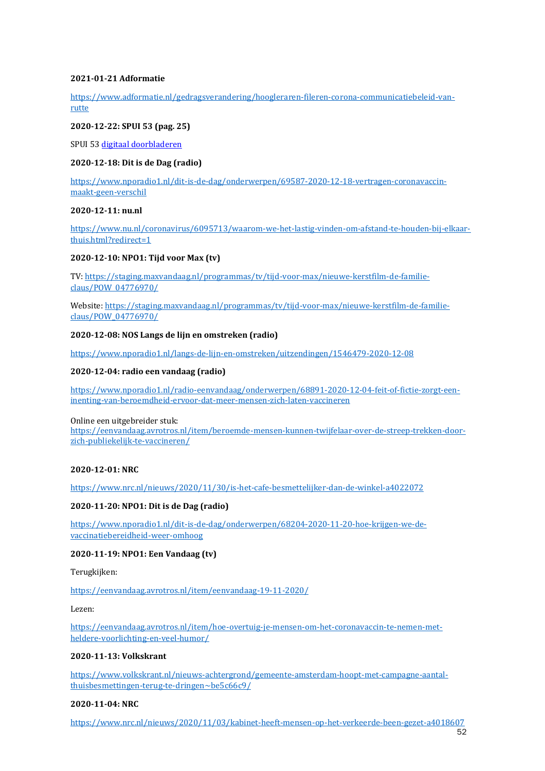**2021-01-21 Adformatie**

https://www.adformatie.nl/gedragsverandering/hoogleraren-fileren-corona-communicatiebeleid-van-rutte

**2020-12-22: SPUI 53 (pag. 25)**

SPUI 53 digitaal doorbladeren

**2020-12-18: Dit is de Dag (radio)**

https://www.nporadio1.nl/dit-is-de-dag/onderwerpen/69587-2020-12-18-vertragen-coronavaccin-maakt-geen-verschil

**2020-12-11: nu.nl**

https://www.nu.nl/coronavirus/6095713/waarom-we-het-lastig-vinden-om-afstand-te-houden-bij-elkaar-thuis.html?redirect=1

**2020-12-10: NPO1: Tijd voor Max (tv)**

TV: https://staging.maxvandaag.nl/programmas/tv/tijd-voor-max/nieuwe-kerstfilm-de-familie-claus/POW_04776970/

Website: https://staging.maxvandaag.nl/programmas/tv/tijd-voor-max/nieuwe-kerstfilm-de-familie-claus/POW_04776970/

**2020-12-08: NOS Langs de lijn en omstreken (radio)**

https://www.nporadio1.nl/langs-de-lijn-en-omstreken/uitzendingen/1546479-2020-12-08

**2020-12-04: radio een vandaag (radio)**

https://www.nporadio1.nl/radio-eenvandaag/onderwerpen/68891-2020-12-04-feit-of-fictie-zorgt-een-inenting-van-beroemdheid-ervoor-dat-meer-mensen-zich-laten-vaccineren

Online een uitgebreider stuk:
https://eenvandaag.avrotros.nl/item/beroemde-mensen-kunnen-twijfelaar-over-de-streep-trekken-door-zich-publiekelijk-te-vaccineren/

**2020-12-01: NRC**

https://www.nrc.nl/nieuws/2020/11/30/is-het-cafe-besmettelijker-dan-de-winkel-a4022072

**2020-11-20: NPO1: Dit is de Dag (radio)**

https://www.nporadio1.nl/dit-is-de-dag/onderwerpen/68204-2020-11-20-hoe-krijgen-we-de-vaccinatiebereidheid-weer-omhoog

**2020-11-19: NPO1: Een Vandaag (tv)**

Terugkijken:

https://eenvandaag.avrotros.nl/item/eenvandaag-19-11-2020/

Lezen:

https://eenvandaag.avrotros.nl/item/hoe-overtuig-je-mensen-om-het-coronavaccin-te-nemen-met-heldere-voorlichting-en-veel-humor/

**2020-11-13: Volkskrant**

https://www.volkskrant.nl/nieuws-achtergrond/gemeente-amsterdam-hoopt-met-campagne-aantal-thuisbesmettingen-terug-te-dringen~be5c66c9/

**2020-11-04: NRC**

https://www.nrc.nl/nieuws/2020/11/03/kabinet-heeft-mensen-op-het-verkeerde-been-gezet-a4018607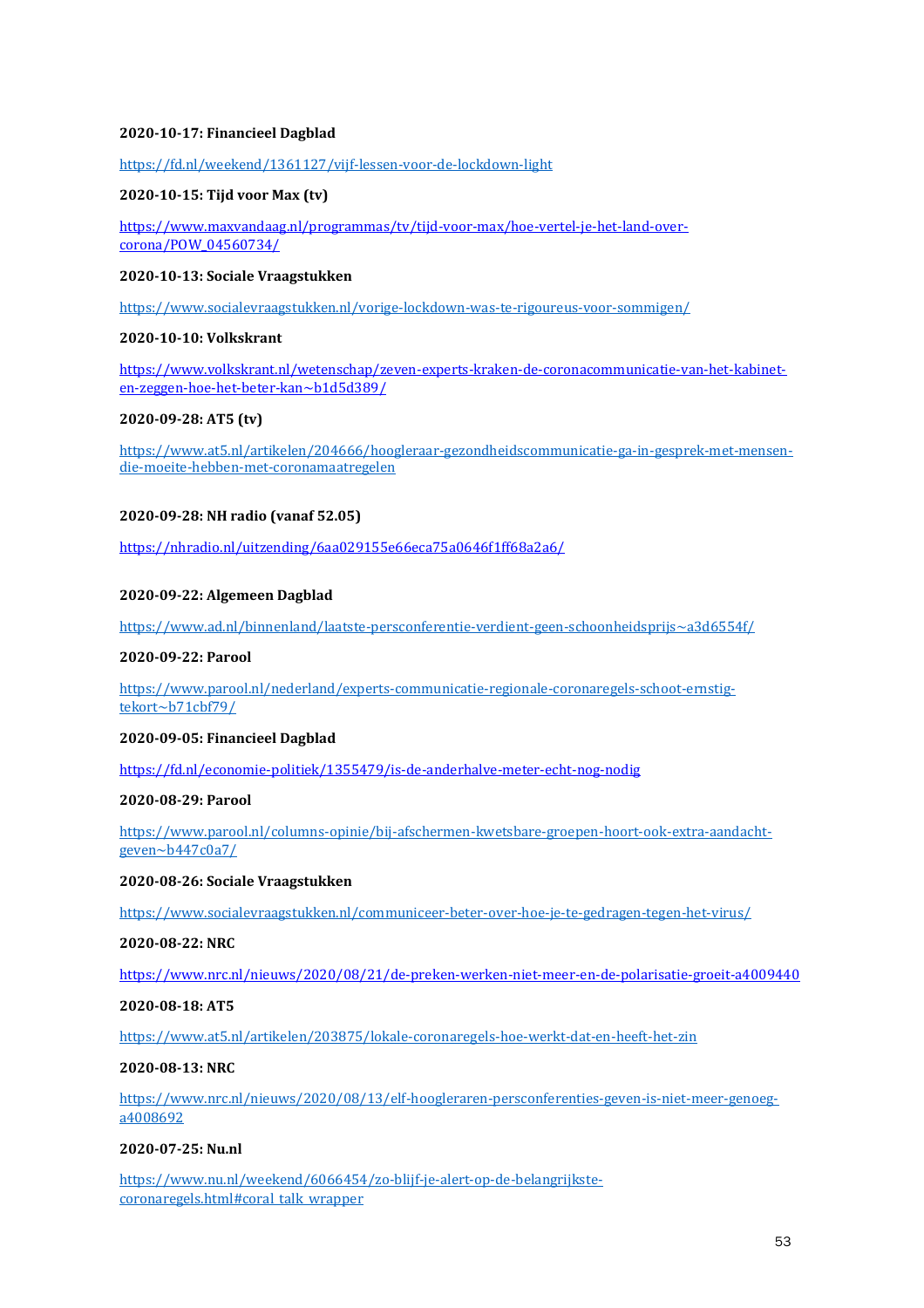**2020-10-17: Financieel Dagblad**

https://fd.nl/weekend/1361127/vijf-lessen-voor-de-lockdown-light

**2020-10-15: Tijd voor Max (tv)**

https://www.maxvandaag.nl/programmas/tv/tijd-voor-max/hoe-vertel-je-het-land-over-corona/POW_04560734/

**2020-10-13: Sociale Vraagstukken**

https://www.socialevraagstukken.nl/vorige-lockdown-was-te-rigoureus-voor-sommigen/

**2020-10-10: Volkskrant**

https://www.volkskrant.nl/wetenschap/zeven-experts-kraken-de-coronacommunicatie-van-het-kabinet-en-zeggen-hoe-het-beter-kan~b1d5d389/

**2020-09-28: AT5 (tv)**

https://www.at5.nl/artikelen/204666/hoogleraar-gezondheidscommunicatie-ga-in-gesprek-met-mensen-die-moeite-hebben-met-coronamaatregelen

**2020-09-28: NH radio (vanaf 52.05)**

https://nhradio.nl/uitzending/6aa029155e66eca75a0646f1ff68a2a6/

**2020-09-22: Algemeen Dagblad**

https://www.ad.nl/binnenland/laatste-persconferentie-verdient-geen-schoonheidsprijs~a3d6554f/

**2020-09-22: Parool**

https://www.parool.nl/nederland/experts-communicatie-regionale-coronaregels-schoot-ernstig-tekort~b71cbf79/

**2020-09-05: Financieel Dagblad**

https://fd.nl/economie-politiek/1355479/is-de-anderhalve-meter-echt-nog-nodig

**2020-08-29: Parool**

https://www.parool.nl/columns-opinie/bij-afschermen-kwetsbare-groepen-hoort-ook-extra-aandacht-geven~b447c0a7/

**2020-08-26: Sociale Vraagstukken**

https://www.socialevraagstukken.nl/communiceer-beter-over-hoe-je-te-gedragen-tegen-het-virus/

**2020-08-22: NRC**

https://www.nrc.nl/nieuws/2020/08/21/de-preken-werken-niet-meer-en-de-polarisatie-groeit-a4009440

**2020-08-18: AT5**

https://www.at5.nl/artikelen/203875/lokale-coronaregels-hoe-werkt-dat-en-heeft-het-zin

**2020-08-13: NRC**

https://www.nrc.nl/nieuws/2020/08/13/elf-hoogleraren-persconferenties-geven-is-niet-meer-genoeg-a4008692

**2020-07-25: Nu.nl**

https://www.nu.nl/weekend/6066454/zo-blijf-je-alert-op-de-belangrijkste-coronaregels.html#coral_talk_wrapper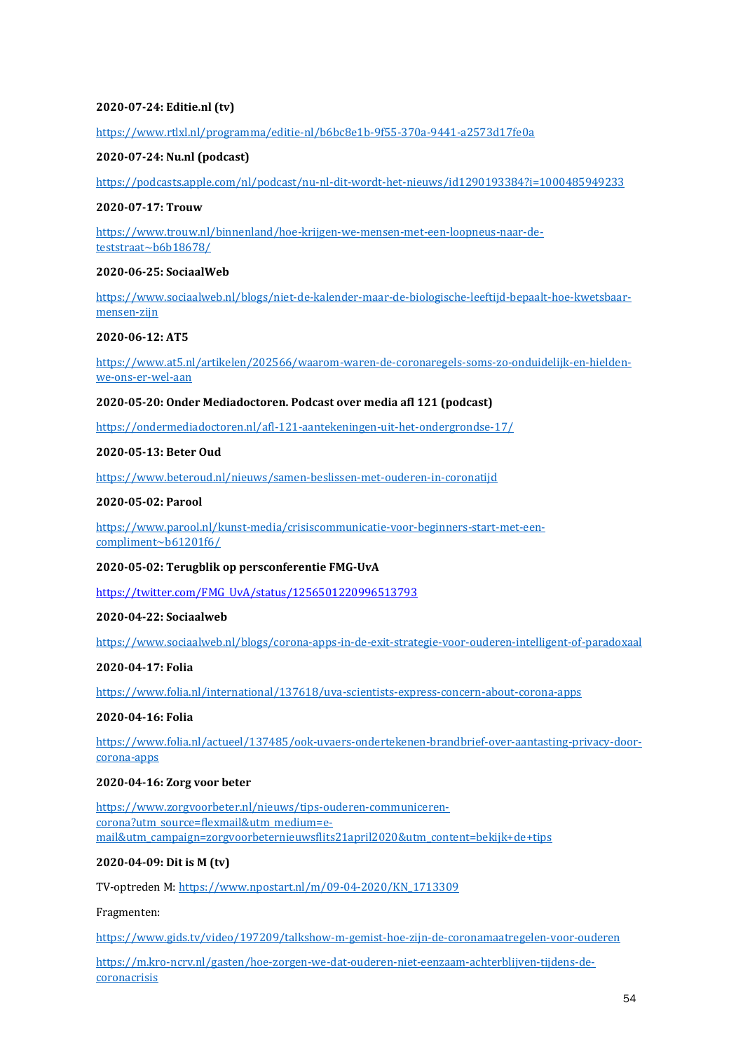**2020-07-24: Editie.nl (tv)**

https://www.rtlxl.nl/programma/editie-nl/b6bc8e1b-9f55-370a-9441-a2573d17fe0a

**2020-07-24: Nu.nl (podcast)**

https://podcasts.apple.com/nl/podcast/nu-nl-dit-wordt-het-nieuws/id1290193384?i=1000485949233

**2020-07-17: Trouw**

https://www.trouw.nl/binnenland/hoe-krijgen-we-mensen-met-een-loopneus-naar-de-teststraat~b6b18678/

**2020-06-25: SociaalWeb**

https://www.sociaalweb.nl/blogs/niet-de-kalender-maar-de-biologische-leeftijd-bepaalt-hoe-kwetsbaar-mensen-zijn

**2020-06-12: AT5**

https://www.at5.nl/artikelen/202566/waarom-waren-de-coronaregels-soms-zo-onduidelijk-en-hielden-we-ons-er-wel-aan

**2020-05-20: Onder Mediadoctoren. Podcast over media afl 121 (podcast)**

https://ondermediadoctoren.nl/afl-121-aantekeningen-uit-het-ondergrondse-17/

**2020-05-13: Beter Oud**

https://www.beteroud.nl/nieuws/samen-beslissen-met-ouderen-in-coronatijd

**2020-05-02: Parool**

https://www.parool.nl/kunst-media/crisiscommunicatie-voor-beginners-start-met-een-compliment~b61201f6/

**2020-05-02: Terugblik op persconferentie FMG-UvA**

https://twitter.com/FMG_UvA/status/1256501220996513793

**2020-04-22: Sociaalweb**

https://www.sociaalweb.nl/blogs/corona-apps-in-de-exit-strategie-voor-ouderen-intelligent-of-paradoxaal

**2020-04-17: Folia**

https://www.folia.nl/international/137618/uva-scientists-express-concern-about-corona-apps

**2020-04-16: Folia**

https://www.folia.nl/actueel/137485/ook-uvaers-ondertekenen-brandbrief-over-aantasting-privacy-door-corona-apps

**2020-04-16: Zorg voor beter**

https://www.zorgvoorbeter.nl/nieuws/tips-ouderen-communiceren-corona?utm_source=flexmail&utm_medium=e-mail&utm_campaign=zorgvoorbeternieuwsflits21april2020&utm_content=bekijk+de+tips

**2020-04-09: Dit is M (tv)**

TV-optreden M: https://www.npostart.nl/m/09-04-2020/KN_1713309

Fragmenten:

https://www.gids.tv/video/197209/talkshow-m-gemist-hoe-zijn-de-coronamaatregelen-voor-ouderen

https://m.kro-ncrv.nl/gasten/hoe-zorgen-we-dat-ouderen-niet-eenzaam-achterblijven-tijdens-de-coronacrisis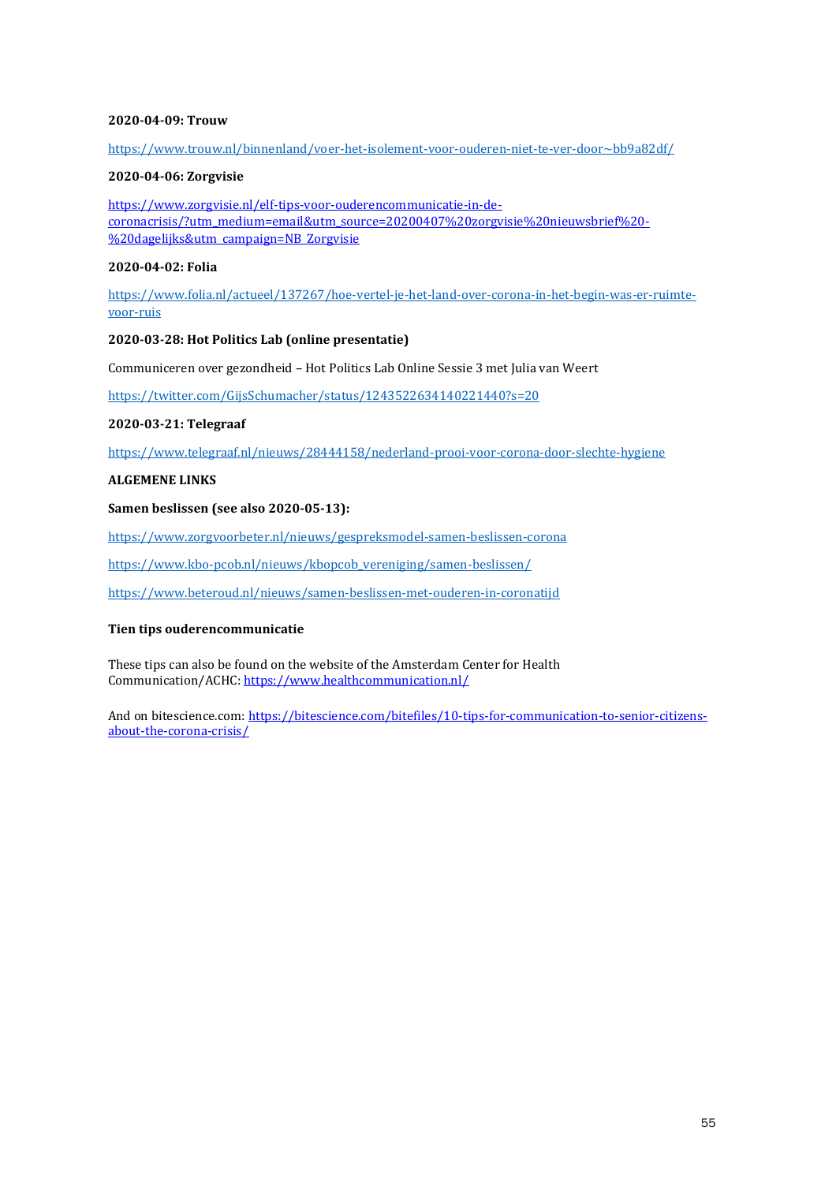**2020-04-09: Trouw**

https://www.trouw.nl/binnenland/voer-het-isolement-voor-ouderen-niet-te-ver-door~bb9a82df/

**2020-04-06: Zorgvisie**

https://www.zorgvisie.nl/elf-tips-voor-ouderencommunicatie-in-de-coronacrisis/?utm_medium=email&utm_source=20200407%20zorgvisie%20nieuwsbrief%20-%20dagelijks&utm_campaign=NB_Zorgvisie

**2020-04-02: Folia**

https://www.folia.nl/actueel/137267/hoe-vertel-je-het-land-over-corona-in-het-begin-was-er-ruimte-voor-ruis

**2020-03-28: Hot Politics Lab (online presentatie)**

Communiceren over gezondheid – Hot Politics Lab Online Sessie 3 met Julia van Weert

https://twitter.com/GijsSchumacher/status/1243522634140221440?s=20

**2020-03-21: Telegraaf**

https://www.telegraaf.nl/nieuws/28444158/nederland-prooi-voor-corona-door-slechte-hygiene

**ALGEMENE LINKS**

**Samen beslissen (see also 2020-05-13):**

https://www.zorgvoorbeter.nl/nieuws/gespreksmodel-samen-beslissen-corona

https://www.kbo-pcob.nl/nieuws/kbopcob_vereniging/samen-beslissen/

https://www.beteroud.nl/nieuws/samen-beslissen-met-ouderen-in-coronatijd

**Tien tips ouderencommunicatie**

These tips can also be found on the website of the Amsterdam Center for Health Communication/ACHC: https://www.healthcommunication.nl/

And on bitescience.com: https://bitescience.com/bitefiles/10-tips-for-communication-to-senior-citizens-about-the-corona-crisis/